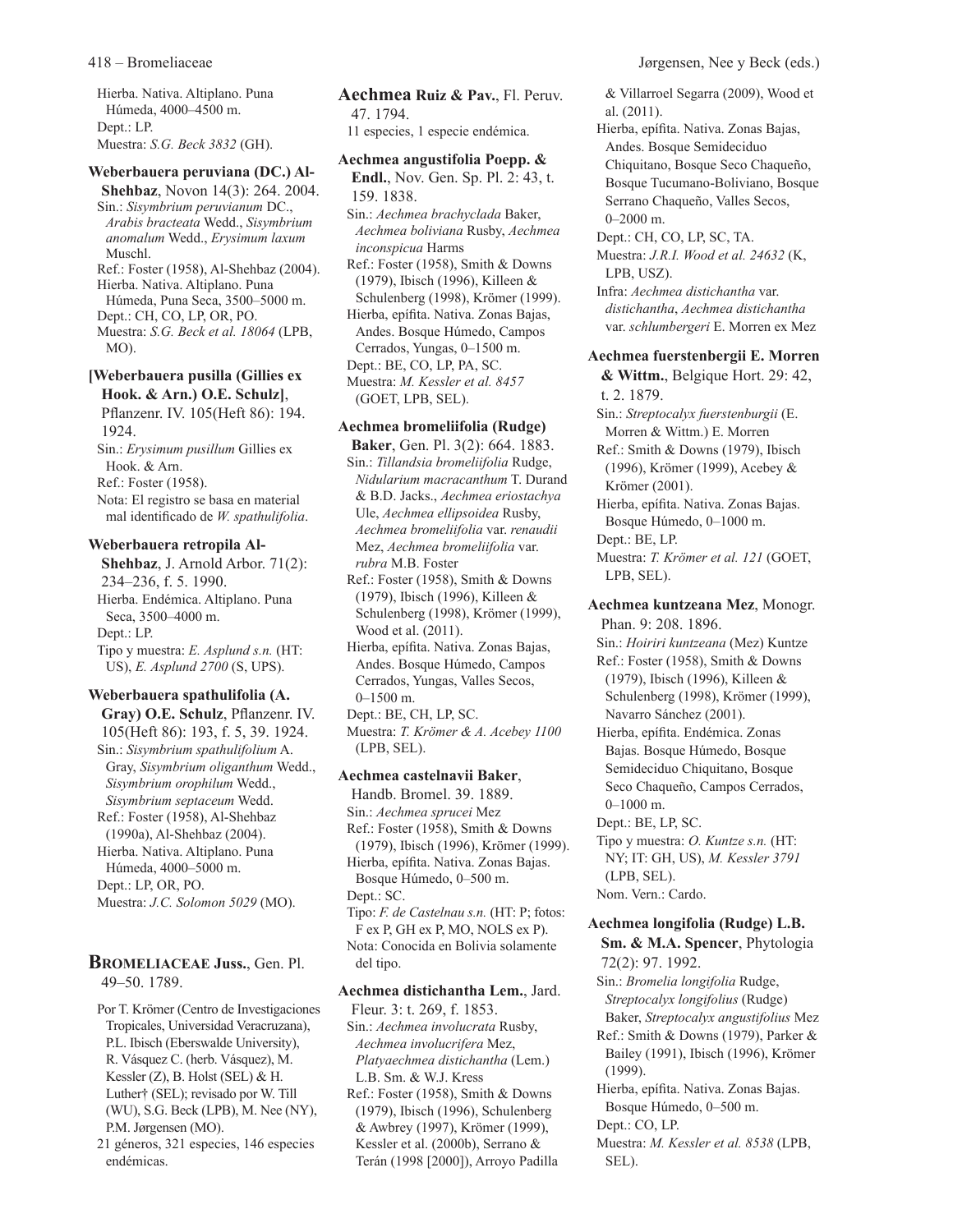Hierba. Nativa. Altiplano. Puna Húmeda, 4000–4500 m.
Dept.: LP.
Muestra: *S.G. Beck 3832* (GH).

**Weberbauera peruviana (DC.) Al-Shehbaz**, Novon 14(3): 264. 2004.
Sin.: *Sisymbrium peruvianum* DC., *Arabis bracteata* Wedd., *Sisymbrium anomalum* Wedd., *Erysimum laxum* Muschl.
Ref.: Foster (1958), Al-Shehbaz (2004).
Hierba. Nativa. Altiplano. Puna Húmeda, Puna Seca, 3500–5000 m.
Dept.: CH, CO, LP, OR, PO.
Muestra: *S.G. Beck et al. 18064* (LPB, MO).

**[Weberbauera pusilla (Gillies ex Hook. & Arn.) O.E. Schulz]**, Pflanzenr. IV. 105(Heft 86): 194. 1924.
Sin.: *Erysimum pusillum* Gillies ex Hook. & Arn.
Ref.: Foster (1958).
Nota: El registro se basa en material mal identificado de *W. spathulifolia*.

**Weberbauera retropila Al-Shehbaz**, J. Arnold Arbor. 71(2): 234–236, f. 5. 1990.
Hierba. Endémica. Altiplano. Puna Seca, 3500–4000 m.
Dept.: LP.
Tipo y muestra: *E. Asplund s.n.* (HT: US), *E. Asplund 2700* (S, UPS).

**Weberbauera spathulifolia (A. Gray) O.E. Schulz**, Pflanzenr. IV. 105(Heft 86): 193, f. 5, 39. 1924.
Sin.: *Sisymbrium spathulifolium* A. Gray, *Sisymbrium oliganthum* Wedd., *Sisymbrium orophilum* Wedd., *Sisymbrium septaceum* Wedd.
Ref.: Foster (1958), Al-Shehbaz (1990a), Al-Shehbaz (2004).
Hierba. Nativa. Altiplano. Puna Húmeda, 4000–5000 m.
Dept.: LP, OR, PO.
Muestra: *J.C. Solomon 5029* (MO).

## Bromeliaceae Juss., Gen. Pl. 49–50. 1789.

Por T. Krömer (Centro de Investigaciones Tropicales, Universidad Veracruzana), P.L. Ibisch (Eberswalde University), R. Vásquez C. (herb. Vásquez), M. Kessler (Z), B. Holst (SEL) & H. Luther† (SEL); revisado por W. Till (WU), S.G. Beck (LPB), M. Nee (NY), P.M. Jørgensen (MO).
21 géneros, 321 especies, 146 especies endémicas.

### Aechmea Ruiz & Pav., Fl. Peruv. 47. 1794.
11 especies, 1 especie endémica.

**Aechmea angustifolia Poepp. & Endl.**, Nov. Gen. Sp. Pl. 2: 43, t. 159. 1838.
Sin.: *Aechmea brachyclada* Baker, *Aechmea boliviana* Rusby, *Aechmea inconspicua* Harms
Ref.: Foster (1958), Smith & Downs (1979), Ibisch (1996), Killeen & Schulenberg (1998), Krömer (1999).
Hierba, epífita. Nativa. Zonas Bajas, Andes. Bosque Húmedo, Campos Cerrados, Yungas, 0–1500 m.
Dept.: BE, CO, LP, PA, SC.
Muestra: *M. Kessler et al. 8457* (GOET, LPB, SEL).

**Aechmea bromeliifolia (Rudge) Baker**, Gen. Pl. 3(2): 664. 1883.
Sin.: *Tillandsia bromeliifolia* Rudge, *Nidularium macracanthum* T. Durand & B.D. Jacks., *Aechmea eriostachya* Ule, *Aechmea ellipsoidea* Rusby, *Aechmea bromeliifolia* var. *renaudii* Mez, *Aechmea bromeliifolia* var. *rubra* M.B. Foster
Ref.: Foster (1958), Smith & Downs (1979), Ibisch (1996), Killeen & Schulenberg (1998), Krömer (1999), Wood et al. (2011).
Hierba, epífita. Nativa. Zonas Bajas, Andes. Bosque Húmedo, Campos Cerrados, Yungas, Valles Secos, 0–1500 m.
Dept.: BE, CH, LP, SC.
Muestra: *T. Krömer & A. Acebey 1100* (LPB, SEL).

**Aechmea castelnavii Baker**, Handb. Bromel. 39. 1889.
Sin.: *Aechmea sprucei* Mez
Ref.: Foster (1958), Smith & Downs (1979), Ibisch (1996), Krömer (1999).
Hierba, epífita. Nativa. Zonas Bajas. Bosque Húmedo, 0–500 m.
Dept.: SC.
Tipo: *F. de Castelnau s.n.* (HT: P; fotos: F ex P, GH ex P, MO, NOLS ex P).
Nota: Conocida en Bolivia solamente del tipo.

**Aechmea distichantha Lem.**, Jard. Fleur. 3: t. 269, f. 1853.
Sin.: *Aechmea involucrata* Rusby, *Aechmea involucrifera* Mez, *Platyaechmea distichantha* (Lem.) L.B. Sm. & W.J. Kress
Ref.: Foster (1958), Smith & Downs (1979), Ibisch (1996), Schulenberg & Awbrey (1997), Krömer (1999), Kessler et al. (2000b), Serrano & Terán (1998 [2000]), Arroyo Padilla & Villarroel Segarra (2009), Wood et al. (2011).
Hierba, epífita. Nativa. Zonas Bajas, Andes. Bosque Semideciduo Chiquitano, Bosque Seco Chaqueño, Bosque Tucumano-Boliviano, Bosque Serrano Chaqueño, Valles Secos, 0–2000 m.
Dept.: CH, CO, LP, SC, TA.
Muestra: *J.R.I. Wood et al. 24632* (K, LPB, USZ).
Infra: *Aechmea distichantha* var. *distichantha*, *Aechmea distichantha* var. *schlumbergeri* E. Morren ex Mez

**Aechmea fuerstenbergii E. Morren & Wittm.**, Belgique Hort. 29: 42, t. 2. 1879.
Sin.: *Streptocalyx fuerstenburgii* (E. Morren & Wittm.) E. Morren
Ref.: Smith & Downs (1979), Ibisch (1996), Krömer (1999), Acebey & Krömer (2001).
Hierba, epífita. Nativa. Zonas Bajas. Bosque Húmedo, 0–1000 m.
Dept.: BE, LP.
Muestra: *T. Krömer et al. 121* (GOET, LPB, SEL).

**Aechmea kuntzeana Mez**, Monogr. Phan. 9: 208. 1896.
Sin.: *Hoiriri kuntzeana* (Mez) Kuntze
Ref.: Foster (1958), Smith & Downs (1979), Ibisch (1996), Killeen & Schulenberg (1998), Krömer (1999), Navarro Sánchez (2001).
Hierba, epífita. Endémica. Zonas Bajas. Bosque Húmedo, Bosque Semideciduo Chiquitano, Bosque Seco Chaqueño, Campos Cerrados, 0–1000 m.
Dept.: BE, LP, SC.
Tipo y muestra: *O. Kuntze s.n.* (HT: NY; IT: GH, US), *M. Kessler 3791* (LPB, SEL).
Nom. Vern.: Cardo.

**Aechmea longifolia (Rudge) L.B. Sm. & M.A. Spencer**, Phytologia 72(2): 97. 1992.
Sin.: *Bromelia longifolia* Rudge, *Streptocalyx longifolius* (Rudge) Baker, *Streptocalyx angustifolius* Mez
Ref.: Smith & Downs (1979), Parker & Bailey (1991), Ibisch (1996), Krömer (1999).
Hierba, epífita. Nativa. Zonas Bajas. Bosque Húmedo, 0–500 m.
Dept.: CO, LP.
Muestra: *M. Kessler et al. 8538* (LPB, SEL).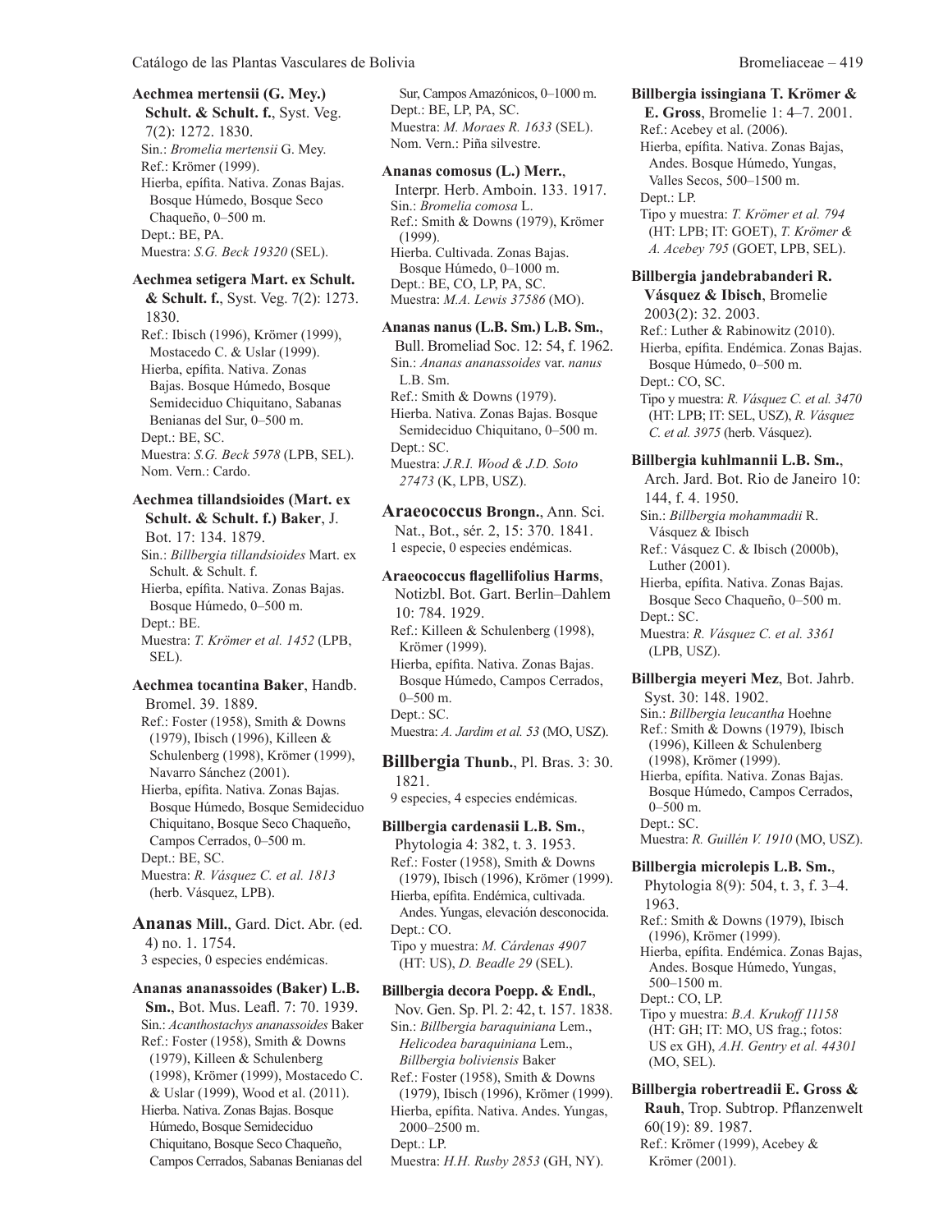**Aechmea mertensii (G. Mey.) Schult. & Schult. f.**, Syst. Veg. 7(2): 1272. 1830.
Sin.: *Bromelia mertensii* G. Mey.
Ref.: Krömer (1999).
Hierba, epífita. Nativa. Zonas Bajas. Bosque Húmedo, Bosque Seco Chaqueño, 0–500 m.
Dept.: BE, PA.
Muestra: *S.G. Beck 19320* (SEL).

**Aechmea setigera Mart. ex Schult. & Schult. f.**, Syst. Veg. 7(2): 1273. 1830.
Ref.: Ibisch (1996), Krömer (1999), Mostacedo C. & Uslar (1999).
Hierba, epífita. Nativa. Zonas Bajas. Bosque Húmedo, Bosque Semideciduo Chiquitano, Sabanas Benianas del Sur, 0–500 m.
Dept.: BE, SC.
Muestra: *S.G. Beck 5978* (LPB, SEL).
Nom. Vern.: Cardo.

**Aechmea tillandsioides (Mart. ex Schult. & Schult. f.) Baker**, J. Bot. 17: 134. 1879.
Sin.: *Billbergia tillandsioides* Mart. ex Schult. & Schult. f.
Hierba, epífita. Nativa. Zonas Bajas. Bosque Húmedo, 0–500 m.
Dept.: BE.
Muestra: *T. Krömer et al. 1452* (LPB, SEL).

**Aechmea tocantina Baker**, Handb. Bromel. 39. 1889.
Ref.: Foster (1958), Smith & Downs (1979), Ibisch (1996), Killeen & Schulenberg (1998), Krömer (1999), Navarro Sánchez (2001).
Hierba, epífita. Nativa. Zonas Bajas. Bosque Húmedo, Bosque Semideciduo Chiquitano, Bosque Seco Chaqueño, Campos Cerrados, 0–500 m.
Dept.: BE, SC.
Muestra: *R. Vásquez C. et al. 1813* (herb. Vásquez, LPB).

## Ananas Mill., Gard. Dict. Abr. (ed. 4) no. 1. 1754.
3 especies, 0 especies endémicas.

**Ananas ananassoides (Baker) L.B. Sm.**, Bot. Mus. Leafl. 7: 70. 1939.
Sin.: *Acanthostachys ananassoides* Baker
Ref.: Foster (1958), Smith & Downs (1979), Killeen & Schulenberg (1998), Krömer (1999), Mostacedo C. & Uslar (1999), Wood et al. (2011).
Hierba. Nativa. Zonas Bajas. Bosque Húmedo, Bosque Semideciduo Chiquitano, Bosque Seco Chaqueño, Campos Cerrados, Sabanas Benianas del Sur, Campos Amazónicos, 0–1000 m.
Dept.: BE, LP, PA, SC.
Muestra: *M. Moraes R. 1633* (SEL).
Nom. Vern.: Piña silvestre.

**Ananas comosus (L.) Merr.**, Interpr. Herb. Amboin. 133. 1917.
Sin.: *Bromelia comosa* L.
Ref.: Smith & Downs (1979), Krömer (1999).
Hierba. Cultivada. Zonas Bajas. Bosque Húmedo, 0–1000 m.
Dept.: BE, CO, LP, PA, SC.
Muestra: *M.A. Lewis 37586* (MO).

**Ananas nanus (L.B. Sm.) L.B. Sm.**, Bull. Bromeliad Soc. 12: 54, f. 1962.
Sin.: *Ananas ananassoides* var. *nanus* L.B. Sm.
Ref.: Smith & Downs (1979).
Hierba. Nativa. Zonas Bajas. Bosque Semideciduo Chiquitano, 0–500 m.
Dept.: SC.
Muestra: *J.R.I. Wood & J.D. Soto 27473* (K, LPB, USZ).

## Araeococcus Brongn., Ann. Sci. Nat., Bot., sér. 2, 15: 370. 1841.
1 especie, 0 especies endémicas.

**Araeococcus flagellifolius Harms**, Notizbl. Bot. Gart. Berlin–Dahlem 10: 784. 1929.
Ref.: Killeen & Schulenberg (1998), Krömer (1999).
Hierba, epífita. Nativa. Zonas Bajas. Bosque Húmedo, Campos Cerrados, 0–500 m.
Dept.: SC.
Muestra: *A. Jardim et al. 53* (MO, USZ).

## Billbergia Thunb., Pl. Bras. 3: 30. 1821.
9 especies, 4 especies endémicas.

**Billbergia cardenasii L.B. Sm.**, Phytologia 4: 382, t. 3. 1953.
Ref.: Foster (1958), Smith & Downs (1979), Ibisch (1996), Krömer (1999).
Hierba, epífita. Endémica, cultivada. Andes. Yungas, elevación desconocida.
Dept.: CO.
Tipo y muestra: *M. Cárdenas 4907* (HT: US), *D. Beadle 29* (SEL).

**Billbergia decora Poepp. & Endl.**, Nov. Gen. Sp. Pl. 2: 42, t. 157. 1838.
Sin.: *Billbergia baraquiniana* Lem., *Helicodea baraquiniana* Lem., *Billbergia boliviensis* Baker
Ref.: Foster (1958), Smith & Downs (1979), Ibisch (1996), Krömer (1999).
Hierba, epífita. Nativa. Andes. Yungas, 2000–2500 m.
Dept.: LP.
Muestra: *H.H. Rusby 2853* (GH, NY).

**Billbergia issingiana T. Krömer & E. Gross**, Bromelie 1: 4–7. 2001.
Ref.: Acebey et al. (2006).
Hierba, epífita. Nativa. Zonas Bajas, Andes. Bosque Húmedo, Yungas, Valles Secos, 500–1500 m.
Dept.: LP.
Tipo y muestra: *T. Krömer et al. 794* (HT: LPB; IT: GOET), *T. Krömer & A. Acebey 795* (GOET, LPB, SEL).

**Billbergia jandebrabanderi R. Vásquez & Ibisch**, Bromelie 2003(2): 32. 2003.
Ref.: Luther & Rabinowitz (2010).
Hierba, epífita. Endémica. Zonas Bajas. Bosque Húmedo, 0–500 m.
Dept.: CO, SC.
Tipo y muestra: *R. Vásquez C. et al. 3470* (HT: LPB; IT: SEL, USZ), *R. Vásquez C. et al. 3975* (herb. Vásquez).

**Billbergia kuhlmannii L.B. Sm.**, Arch. Jard. Bot. Rio de Janeiro 10: 144, f. 4. 1950.
Sin.: *Billbergia mohammadii* R. Vásquez & Ibisch
Ref.: Vásquez C. & Ibisch (2000b), Luther (2001).
Hierba, epífita. Nativa. Zonas Bajas. Bosque Seco Chaqueño, 0–500 m.
Dept.: SC.
Muestra: *R. Vásquez C. et al. 3361* (LPB, USZ).

**Billbergia meyeri Mez**, Bot. Jahrb. Syst. 30: 148. 1902.
Sin.: *Billbergia leucantha* Hoehne
Ref.: Smith & Downs (1979), Ibisch (1996), Killeen & Schulenberg (1998), Krömer (1999).
Hierba, epífita. Nativa. Zonas Bajas. Bosque Húmedo, Campos Cerrados, 0–500 m.
Dept.: SC.
Muestra: *R. Guillén V. 1910* (MO, USZ).

**Billbergia microlepis L.B. Sm.**, Phytologia 8(9): 504, t. 3, f. 3–4. 1963.
Ref.: Smith & Downs (1979), Ibisch (1996), Krömer (1999).
Hierba, epífita. Endémica. Zonas Bajas, Andes. Bosque Húmedo, Yungas, 500–1500 m.
Dept.: CO, LP.
Tipo y muestra: *B.A. Krukoff 11158* (HT: GH; IT: MO, US frag.; fotos: US ex GH), *A.H. Gentry et al. 44301* (MO, SEL).

**Billbergia robertreadii E. Gross & Rauh**, Trop. Subtrop. Pflanzenwelt 60(19): 89. 1987.
Ref.: Krömer (1999), Acebey & Krömer (2001).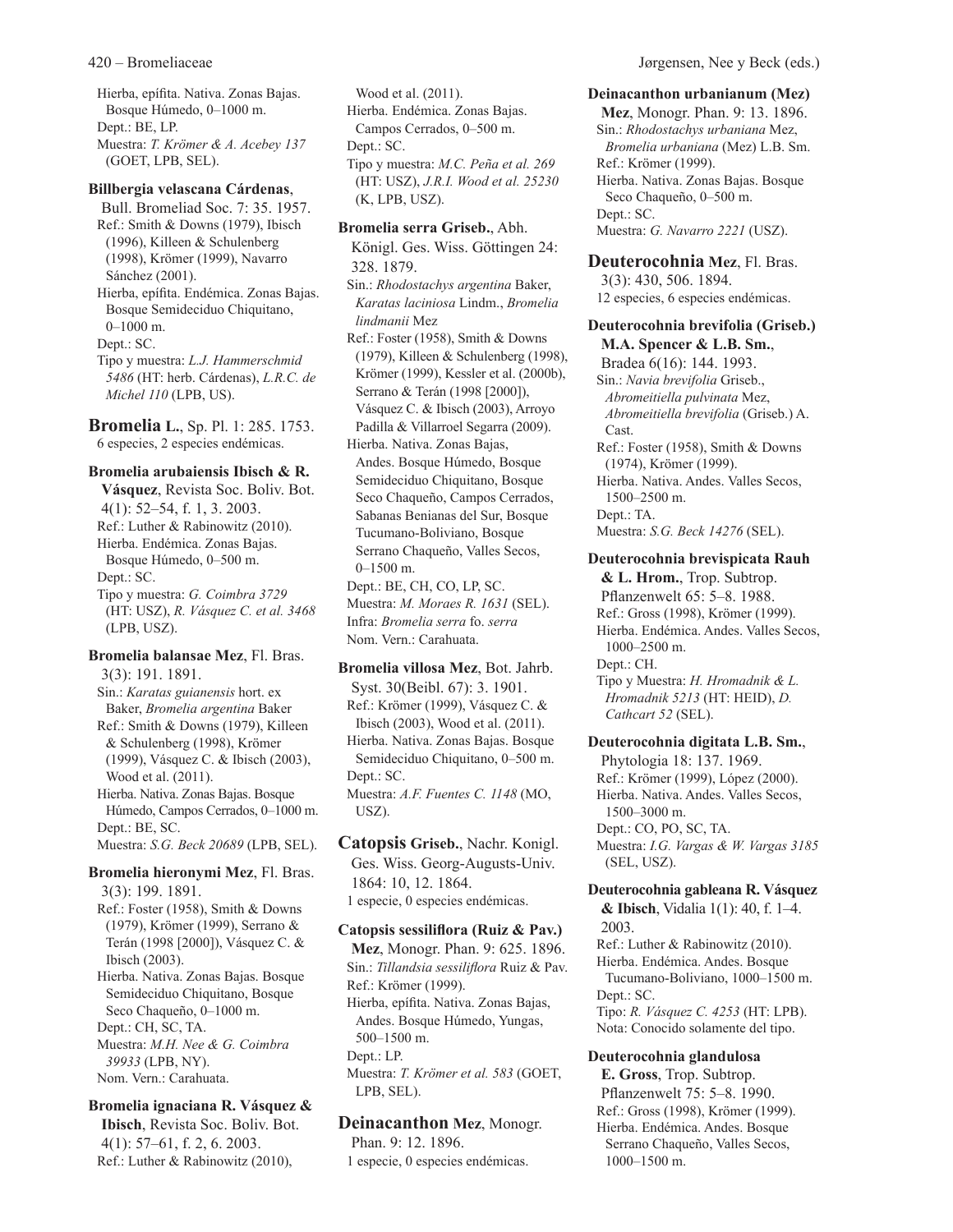Hierba, epífita. Nativa. Zonas Bajas. Bosque Húmedo, 0–1000 m.
Dept.: BE, LP.
Muestra: *T. Krömer & A. Acebey 137* (GOET, LPB, SEL).

**Billbergia velascana Cárdenas**, Bull. Bromeliad Soc. 7: 35. 1957.
Ref.: Smith & Downs (1979), Ibisch (1996), Killeen & Schulenberg (1998), Krömer (1999), Navarro Sánchez (2001).
Hierba, epífita. Endémica. Zonas Bajas. Bosque Semideciduo Chiquitano, 0–1000 m.
Dept.: SC.
Tipo y muestra: *L.J. Hammerschmid 5486* (HT: herb. Cárdenas), *L.R.C. de Michel 110* (LPB, US).

## Bromelia L., Sp. Pl. 1: 285. 1753.
6 especies, 2 especies endémicas.

**Bromelia arubaiensis Ibisch & R. Vásquez**, Revista Soc. Boliv. Bot. 4(1): 52–54, f. 1, 3. 2003.
Ref.: Luther & Rabinowitz (2010).
Hierba. Endémica. Zonas Bajas. Bosque Húmedo, 0–500 m.
Dept.: SC.
Tipo y muestra: *G. Coimbra 3729* (HT: USZ), *R. Vásquez C. et al. 3468* (LPB, USZ).

**Bromelia balansae Mez**, Fl. Bras. 3(3): 191. 1891.
Sin.: *Karatas guianensis* hort. ex Baker, *Bromelia argentina* Baker
Ref.: Smith & Downs (1979), Killeen & Schulenberg (1998), Krömer (1999), Vásquez C. & Ibisch (2003), Wood et al. (2011).
Hierba. Nativa. Zonas Bajas. Bosque Húmedo, Campos Cerrados, 0–1000 m.
Dept.: BE, SC.
Muestra: *S.G. Beck 20689* (LPB, SEL).

**Bromelia hieronymi Mez**, Fl. Bras. 3(3): 199. 1891.
Ref.: Foster (1958), Smith & Downs (1979), Krömer (1999), Serrano & Terán (1998 [2000]), Vásquez C. & Ibisch (2003).
Hierba. Nativa. Zonas Bajas. Bosque Semideciduo Chiquitano, Bosque Seco Chaqueño, 0–1000 m.
Dept.: CH, SC, TA.
Muestra: *M.H. Nee & G. Coimbra 39933* (LPB, NY).
Nom. Vern.: Carahuata.

**Bromelia ignaciana R. Vásquez & Ibisch**, Revista Soc. Boliv. Bot. 4(1): 57–61, f. 2, 6. 2003.
Ref.: Luther & Rabinowitz (2010), Wood et al. (2011).
Hierba. Endémica. Zonas Bajas. Campos Cerrados, 0–500 m.
Dept.: SC.
Tipo y muestra: *M.C. Peña et al. 269* (HT: USZ), *J.R.I. Wood et al. 25230* (K, LPB, USZ).

**Bromelia serra Griseb.**, Abh. Königl. Ges. Wiss. Göttingen 24: 328. 1879.
Sin.: *Rhodostachys argentina* Baker, *Karatas laciniosa* Lindm., *Bromelia lindmanii* Mez
Ref.: Foster (1958), Smith & Downs (1979), Killeen & Schulenberg (1998), Krömer (1999), Kessler et al. (2000b), Serrano & Terán (1998 [2000]), Vásquez C. & Ibisch (2003), Arroyo Padilla & Villarroel Segarra (2009).
Hierba. Nativa. Zonas Bajas, Andes. Bosque Húmedo, Bosque Semideciduo Chiquitano, Bosque Seco Chaqueño, Campos Cerrados, Sabanas Benianas del Sur, Bosque Tucumano-Boliviano, Bosque Serrano Chaqueño, Valles Secos, 0–1500 m.
Dept.: BE, CH, CO, LP, SC.
Muestra: *M. Moraes R. 1631* (SEL).
Infra: *Bromelia serra* fo. *serra*
Nom. Vern.: Carahuata.

**Bromelia villosa Mez**, Bot. Jahrb. Syst. 30(Beibl. 67): 3. 1901.
Ref.: Krömer (1999), Vásquez C. & Ibisch (2003), Wood et al. (2011).
Hierba. Nativa. Zonas Bajas. Bosque Semideciduo Chiquitano, 0–500 m.
Dept.: SC.
Muestra: *A.F. Fuentes C. 1148* (MO, USZ).

## Catopsis Griseb., Nachr. Konigl. Ges. Wiss. Georg-Augusts-Univ. 1864: 10, 12. 1864.
1 especie, 0 especies endémicas.

**Catopsis sessiliflora (Ruiz & Pav.) Mez**, Monogr. Phan. 9: 625. 1896.
Sin.: *Tillandsia sessiliflora* Ruiz & Pav.
Ref.: Krömer (1999).
Hierba, epífita. Nativa. Zonas Bajas, Andes. Bosque Húmedo, Yungas, 500–1500 m.
Dept.: LP.
Muestra: *T. Krömer et al. 583* (GOET, LPB, SEL).

## Deinacanthon Mez, Monogr. Phan. 9: 12. 1896.
1 especie, 0 especies endémicas.

**Deinacanthon urbanianum (Mez) Mez**, Monogr. Phan. 9: 13. 1896.
Sin.: *Rhodostachys urbaniana* Mez, *Bromelia urbaniana* (Mez) L.B. Sm.
Ref.: Krömer (1999).
Hierba. Nativa. Zonas Bajas. Bosque Seco Chaqueño, 0–500 m.
Dept.: SC.
Muestra: *G. Navarro 2221* (USZ).

## Deuterocohnia Mez, Fl. Bras. 3(3): 430, 506. 1894.
12 especies, 6 especies endémicas.

**Deuterocohnia brevifolia (Griseb.) M.A. Spencer & L.B. Sm.**, Bradea 6(16): 144. 1993.
Sin.: *Navia brevifolia* Griseb., *Abromeitiella pulvinata* Mez, *Abromeitiella brevifolia* (Griseb.) A. Cast.
Ref.: Foster (1958), Smith & Downs (1974), Krömer (1999).
Hierba. Nativa. Andes. Valles Secos, 1500–2500 m.
Dept.: TA.
Muestra: *S.G. Beck 14276* (SEL).

**Deuterocohnia brevispicata Rauh & L. Hrom.**, Trop. Subtrop. Pflanzenwelt 65: 5–8. 1988.
Ref.: Gross (1998), Krömer (1999).
Hierba. Endémica. Andes. Valles Secos, 1000–2500 m.
Dept.: CH.
Tipo y Muestra: *H. Hromadnik & L. Hromadnik 5213* (HT: HEID), *D. Cathcart 52* (SEL).

**Deuterocohnia digitata L.B. Sm.**, Phytologia 18: 137. 1969.
Ref.: Krömer (1999), López (2000).
Hierba. Nativa. Andes. Valles Secos, 1500–3000 m.
Dept.: CO, PO, SC, TA.
Muestra: *I.G. Vargas & W. Vargas 3185* (SEL, USZ).

**Deuterocohnia gableana R. Vásquez & Ibisch**, Vidalia 1(1): 40, f. 1–4. 2003.
Ref.: Luther & Rabinowitz (2010).
Hierba. Endémica. Andes. Bosque Tucumano-Boliviano, 1000–1500 m.
Dept.: SC.
Tipo: *R. Vásquez C. 4253* (HT: LPB).
Nota: Conocido solamente del tipo.

**Deuterocohnia glandulosa E. Gross**, Trop. Subtrop. Pflanzenwelt 75: 5–8. 1990.
Ref.: Gross (1998), Krömer (1999).
Hierba. Endémica. Andes. Bosque Serrano Chaqueño, Valles Secos, 1000–1500 m.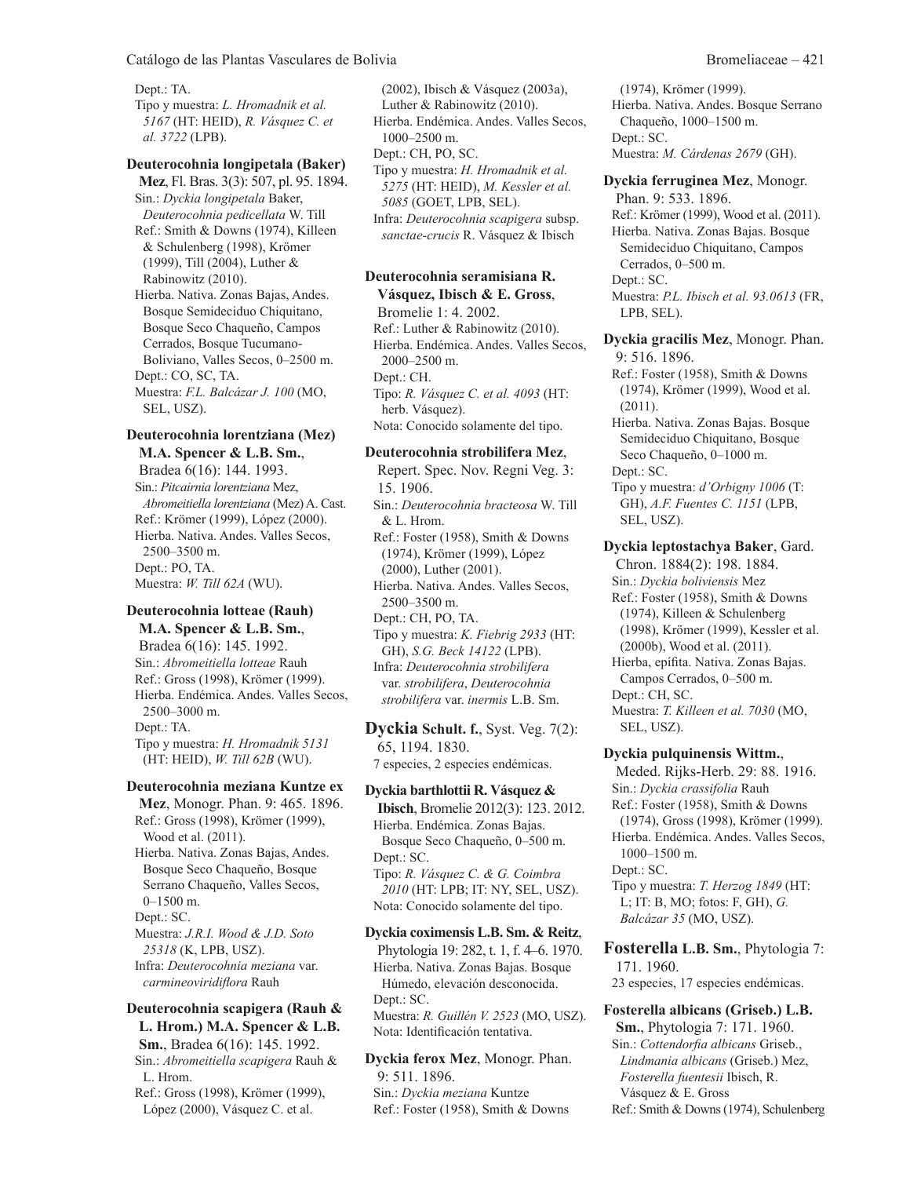Dept.: TA.
Tipo y muestra: *L. Hromadnik et al. 5167* (HT: HEID), *R. Vásquez C. et al. 3722* (LPB).

**Deuterocohnia longipetala (Baker) Mez**, Fl. Bras. 3(3): 507, pl. 95. 1894.
Sin.: *Dyckia longipetala* Baker, *Deuterocohnia pedicellata* W. Till
Ref.: Smith & Downs (1974), Killeen & Schulenberg (1998), Krömer (1999), Till (2004), Luther & Rabinowitz (2010).
Hierba. Nativa. Zonas Bajas, Andes. Bosque Semideciduo Chiquitano, Bosque Seco Chaqueño, Campos Cerrados, Bosque Tucumano-Boliviano, Valles Secos, 0–2500 m.
Dept.: CO, SC, TA.
Muestra: *F.L. Balcázar J. 100* (MO, SEL, USZ).

**Deuterocohnia lorentziana (Mez) M.A. Spencer & L.B. Sm.**, Bradea 6(16): 144. 1993.
Sin.: *Pitcairnia lorentziana* Mez, *Abromeitiella lorentziana* (Mez) A. Cast.
Ref.: Krömer (1999), López (2000).
Hierba. Nativa. Andes. Valles Secos, 2500–3500 m.
Dept.: PO, TA.
Muestra: *W. Till 62A* (WU).

**Deuterocohnia lotteae (Rauh) M.A. Spencer & L.B. Sm.**, Bradea 6(16): 145. 1992.
Sin.: *Abromeitiella lotteae* Rauh
Ref.: Gross (1998), Krömer (1999).
Hierba. Endémica. Andes. Valles Secos, 2500–3000 m.
Dept.: TA.
Tipo y muestra: *H. Hromadnik 5131* (HT: HEID), *W. Till 62B* (WU).

**Deuterocohnia meziana Kuntze ex Mez**, Monogr. Phan. 9: 465. 1896.
Ref.: Gross (1998), Krömer (1999), Wood et al. (2011).
Hierba. Nativa. Zonas Bajas, Andes. Bosque Seco Chaqueño, Bosque Serrano Chaqueño, Valles Secos, 0–1500 m.
Dept.: SC.
Muestra: *J.R.I. Wood & J.D. Soto 25318* (K, LPB, USZ).
Infra: *Deuterocohnia meziana* var. *carmineoviridiflora* Rauh

**Deuterocohnia scapigera (Rauh & L. Hrom.) M.A. Spencer & L.B. Sm.**, Bradea 6(16): 145. 1992.
Sin.: *Abromeitiella scapigera* Rauh & L. Hrom.
Ref.: Gross (1998), Krömer (1999), López (2000), Vásquez C. et al. (2002), Ibisch & Vásquez (2003a), Luther & Rabinowitz (2010).
Hierba. Endémica. Andes. Valles Secos, 1000–2500 m.
Dept.: CH, PO, SC.
Tipo y muestra: *H. Hromadnik et al. 5275* (HT: HEID), *M. Kessler et al. 5085* (GOET, LPB, SEL).
Infra: *Deuterocohnia scapigera* subsp. *sanctae-crucis* R. Vásquez & Ibisch

**Deuterocohnia seramisiana R. Vásquez, Ibisch & E. Gross**, Bromelie 1: 4. 2002.
Ref.: Luther & Rabinowitz (2010).
Hierba. Endémica. Andes. Valles Secos, 2000–2500 m.
Dept.: CH.
Tipo: *R. Vásquez C. et al. 4093* (HT: herb. Vásquez).
Nota: Conocido solamente del tipo.

**Deuterocohnia strobilifera Mez**, Repert. Spec. Nov. Regni Veg. 3: 15. 1906.
Sin.: *Deuterocohnia bracteosa* W. Till & L. Hrom.
Ref.: Foster (1958), Smith & Downs (1974), Krömer (1999), López (2000), Luther (2001).
Hierba. Nativa. Andes. Valles Secos, 2500–3500 m.
Dept.: CH, PO, TA.
Tipo y muestra: *K. Fiebrig 2933* (HT: GH), *S.G. Beck 14122* (LPB).
Infra: *Deuterocohnia strobilifera* var. *strobilifera*, *Deuterocohnia strobilifera* var. *inermis* L.B. Sm.

## **Dyckia Schult. f.**, Syst. Veg. 7(2): 65, 1194. 1830.
7 especies, 2 especies endémicas.

**Dyckia barthlottii R. Vásquez & Ibisch**, Bromelie 2012(3): 123. 2012.
Hierba. Endémica. Zonas Bajas. Bosque Seco Chaqueño, 0–500 m.
Dept.: SC.
Tipo: *R. Vásquez C. & G. Coimbra 2010* (HT: LPB; IT: NY, SEL, USZ).
Nota: Conocido solamente del tipo.

**Dyckia coximensis L.B. Sm. & Reitz**, Phytologia 19: 282, t. 1, f. 4–6. 1970.
Hierba. Nativa. Zonas Bajas. Bosque Húmedo, elevación desconocida.
Dept.: SC.
Muestra: *R. Guillén V. 2523* (MO, USZ).
Nota: Identificación tentativa.

**Dyckia ferox Mez**, Monogr. Phan. 9: 511. 1896.
Sin.: *Dyckia meziana* Kuntze
Ref.: Foster (1958), Smith & Downs (1974), Krömer (1999).
Hierba. Nativa. Andes. Bosque Serrano Chaqueño, 1000–1500 m.
Dept.: SC.
Muestra: *M. Cárdenas 2679* (GH).

**Dyckia ferruginea Mez**, Monogr. Phan. 9: 533. 1896.
Ref.: Krömer (1999), Wood et al. (2011).
Hierba. Nativa. Zonas Bajas. Bosque Semideciduo Chiquitano, Campos Cerrados, 0–500 m.
Dept.: SC.
Muestra: *P.L. Ibisch et al. 93.0613* (FR, LPB, SEL).

**Dyckia gracilis Mez**, Monogr. Phan. 9: 516. 1896.
Ref.: Foster (1958), Smith & Downs (1974), Krömer (1999), Wood et al. (2011).
Hierba. Nativa. Zonas Bajas. Bosque Semideciduo Chiquitano, Bosque Seco Chaqueño, 0–1000 m.
Dept.: SC.
Tipo y muestra: *d'Orbigny 1006* (T: GH), *A.F. Fuentes C. 1151* (LPB, SEL, USZ).

**Dyckia leptostachya Baker**, Gard. Chron. 1884(2): 198. 1884.
Sin.: *Dyckia boliviensis* Mez
Ref.: Foster (1958), Smith & Downs (1974), Killeen & Schulenberg (1998), Krömer (1999), Kessler et al. (2000b), Wood et al. (2011).
Hierba, epífita. Nativa. Zonas Bajas. Campos Cerrados, 0–500 m.
Dept.: CH, SC.
Muestra: *T. Killeen et al. 7030* (MO, SEL, USZ).

**Dyckia pulquinensis Wittm.**, Meded. Rijks-Herb. 29: 88. 1916.
Sin.: *Dyckia crassifolia* Rauh
Ref.: Foster (1958), Smith & Downs (1974), Gross (1998), Krömer (1999).
Hierba. Endémica. Andes. Valles Secos, 1000–1500 m.
Dept.: SC.
Tipo y muestra: *T. Herzog 1849* (HT: L; IT: B, MO; fotos: F, GH), *G. Balcázar 35* (MO, USZ).

## **Fosterella L.B. Sm.**, Phytologia 7: 171. 1960.
23 especies, 17 especies endémicas.

**Fosterella albicans (Griseb.) L.B. Sm.**, Phytologia 7: 171. 1960.
Sin.: *Cottendorfia albicans* Griseb., *Lindmania albicans* (Griseb.) Mez, *Fosterella fuentesii* Ibisch, R. Vásquez & E. Gross
Ref.: Smith & Downs (1974), Schulenberg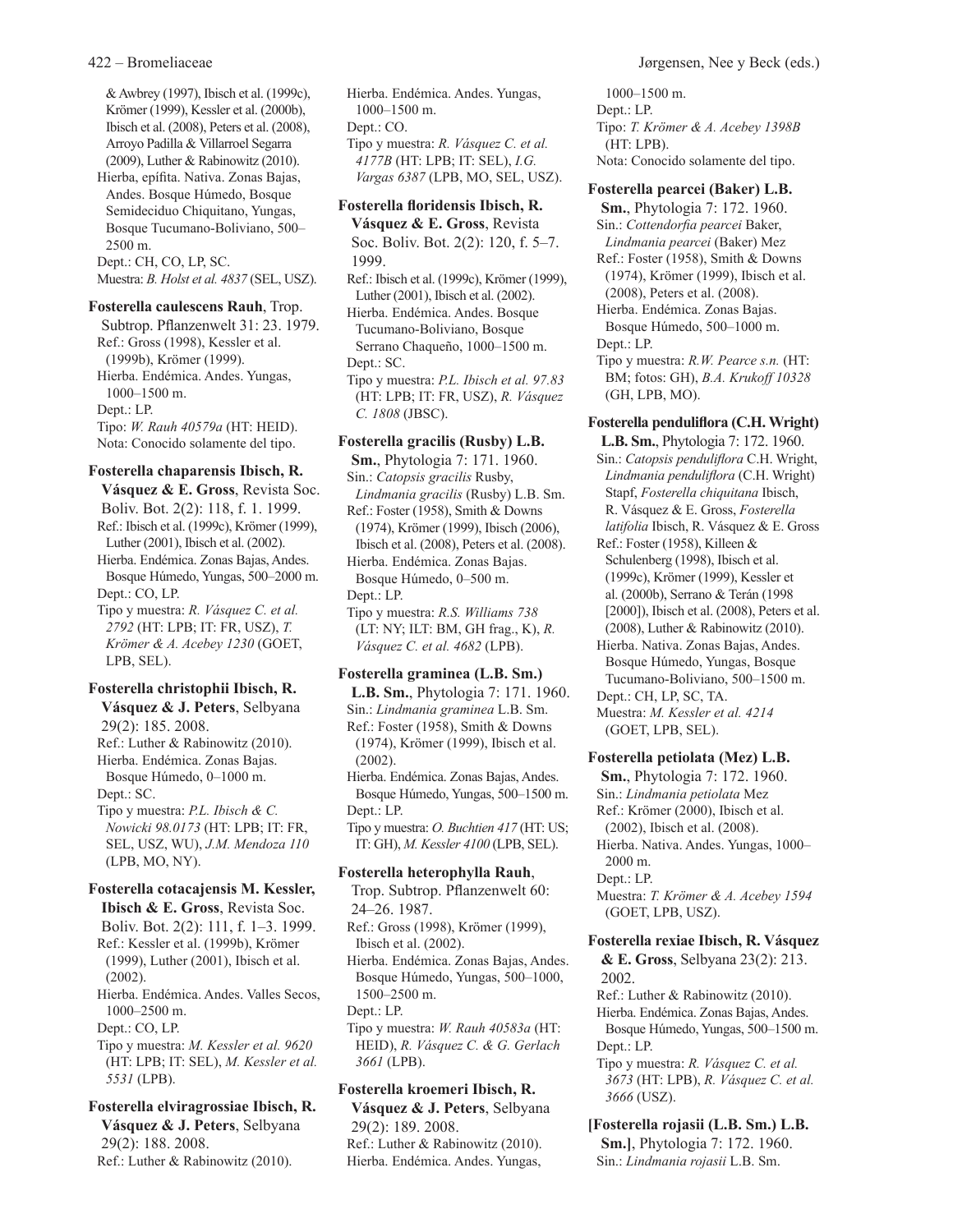& Awbrey (1997), Ibisch et al. (1999c), Krömer (1999), Kessler et al. (2000b), Ibisch et al. (2008), Peters et al. (2008), Arroyo Padilla & Villarroel Segarra (2009), Luther & Rabinowitz (2010).
Hierba, epífita. Nativa. Zonas Bajas, Andes. Bosque Húmedo, Bosque Semideciduo Chiquitano, Yungas, Bosque Tucumano-Boliviano, 500–2500 m.
Dept.: CH, CO, LP, SC.
Muestra: *B. Holst et al. 4837* (SEL, USZ).

**Fosterella caulescens Rauh**, Trop. Subtrop. Pflanzenwelt 31: 23. 1979.
Ref.: Gross (1998), Kessler et al. (1999b), Krömer (1999).
Hierba. Endémica. Andes. Yungas, 1000–1500 m.
Dept.: LP.
Tipo: *W. Rauh 40579a* (HT: HEID).
Nota: Conocido solamente del tipo.

**Fosterella chaparensis Ibisch, R. Vásquez & E. Gross**, Revista Soc. Boliv. Bot. 2(2): 118, f. 1. 1999.
Ref.: Ibisch et al. (1999c), Krömer (1999), Luther (2001), Ibisch et al. (2002).
Hierba. Endémica. Zonas Bajas, Andes. Bosque Húmedo, Yungas, 500–2000 m.
Dept.: CO, LP.
Tipo y muestra: *R. Vásquez C. et al. 2792* (HT: LPB; IT: FR, USZ), *T. Krömer & A. Acebey 1230* (GOET, LPB, SEL).

**Fosterella christophii Ibisch, R. Vásquez & J. Peters**, Selbyana 29(2): 185. 2008.
Ref.: Luther & Rabinowitz (2010).
Hierba. Endémica. Zonas Bajas. Bosque Húmedo, 0–1000 m.
Dept.: SC.
Tipo y muestra: *P.L. Ibisch & C. Nowicki 98.0173* (HT: LPB; IT: FR, SEL, USZ, WU), *J.M. Mendoza 110* (LPB, MO, NY).

**Fosterella cotacajensis M. Kessler, Ibisch & E. Gross**, Revista Soc. Boliv. Bot. 2(2): 111, f. 1–3. 1999.
Ref.: Kessler et al. (1999b), Krömer (1999), Luther (2001), Ibisch et al. (2002).
Hierba. Endémica. Andes. Valles Secos, 1000–2500 m.
Dept.: CO, LP.
Tipo y muestra: *M. Kessler et al. 9620* (HT: LPB; IT: SEL), *M. Kessler et al. 5531* (LPB).

**Fosterella elviragrossiae Ibisch, R. Vásquez & J. Peters**, Selbyana 29(2): 188. 2008.
Ref.: Luther & Rabinowitz (2010).
Hierba. Endémica. Andes. Yungas, 1000–1500 m.
Dept.: CO.
Tipo y muestra: *R. Vásquez C. et al. 4177B* (HT: LPB; IT: SEL), *I.G. Vargas 6387* (LPB, MO, SEL, USZ).

**Fosterella floridensis Ibisch, R. Vásquez & E. Gross**, Revista Soc. Boliv. Bot. 2(2): 120, f. 5–7. 1999.
Ref.: Ibisch et al. (1999c), Krömer (1999), Luther (2001), Ibisch et al. (2002).
Hierba. Endémica. Andes. Bosque Tucumano-Boliviano, Bosque Serrano Chaqueño, 1000–1500 m.
Dept.: SC.
Tipo y muestra: *P.L. Ibisch et al. 97.83* (HT: LPB; IT: FR, USZ), *R. Vásquez C. 1808* (JBSC).

**Fosterella gracilis (Rusby) L.B. Sm.**, Phytologia 7: 171. 1960.
Sin.: *Catopsis gracilis* Rusby, *Lindmania gracilis* (Rusby) L.B. Sm.
Ref.: Foster (1958), Smith & Downs (1974), Krömer (1999), Ibisch (2006), Ibisch et al. (2008), Peters et al. (2008).
Hierba. Endémica. Zonas Bajas. Bosque Húmedo, 0–500 m.
Dept.: LP.
Tipo y muestra: *R.S. Williams 738* (LT: NY; ILT: BM, GH frag., K), *R. Vásquez C. et al. 4682* (LPB).

**Fosterella graminea (L.B. Sm.) L.B. Sm.**, Phytologia 7: 171. 1960.
Sin.: *Lindmania graminea* L.B. Sm.
Ref.: Foster (1958), Smith & Downs (1974), Krömer (1999), Ibisch et al. (2002).
Hierba. Endémica. Zonas Bajas, Andes. Bosque Húmedo, Yungas, 500–1500 m.
Dept.: LP.
Tipo y muestra: *O. Buchtien 417* (HT: US; IT: GH), *M. Kessler 4100* (LPB, SEL).

**Fosterella heterophylla Rauh**, Trop. Subtrop. Pflanzenwelt 60: 24–26. 1987.
Ref.: Gross (1998), Krömer (1999), Ibisch et al. (2002).
Hierba. Endémica. Zonas Bajas, Andes. Bosque Húmedo, Yungas, 500–1000, 1500–2500 m.
Dept.: LP.
Tipo y muestra: *W. Rauh 40583a* (HT: HEID), *R. Vásquez C. & G. Gerlach 3661* (LPB).

**Fosterella kroemeri Ibisch, R. Vásquez & J. Peters**, Selbyana 29(2): 189. 2008.
Ref.: Luther & Rabinowitz (2010).
Hierba. Endémica. Andes. Yungas, 1000–1500 m.
Dept.: LP.
Tipo: *T. Krömer & A. Acebey 1398B* (HT: LPB).
Nota: Conocido solamente del tipo.

**Fosterella pearcei (Baker) L.B. Sm.**, Phytologia 7: 172. 1960.
Sin.: *Cottendorfia pearcei* Baker, *Lindmania pearcei* (Baker) Mez
Ref.: Foster (1958), Smith & Downs (1974), Krömer (1999), Ibisch et al. (2008), Peters et al. (2008).
Hierba. Endémica. Zonas Bajas. Bosque Húmedo, 500–1000 m.
Dept.: LP.
Tipo y muestra: *R.W. Pearce s.n.* (HT: BM; fotos: GH), *B.A. Krukoff 10328* (GH, LPB, MO).

**Fosterella penduliflora (C.H. Wright) L.B. Sm.**, Phytologia 7: 172. 1960.
Sin.: *Catopsis penduliflora* C.H. Wright, *Lindmania penduliflora* (C.H. Wright) Stapf, *Fosterella chiquitana* Ibisch, R. Vásquez & E. Gross, *Fosterella latifolia* Ibisch, R. Vásquez & E. Gross
Ref.: Foster (1958), Killeen & Schulenberg (1998), Ibisch et al. (1999c), Krömer (1999), Kessler et al. (2000b), Serrano & Terán (1998 [2000]), Ibisch et al. (2008), Peters et al. (2008), Luther & Rabinowitz (2010).
Hierba. Nativa. Zonas Bajas, Andes. Bosque Húmedo, Yungas, Bosque Tucumano-Boliviano, 500–1500 m.
Dept.: CH, LP, SC, TA.
Muestra: *M. Kessler et al. 4214* (GOET, LPB, SEL).

**Fosterella petiolata (Mez) L.B. Sm.**, Phytologia 7: 172. 1960.
Sin.: *Lindmania petiolata* Mez
Ref.: Krömer (2000), Ibisch et al. (2002), Ibisch et al. (2008).
Hierba. Nativa. Andes. Yungas, 1000–2000 m.
Dept.: LP.
Muestra: *T. Krömer & A. Acebey 1594* (GOET, LPB, USZ).

**Fosterella rexiae Ibisch, R. Vásquez & E. Gross**, Selbyana 23(2): 213. 2002.
Ref.: Luther & Rabinowitz (2010).
Hierba. Endémica. Zonas Bajas, Andes. Bosque Húmedo, Yungas, 500–1500 m.
Dept.: LP.
Tipo y muestra: *R. Vásquez C. et al. 3673* (HT: LPB), *R. Vásquez C. et al. 3666* (USZ).

**[Fosterella rojasii (L.B. Sm.) L.B. Sm.]**, Phytologia 7: 172. 1960.
Sin.: *Lindmania rojasii* L.B. Sm.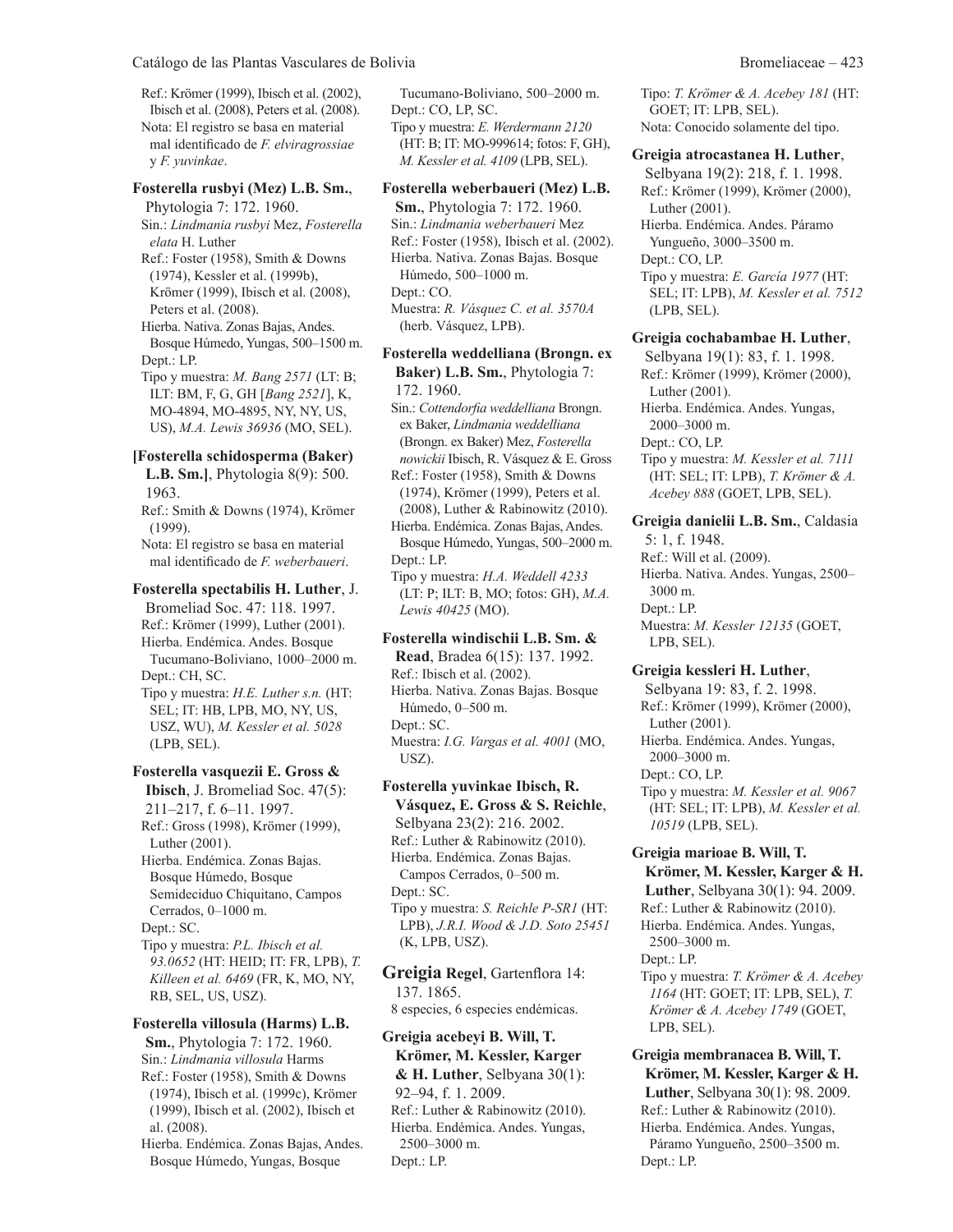Ref.: Krömer (1999), Ibisch et al. (2002), Ibisch et al. (2008), Peters et al. (2008).
Nota: El registro se basa en material mal identificado de *F. elviragrossiae* y *F. yuvinkae*.

**Fosterella rusbyi (Mez) L.B. Sm.**, Phytologia 7: 172. 1960.
Sin.: *Lindmania rusbyi* Mez, *Fosterella elata* H. Luther
Ref.: Foster (1958), Smith & Downs (1974), Kessler et al. (1999b), Krömer (1999), Ibisch et al. (2008), Peters et al. (2008).
Hierba. Nativa. Zonas Bajas, Andes. Bosque Húmedo, Yungas, 500–1500 m.
Dept.: LP.
Tipo y muestra: *M. Bang 2571* (LT: B; ILT: BM, F, G, GH [*Bang 2521*], K, MO-4894, MO-4895, NY, NY, US, US), *M.A. Lewis 36936* (MO, SEL).

**[Fosterella schidosperma (Baker) L.B. Sm.]**, Phytologia 8(9): 500. 1963.
Ref.: Smith & Downs (1974), Krömer (1999).
Nota: El registro se basa en material mal identificado de *F. weberbaueri*.

**Fosterella spectabilis H. Luther**, J. Bromeliad Soc. 47: 118. 1997.
Ref.: Krömer (1999), Luther (2001).
Hierba. Endémica. Andes. Bosque Tucumano-Boliviano, 1000–2000 m.
Dept.: CH, SC.
Tipo y muestra: *H.E. Luther s.n.* (HT: SEL; IT: HB, LPB, MO, NY, US, USZ, WU), *M. Kessler et al. 5028* (LPB, SEL).

**Fosterella vasquezii E. Gross & Ibisch**, J. Bromeliad Soc. 47(5): 211–217, f. 6–11. 1997.
Ref.: Gross (1998), Krömer (1999), Luther (2001).
Hierba. Endémica. Zonas Bajas. Bosque Húmedo, Bosque Semideciduo Chiquitano, Campos Cerrados, 0–1000 m.
Dept.: SC.
Tipo y muestra: *P.L. Ibisch et al. 93.0652* (HT: HEID; IT: FR, LPB), *T. Killeen et al. 6469* (FR, K, MO, NY, RB, SEL, US, USZ).

**Fosterella villosula (Harms) L.B. Sm.**, Phytologia 7: 172. 1960.
Sin.: *Lindmania villosula* Harms
Ref.: Foster (1958), Smith & Downs (1974), Ibisch et al. (1999c), Krömer (1999), Ibisch et al. (2002), Ibisch et al. (2008).
Hierba. Endémica. Zonas Bajas, Andes. Bosque Húmedo, Yungas, Bosque Tucumano-Boliviano, 500–2000 m.
Dept.: CO, LP, SC.
Tipo y muestra: *E. Werdermann 2120* (HT: B; IT: MO-999614; fotos: F, GH), *M. Kessler et al. 4109* (LPB, SEL).

**Fosterella weberbaueri (Mez) L.B. Sm.**, Phytologia 7: 172. 1960.
Sin.: *Lindmania weberbaueri* Mez
Ref.: Foster (1958), Ibisch et al. (2002).
Hierba. Nativa. Zonas Bajas. Bosque Húmedo, 500–1000 m.
Dept.: CO.
Muestra: *R. Vásquez C. et al. 3570A* (herb. Vásquez, LPB).

**Fosterella weddelliana (Brongn. ex Baker) L.B. Sm.**, Phytologia 7: 172. 1960.
Sin.: *Cottendorfia weddelliana* Brongn. ex Baker, *Lindmania weddelliana* (Brongn. ex Baker) Mez, *Fosterella nowickii* Ibisch, R. Vásquez & E. Gross
Ref.: Foster (1958), Smith & Downs (1974), Krömer (1999), Peters et al. (2008), Luther & Rabinowitz (2010).
Hierba. Endémica. Zonas Bajas, Andes. Bosque Húmedo, Yungas, 500–2000 m.
Dept.: LP.
Tipo y muestra: *H.A. Weddell 4233* (LT: P; ILT: B, MO; fotos: GH), *M.A. Lewis 40425* (MO).

**Fosterella windischii L.B. Sm. & Read**, Bradea 6(15): 137. 1992.
Ref.: Ibisch et al. (2002).
Hierba. Nativa. Zonas Bajas. Bosque Húmedo, 0–500 m.
Dept.: SC.
Muestra: *I.G. Vargas et al. 4001* (MO, USZ).

**Fosterella yuvinkae Ibisch, R. Vásquez, E. Gross & S. Reichle**, Selbyana 23(2): 216. 2002.
Ref.: Luther & Rabinowitz (2010).
Hierba. Endémica. Zonas Bajas. Campos Cerrados, 0–500 m.
Dept.: SC.
Tipo y muestra: *S. Reichle P-SR1* (HT: LPB), *J.R.I. Wood & J.D. Soto 25451* (K, LPB, USZ).

## Greigia Regel, Gartenflora 14: 137. 1865.

8 especies, 6 especies endémicas.

**Greigia acebeyi B. Will, T. Krömer, M. Kessler, Karger & H. Luther**, Selbyana 30(1): 92–94, f. 1. 2009.
Ref.: Luther & Rabinowitz (2010).
Hierba. Endémica. Andes. Yungas, 2500–3000 m.
Dept.: LP.
Tipo: *T. Krömer & A. Acebey 181* (HT: GOET; IT: LPB, SEL).
Nota: Conocido solamente del tipo.

**Greigia atrocastanea H. Luther**, Selbyana 19(2): 218, f. 1. 1998.
Ref.: Krömer (1999), Krömer (2000), Luther (2001).
Hierba. Endémica. Andes. Páramo Yungueño, 3000–3500 m.
Dept.: CO, LP.
Tipo y muestra: *E. García 1977* (HT: SEL; IT: LPB), *M. Kessler et al. 7512* (LPB, SEL).

**Greigia cochabambae H. Luther**, Selbyana 19(1): 83, f. 1. 1998.
Ref.: Krömer (1999), Krömer (2000), Luther (2001).
Hierba. Endémica. Andes. Yungas, 2000–3000 m.
Dept.: CO, LP.
Tipo y muestra: *M. Kessler et al. 7111* (HT: SEL; IT: LPB), *T. Krömer & A. Acebey 888* (GOET, LPB, SEL).

**Greigia danielii L.B. Sm.**, Caldasia 5: 1, f. 1948.
Ref.: Will et al. (2009).
Hierba. Nativa. Andes. Yungas, 2500–3000 m.
Dept.: LP.
Muestra: *M. Kessler 12135* (GOET, LPB, SEL).

**Greigia kessleri H. Luther**, Selbyana 19: 83, f. 2. 1998.
Ref.: Krömer (1999), Krömer (2000), Luther (2001).
Hierba. Endémica. Andes. Yungas, 2000–3000 m.
Dept.: CO, LP.
Tipo y muestra: *M. Kessler et al. 9067* (HT: SEL; IT: LPB), *M. Kessler et al. 10519* (LPB, SEL).

**Greigia marioae B. Will, T. Krömer, M. Kessler, Karger & H. Luther**, Selbyana 30(1): 94. 2009.
Ref.: Luther & Rabinowitz (2010).
Hierba. Endémica. Andes. Yungas, 2500–3000 m.
Dept.: LP.
Tipo y muestra: *T. Krömer & A. Acebey 1164* (HT: GOET; IT: LPB, SEL), *T. Krömer & A. Acebey 1749* (GOET, LPB, SEL).

**Greigia membranacea B. Will, T. Krömer, M. Kessler, Karger & H. Luther**, Selbyana 30(1): 98. 2009.
Ref.: Luther & Rabinowitz (2010).
Hierba. Endémica. Andes. Yungas, Páramo Yungueño, 2500–3500 m.
Dept.: LP.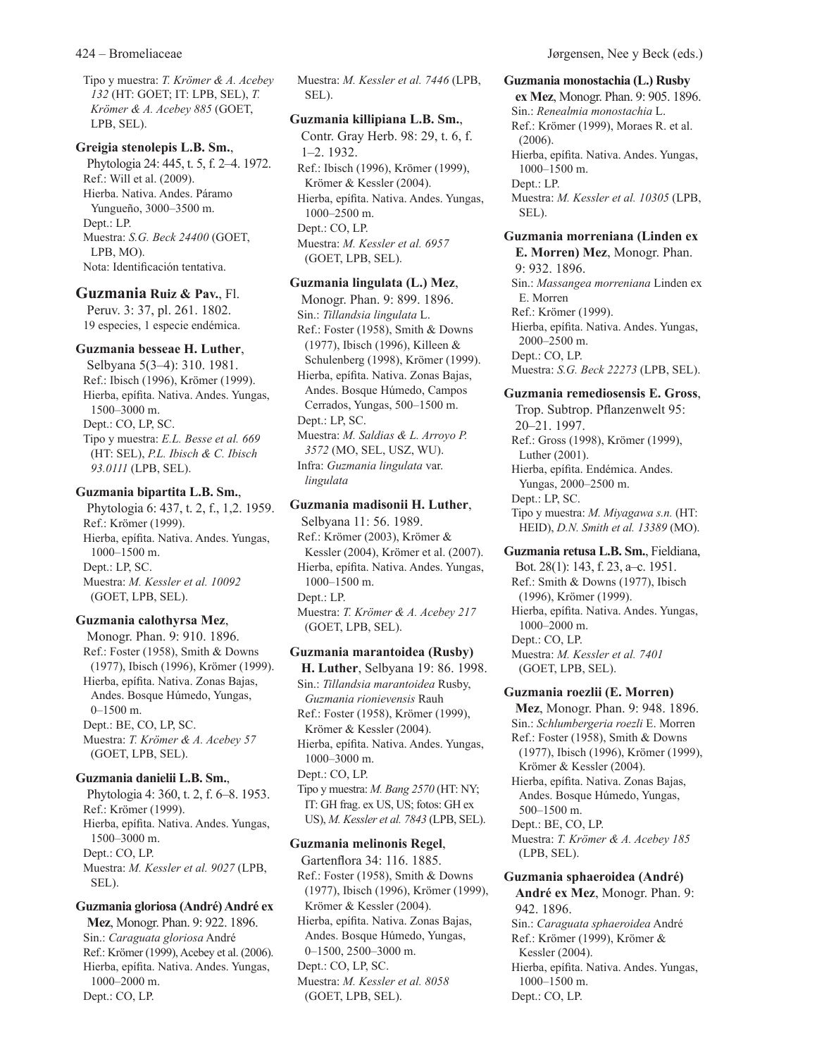Tipo y muestra: *T. Krömer & A. Acebey 132* (HT: GOET; IT: LPB, SEL), *T. Krömer & A. Acebey 885* (GOET, LPB, SEL).

**Greigia stenolepis L.B. Sm.**, Phytologia 24: 445, t. 5, f. 2–4. 1972.
Ref.: Will et al. (2009).
Hierba. Nativa. Andes. Páramo Yungueño, 3000–3500 m.
Dept.: LP.
Muestra: *S.G. Beck 24400* (GOET, LPB, MO).
Nota: Identificación tentativa.

## Guzmania Ruiz & Pav., Fl. Peruv. 3: 37, pl. 261. 1802.

19 especies, 1 especie endémica.

**Guzmania besseae H. Luther**, Selbyana 5(3–4): 310. 1981.
Ref.: Ibisch (1996), Krömer (1999).
Hierba, epífita. Nativa. Andes. Yungas, 1500–3000 m.
Dept.: CO, LP, SC.
Tipo y muestra: *E.L. Besse et al. 669* (HT: SEL), *P.L. Ibisch & C. Ibisch 93.0111* (LPB, SEL).

**Guzmania bipartita L.B. Sm.**, Phytologia 6: 437, t. 2, f., 1,2. 1959.
Ref.: Krömer (1999).
Hierba, epífita. Nativa. Andes. Yungas, 1000–1500 m.
Dept.: LP, SC.
Muestra: *M. Kessler et al. 10092* (GOET, LPB, SEL).

**Guzmania calothyrsa Mez**, Monogr. Phan. 9: 910. 1896.
Ref.: Foster (1958), Smith & Downs (1977), Ibisch (1996), Krömer (1999).
Hierba, epífita. Nativa. Zonas Bajas, Andes. Bosque Húmedo, Yungas, 0–1500 m.
Dept.: BE, CO, LP, SC.
Muestra: *T. Krömer & A. Acebey 57* (GOET, LPB, SEL).

**Guzmania danielii L.B. Sm.**, Phytologia 4: 360, t. 2, f. 6–8. 1953.
Ref.: Krömer (1999).
Hierba, epífita. Nativa. Andes. Yungas, 1500–3000 m.
Dept.: CO, LP.
Muestra: *M. Kessler et al. 9027* (LPB, SEL).

**Guzmania gloriosa (André) André ex Mez**, Monogr. Phan. 9: 922. 1896.
Sin.: *Caraguata gloriosa* André
Ref.: Krömer (1999), Acebey et al. (2006).
Hierba, epífita. Nativa. Andes. Yungas, 1000–2000 m.
Dept.: CO, LP.
Muestra: *M. Kessler et al. 7446* (LPB, SEL).

**Guzmania killipiana L.B. Sm.**, Contr. Gray Herb. 98: 29, t. 6, f. 1–2. 1932.
Ref.: Ibisch (1996), Krömer (1999), Krömer & Kessler (2004).
Hierba, epífita. Nativa. Andes. Yungas, 1000–2500 m.
Dept.: CO, LP.
Muestra: *M. Kessler et al. 6957* (GOET, LPB, SEL).

**Guzmania lingulata (L.) Mez**, Monogr. Phan. 9: 899. 1896.
Sin.: *Tillandsia lingulata* L.
Ref.: Foster (1958), Smith & Downs (1977), Ibisch (1996), Killeen & Schulenberg (1998), Krömer (1999).
Hierba, epífita. Nativa. Zonas Bajas, Andes. Bosque Húmedo, Campos Cerrados, Yungas, 500–1500 m.
Dept.: LP, SC.
Muestra: *M. Saldias & L. Arroyo P. 3572* (MO, SEL, USZ, WU).
Infra: *Guzmania lingulata* var. *lingulata*

**Guzmania madisonii H. Luther**, Selbyana 11: 56. 1989.
Ref.: Krömer (2003), Krömer & Kessler (2004), Krömer et al. (2007).
Hierba, epífita. Nativa. Andes. Yungas, 1000–1500 m.
Dept.: LP.
Muestra: *T. Krömer & A. Acebey 217* (GOET, LPB, SEL).

**Guzmania marantoidea (Rusby) H. Luther**, Selbyana 19: 86. 1998.
Sin.: *Tillandsia marantoidea* Rusby, *Guzmania rionievensis* Rauh
Ref.: Foster (1958), Krömer (1999), Krömer & Kessler (2004).
Hierba, epífita. Nativa. Andes. Yungas, 1000–3000 m.
Dept.: CO, LP.
Tipo y muestra: *M. Bang 2570* (HT: NY; IT: GH frag. ex US, US; fotos: GH ex US), *M. Kessler et al. 7843* (LPB, SEL).

**Guzmania melinonis Regel**, Gartenflora 34: 116. 1885.
Ref.: Foster (1958), Smith & Downs (1977), Ibisch (1996), Krömer (1999), Krömer & Kessler (2004).
Hierba, epífita. Nativa. Zonas Bajas, Andes. Bosque Húmedo, Yungas, 0–1500, 2500–3000 m.
Dept.: CO, LP, SC.
Muestra: *M. Kessler et al. 8058* (GOET, LPB, SEL).

**Guzmania monostachia (L.) Rusby ex Mez**, Monogr. Phan. 9: 905. 1896.
Sin.: *Renealmia monostachia* L.
Ref.: Krömer (1999), Moraes R. et al. (2006).
Hierba, epífita. Nativa. Andes. Yungas, 1000–1500 m.
Dept.: LP.
Muestra: *M. Kessler et al. 10305* (LPB, SEL).

**Guzmania morreniana (Linden ex E. Morren) Mez**, Monogr. Phan. 9: 932. 1896.
Sin.: *Massangea morreniana* Linden ex E. Morren
Ref.: Krömer (1999).
Hierba, epífita. Nativa. Andes. Yungas, 2000–2500 m.
Dept.: CO, LP.
Muestra: *S.G. Beck 22273* (LPB, SEL).

**Guzmania remediosensis E. Gross**, Trop. Subtrop. Pflanzenwelt 95: 20–21. 1997.
Ref.: Gross (1998), Krömer (1999), Luther (2001).
Hierba, epífita. Endémica. Andes. Yungas, 2000–2500 m.
Dept.: LP, SC.
Tipo y muestra: *M. Miyagawa s.n.* (HT: HEID), *D.N. Smith et al. 13389* (MO).

**Guzmania retusa L.B. Sm.**, Fieldiana, Bot. 28(1): 143, f. 23, a–c. 1951.
Ref.: Smith & Downs (1977), Ibisch (1996), Krömer (1999).
Hierba, epífita. Nativa. Andes. Yungas, 1000–2000 m.
Dept.: CO, LP.
Muestra: *M. Kessler et al. 7401* (GOET, LPB, SEL).

**Guzmania roezlii (E. Morren) Mez**, Monogr. Phan. 9: 948. 1896.
Sin.: *Schlumbergeria roezli* E. Morren
Ref.: Foster (1958), Smith & Downs (1977), Ibisch (1996), Krömer (1999), Krömer & Kessler (2004).
Hierba, epífita. Nativa. Zonas Bajas, Andes. Bosque Húmedo, Yungas, 500–1500 m.
Dept.: BE, CO, LP.
Muestra: *T. Krömer & A. Acebey 185* (LPB, SEL).

**Guzmania sphaeroidea (André) André ex Mez**, Monogr. Phan. 9: 942. 1896.
Sin.: *Caraguata sphaeroidea* André
Ref.: Krömer (1999), Krömer & Kessler (2004).
Hierba, epífita. Nativa. Andes. Yungas, 1000–1500 m.
Dept.: CO, LP.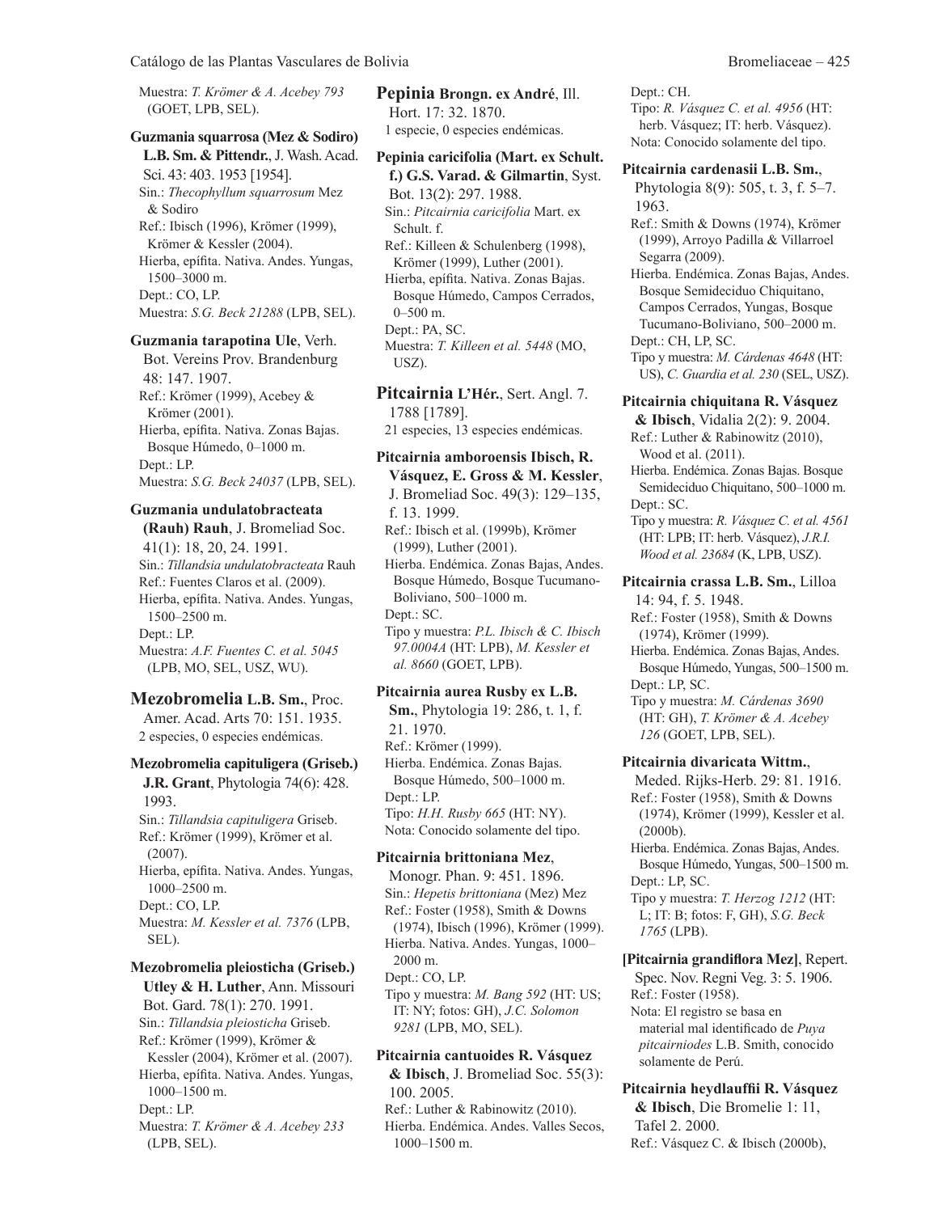Muestra: *T. Krömer & A. Acebey 793* (GOET, LPB, SEL).

**Guzmania squarrosa (Mez & Sodiro) L.B. Sm. & Pittendr.**, J. Wash. Acad. Sci. 43: 403. 1953 [1954].
Sin.: *Thecophyllum squarrosum* Mez & Sodiro
Ref.: Ibisch (1996), Krömer (1999), Krömer & Kessler (2004).
Hierba, epífita. Nativa. Andes. Yungas, 1500–3000 m.
Dept.: CO, LP.
Muestra: *S.G. Beck 21288* (LPB, SEL).

**Guzmania tarapotina Ule**, Verh. Bot. Vereins Prov. Brandenburg 48: 147. 1907.
Ref.: Krömer (1999), Acebey & Krömer (2001).
Hierba, epífita. Nativa. Zonas Bajas. Bosque Húmedo, 0–1000 m.
Dept.: LP.
Muestra: *S.G. Beck 24037* (LPB, SEL).

**Guzmania undulatobracteata (Rauh) Rauh**, J. Bromeliad Soc. 41(1): 18, 20, 24. 1991.
Sin.: *Tillandsia undulatobracteata* Rauh
Ref.: Fuentes Claros et al. (2009).
Hierba, epífita. Nativa. Andes. Yungas, 1500–2500 m.
Dept.: LP.
Muestra: *A.F. Fuentes C. et al. 5045* (LPB, MO, SEL, USZ, WU).

## Mezobromelia L.B. Sm., Proc. Amer. Acad. Arts 70: 151. 1935.
2 especies, 0 especies endémicas.

**Mezobromelia capituligera (Griseb.) J.R. Grant**, Phytologia 74(6): 428. 1993.
Sin.: *Tillandsia capituligera* Griseb.
Ref.: Krömer (1999), Krömer et al. (2007).
Hierba, epífita. Nativa. Andes. Yungas, 1000–2500 m.
Dept.: CO, LP.
Muestra: *M. Kessler et al. 7376* (LPB, SEL).

**Mezobromelia pleiosticha (Griseb.) Utley & H. Luther**, Ann. Missouri Bot. Gard. 78(1): 270. 1991.
Sin.: *Tillandsia pleiosticha* Griseb.
Ref.: Krömer (1999), Krömer & Kessler (2004), Krömer et al. (2007).
Hierba, epífita. Nativa. Andes. Yungas, 1000–1500 m.
Dept.: LP.
Muestra: *T. Krömer & A. Acebey 233* (LPB, SEL).

## Pepinia Brongn. ex André, Ill. Hort. 17: 32. 1870.
1 especie, 0 especies endémicas.

**Pepinia caricifolia (Mart. ex Schult. f.) G.S. Varad. & Gilmartin**, Syst. Bot. 13(2): 297. 1988.
Sin.: *Pitcairnia caricifolia* Mart. ex Schult. f.
Ref.: Killeen & Schulenberg (1998), Krömer (1999), Luther (2001).
Hierba, epífita. Nativa. Zonas Bajas. Bosque Húmedo, Campos Cerrados, 0–500 m.
Dept.: PA, SC.
Muestra: *T. Killeen et al. 5448* (MO, USZ).

## Pitcairnia L'Hér., Sert. Angl. 7. 1788 [1789].
21 especies, 13 especies endémicas.

**Pitcairnia amboroensis Ibisch, R. Vásquez, E. Gross & M. Kessler**, J. Bromeliad Soc. 49(3): 129–135, f. 13. 1999.
Ref.: Ibisch et al. (1999b), Krömer (1999), Luther (2001).
Hierba. Endémica. Zonas Bajas, Andes. Bosque Húmedo, Bosque Tucumano-Boliviano, 500–1000 m.
Dept.: SC.
Tipo y muestra: *P.L. Ibisch & C. Ibisch 97.0004A* (HT: LPB), *M. Kessler et al. 8660* (GOET, LPB).

**Pitcairnia aurea Rusby ex L.B. Sm.**, Phytologia 19: 286, t. 1, f. 21. 1970.
Ref.: Krömer (1999).
Hierba. Endémica. Zonas Bajas. Bosque Húmedo, 500–1000 m.
Dept.: LP.
Tipo: *H.H. Rusby 665* (HT: NY).
Nota: Conocido solamente del tipo.

**Pitcairnia brittoniana Mez**, Monogr. Phan. 9: 451. 1896.
Sin.: *Hepetis brittoniana* (Mez) Mez
Ref.: Foster (1958), Smith & Downs (1974), Ibisch (1996), Krömer (1999).
Hierba. Nativa. Andes. Yungas, 1000–2000 m.
Dept.: CO, LP.
Tipo y muestra: *M. Bang 592* (HT: US; IT: NY; fotos: GH), *J.C. Solomon 9281* (LPB, MO, SEL).

**Pitcairnia cantuoides R. Vásquez & Ibisch**, J. Bromeliad Soc. 55(3): 100. 2005.
Ref.: Luther & Rabinowitz (2010).
Hierba. Endémica. Andes. Valles Secos, 1000–1500 m.
Dept.: CH.
Tipo: *R. Vásquez C. et al. 4956* (HT: herb. Vásquez; IT: herb. Vásquez).
Nota: Conocido solamente del tipo.

**Pitcairnia cardenasii L.B. Sm.**, Phytologia 8(9): 505, t. 3, f. 5–7. 1963.
Ref.: Smith & Downs (1974), Krömer (1999), Arroyo Padilla & Villarroel Segarra (2009).
Hierba. Endémica. Zonas Bajas, Andes. Bosque Semideciduo Chiquitano, Campos Cerrados, Yungas, Bosque Tucumano-Boliviano, 500–2000 m.
Dept.: CH, LP, SC.
Tipo y muestra: *M. Cárdenas 4648* (HT: US), *C. Guardia et al. 230* (SEL, USZ).

**Pitcairnia chiquitana R. Vásquez & Ibisch**, Vidalia 2(2): 9. 2004.
Ref.: Luther & Rabinowitz (2010), Wood et al. (2011).
Hierba. Endémica. Zonas Bajas. Bosque Semideciduo Chiquitano, 500–1000 m.
Dept.: SC.
Tipo y muestra: *R. Vásquez C. et al. 4561* (HT: LPB; IT: herb. Vásquez), *J.R.I. Wood et al. 23684* (K, LPB, USZ).

**Pitcairnia crassa L.B. Sm.**, Lilloa 14: 94, f. 5. 1948.
Ref.: Foster (1958), Smith & Downs (1974), Krömer (1999).
Hierba. Endémica. Zonas Bajas, Andes. Bosque Húmedo, Yungas, 500–1500 m.
Dept.: LP, SC.
Tipo y muestra: *M. Cárdenas 3690* (HT: GH), *T. Krömer & A. Acebey 126* (GOET, LPB, SEL).

**Pitcairnia divaricata Wittm.**, Meded. Rijks-Herb. 29: 81. 1916.
Ref.: Foster (1958), Smith & Downs (1974), Krömer (1999), Kessler et al. (2000b).
Hierba. Endémica. Zonas Bajas, Andes. Bosque Húmedo, Yungas, 500–1500 m.
Dept.: LP, SC.
Tipo y muestra: *T. Herzog 1212* (HT: L; IT: B; fotos: F, GH), *S.G. Beck 1765* (LPB).

**[Pitcairnia grandiflora Mez]**, Repert. Spec. Nov. Regni Veg. 3: 5. 1906.
Ref.: Foster (1958).
Nota: El registro se basa en material mal identificado de *Puya pitcairniodes* L.B. Smith, conocido solamente de Perú.

**Pitcairnia heydlauffii R. Vásquez & Ibisch**, Die Bromelie 1: 11, Tafel 2. 2000.
Ref.: Vásquez C. & Ibisch (2000b),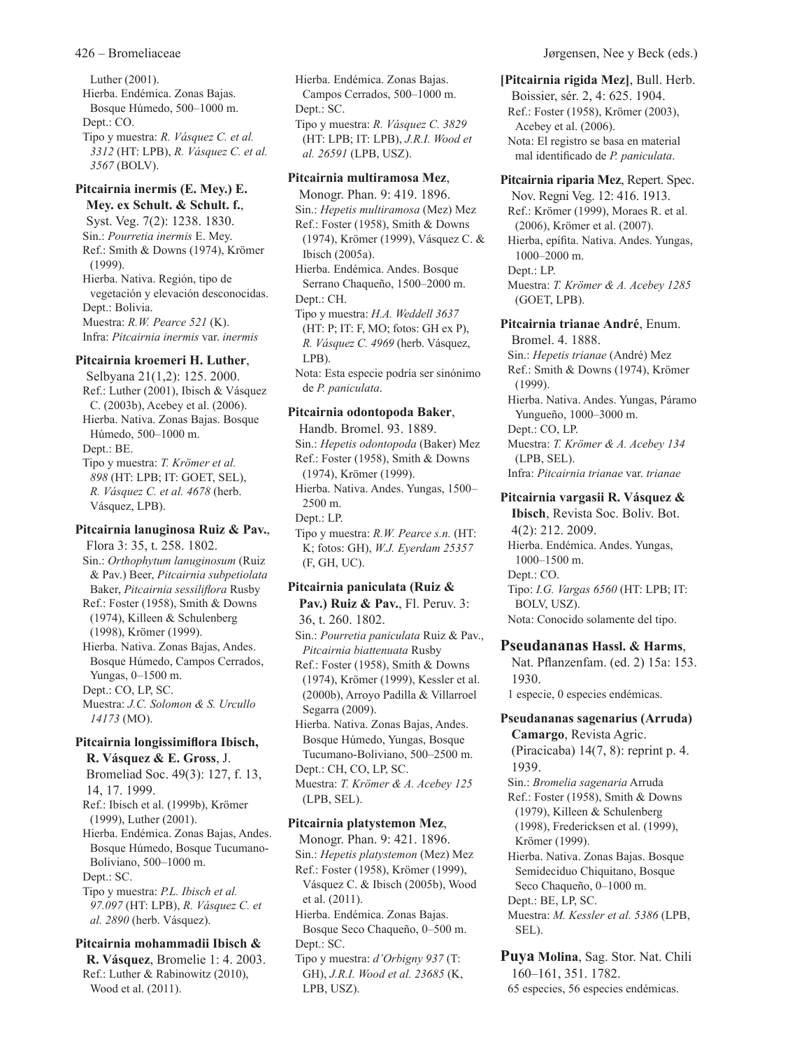Luther (2001).
Hierba. Endémica. Zonas Bajas. Bosque Húmedo, 500–1000 m.
Dept.: CO.
Tipo y muestra: *R. Vásquez C. et al. 3312* (HT: LPB), *R. Vásquez C. et al. 3567* (BOLV).

**Pitcairnia inermis (E. Mey.) E. Mey. ex Schult. & Schult. f.**, Syst. Veg. 7(2): 1238. 1830.
Sin.: *Pourretia inermis* E. Mey.
Ref.: Smith & Downs (1974), Krömer (1999).
Hierba. Nativa. Región, tipo de vegetación y elevación desconocidas.
Dept.: Bolivia.
Muestra: *R.W. Pearce 521* (K).
Infra: *Pitcairnia inermis* var. *inermis*

**Pitcairnia kroemeri H. Luther**, Selbyana 21(1,2): 125. 2000.
Ref.: Luther (2001), Ibisch & Vásquez C. (2003b), Acebey et al. (2006).
Hierba. Nativa. Zonas Bajas. Bosque Húmedo, 500–1000 m.
Dept.: BE.
Tipo y muestra: *T. Krömer et al. 898* (HT: LPB; IT: GOET, SEL), *R. Vásquez C. et al. 4678* (herb. Vásquez, LPB).

**Pitcairnia lanuginosa Ruiz & Pav.**, Flora 3: 35, t. 258. 1802.
Sin.: *Orthophytum lanuginosum* (Ruiz & Pav.) Beer, *Pitcairnia subpetiolata* Baker, *Pitcairnia sessiliflora* Rusby
Ref.: Foster (1958), Smith & Downs (1974), Killeen & Schulenberg (1998), Krömer (1999).
Hierba. Nativa. Zonas Bajas, Andes. Bosque Húmedo, Campos Cerrados, Yungas, 0–1500 m.
Dept.: CO, LP, SC.
Muestra: *J.C. Solomon & S. Urcullo 14173* (MO).

**Pitcairnia longissimiflora Ibisch, R. Vásquez & E. Gross**, J. Bromeliad Soc. 49(3): 127, f. 13, 14, 17. 1999.
Ref.: Ibisch et al. (1999b), Krömer (1999), Luther (2001).
Hierba. Endémica. Zonas Bajas, Andes. Bosque Húmedo, Bosque Tucumano-Boliviano, 500–1000 m.
Dept.: SC.
Tipo y muestra: *P.L. Ibisch et al. 97.097* (HT: LPB), *R. Vásquez C. et al. 2890* (herb. Vásquez).

**Pitcairnia mohammadii Ibisch & R. Vásquez**, Bromelie 1: 4. 2003.
Ref.: Luther & Rabinowitz (2010), Wood et al. (2011).
Hierba. Endémica. Zonas Bajas. Campos Cerrados, 500–1000 m.
Dept.: SC.
Tipo y muestra: *R. Vásquez C. 3829* (HT: LPB; IT: LPB), *J.R.I. Wood et al. 26591* (LPB, USZ).

**Pitcairnia multiramosa Mez**, Monogr. Phan. 9: 419. 1896.
Sin.: *Hepetis multiramosa* (Mez) Mez
Ref.: Foster (1958), Smith & Downs (1974), Krömer (1999), Vásquez C. & Ibisch (2005a).
Hierba. Endémica. Andes. Bosque Serrano Chaqueño, 1500–2000 m.
Dept.: CH.
Tipo y muestra: *H.A. Weddell 3637* (HT: P; IT: F, MO; fotos: GH ex P), *R. Vásquez C. 4969* (herb. Vásquez, LPB).
Nota: Esta especie podría ser sinónimo de *P. paniculata*.

**Pitcairnia odontopoda Baker**, Handb. Bromel. 93. 1889.
Sin.: *Hepetis odontopoda* (Baker) Mez
Ref.: Foster (1958), Smith & Downs (1974), Krömer (1999).
Hierba. Nativa. Andes. Yungas, 1500–2500 m.
Dept.: LP.
Tipo y muestra: *R.W. Pearce s.n.* (HT: K; fotos: GH), *W.J. Eyerdam 25357* (F, GH, UC).

**Pitcairnia paniculata (Ruiz & Pav.) Ruiz & Pav.**, Fl. Peruv. 3: 36, t. 260. 1802.
Sin.: *Pourretia paniculata* Ruiz & Pav., *Pitcairnia biattenuata* Rusby
Ref.: Foster (1958), Smith & Downs (1974), Krömer (1999), Kessler et al. (2000b), Arroyo Padilla & Villarroel Segarra (2009).
Hierba. Nativa. Zonas Bajas, Andes. Bosque Húmedo, Yungas, Bosque Tucumano-Boliviano, 500–2500 m.
Dept.: CH, CO, LP, SC.
Muestra: *T. Krömer & A. Acebey 125* (LPB, SEL).

**Pitcairnia platystemon Mez**, Monogr. Phan. 9: 421. 1896.
Sin.: *Hepetis platystemon* (Mez) Mez
Ref.: Foster (1958), Krömer (1999), Vásquez C. & Ibisch (2005b), Wood et al. (2011).
Hierba. Endémica. Zonas Bajas. Bosque Seco Chaqueño, 0–500 m.
Dept.: SC.
Tipo y muestra: *d'Orbigny 937* (T: GH), *J.R.I. Wood et al. 23685* (K, LPB, USZ).

**[Pitcairnia rigida Mez]**, Bull. Herb. Boissier, sér. 2, 4: 625. 1904.
Ref.: Foster (1958), Krömer (2003), Acebey et al. (2006).
Nota: El registro se basa en material mal identificado de *P. paniculata*.

**Pitcairnia riparia Mez**, Repert. Spec. Nov. Regni Veg. 12: 416. 1913.
Ref.: Krömer (1999), Moraes R. et al. (2006), Krömer et al. (2007).
Hierba, epífita. Nativa. Andes. Yungas, 1000–2000 m.
Dept.: LP.
Muestra: *T. Krömer & A. Acebey 1285* (GOET, LPB).

**Pitcairnia trianae André**, Enum. Bromel. 4. 1888.
Sin.: *Hepetis trianae* (André) Mez
Ref.: Smith & Downs (1974), Krömer (1999).
Hierba. Nativa. Andes. Yungas, Páramo Yungueño, 1000–3000 m.
Dept.: CO, LP.
Muestra: *T. Krömer & A. Acebey 134* (LPB, SEL).
Infra: *Pitcairnia trianae* var. *trianae*

**Pitcairnia vargasii R. Vásquez & Ibisch**, Revista Soc. Boliv. Bot. 4(2): 212. 2009.
Hierba. Endémica. Andes. Yungas, 1000–1500 m.
Dept.: CO.
Tipo: *I.G. Vargas 6560* (HT: LPB; IT: BOLV, USZ).
Nota: Conocido solamente del tipo.

## Pseudananas Hassl. & Harms, Nat. Pflanzenfam. (ed. 2) 15a: 153. 1930.
1 especie, 0 especies endémicas.

**Pseudananas sagenarius (Arruda) Camargo**, Revista Agric. (Piracicaba) 14(7, 8): reprint p. 4. 1939.
Sin.: *Bromelia sagenaria* Arruda
Ref.: Foster (1958), Smith & Downs (1979), Killeen & Schulenberg (1998), Fredericksen et al. (1999), Krömer (1999).
Hierba. Nativa. Zonas Bajas. Bosque Semideciduo Chiquitano, Bosque Seco Chaqueño, 0–1000 m.
Dept.: BE, LP, SC.
Muestra: *M. Kessler et al. 5386* (LPB, SEL).

## Puya Molina, Sag. Stor. Nat. Chili 160–161, 351. 1782.
65 especies, 56 especies endémicas.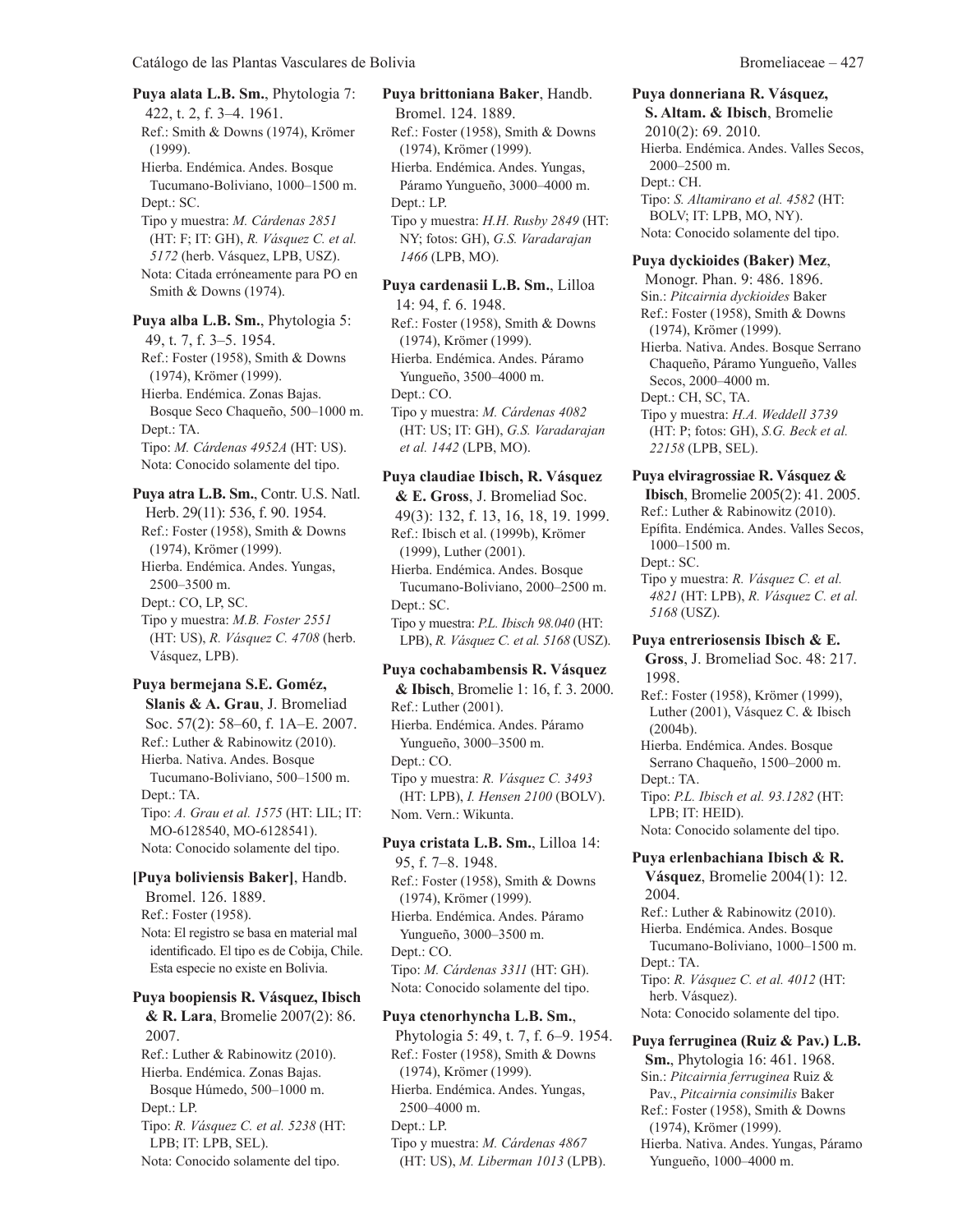**Puya alata L.B. Sm.**, Phytologia 7: 422, t. 2, f. 3–4. 1961.
Ref.: Smith & Downs (1974), Krömer (1999).
Hierba. Endémica. Andes. Bosque Tucumano-Boliviano, 1000–1500 m.
Dept.: SC.
Tipo y muestra: *M. Cárdenas 2851* (HT: F; IT: GH), *R. Vásquez C. et al. 5172* (herb. Vásquez, LPB, USZ).
Nota: Citada erróneamente para PO en Smith & Downs (1974).

**Puya alba L.B. Sm.**, Phytologia 5: 49, t. 7, f. 3–5. 1954.
Ref.: Foster (1958), Smith & Downs (1974), Krömer (1999).
Hierba. Endémica. Zonas Bajas. Bosque Seco Chaqueño, 500–1000 m.
Dept.: TA.
Tipo: *M. Cárdenas 4952A* (HT: US).
Nota: Conocido solamente del tipo.

**Puya atra L.B. Sm.**, Contr. U.S. Natl. Herb. 29(11): 536, f. 90. 1954.
Ref.: Foster (1958), Smith & Downs (1974), Krömer (1999).
Hierba. Endémica. Andes. Yungas, 2500–3500 m.
Dept.: CO, LP, SC.
Tipo y muestra: *M.B. Foster 2551* (HT: US), *R. Vásquez C. 4708* (herb. Vásquez, LPB).

**Puya bermejana S.E. Goméz, Slanis & A. Grau**, J. Bromeliad Soc. 57(2): 58–60, f. 1A–E. 2007.
Ref.: Luther & Rabinowitz (2010).
Hierba. Nativa. Andes. Bosque Tucumano-Boliviano, 500–1500 m.
Dept.: TA.
Tipo: *A. Grau et al. 1575* (HT: LIL; IT: MO-6128540, MO-6128541).
Nota: Conocido solamente del tipo.

**[Puya boliviensis Baker]**, Handb. Bromel. 126. 1889.
Ref.: Foster (1958).
Nota: El registro se basa en material mal identificado. El tipo es de Cobija, Chile. Esta especie no existe en Bolivia.

**Puya boopiensis R. Vásquez, Ibisch & R. Lara**, Bromelie 2007(2): 86. 2007.
Ref.: Luther & Rabinowitz (2010).
Hierba. Endémica. Zonas Bajas. Bosque Húmedo, 500–1000 m.
Dept.: LP.
Tipo: *R. Vásquez C. et al. 5238* (HT: LPB; IT: LPB, SEL).
Nota: Conocido solamente del tipo.

**Puya brittoniana Baker**, Handb. Bromel. 124. 1889.
Ref.: Foster (1958), Smith & Downs (1974), Krömer (1999).
Hierba. Endémica. Andes. Yungas, Páramo Yungueño, 3000–4000 m.
Dept.: LP.
Tipo y muestra: *H.H. Rusby 2849* (HT: NY; fotos: GH), *G.S. Varadarajan 1466* (LPB, MO).

**Puya cardenasii L.B. Sm.**, Lilloa 14: 94, f. 6. 1948.
Ref.: Foster (1958), Smith & Downs (1974), Krömer (1999).
Hierba. Endémica. Andes. Páramo Yungueño, 3500–4000 m.
Dept.: CO.
Tipo y muestra: *M. Cárdenas 4082* (HT: US; IT: GH), *G.S. Varadarajan et al. 1442* (LPB, MO).

**Puya claudiae Ibisch, R. Vásquez & E. Gross**, J. Bromeliad Soc. 49(3): 132, f. 13, 16, 18, 19. 1999.
Ref.: Ibisch et al. (1999b), Krömer (1999), Luther (2001).
Hierba. Endémica. Andes. Bosque Tucumano-Boliviano, 2000–2500 m.
Dept.: SC.
Tipo y muestra: *P.L. Ibisch 98.040* (HT: LPB), *R. Vásquez C. et al. 5168* (USZ).

**Puya cochabambensis R. Vásquez & Ibisch**, Bromelie 1: 16, f. 3. 2000.
Ref.: Luther (2001).
Hierba. Endémica. Andes. Páramo Yungueño, 3000–3500 m.
Dept.: CO.
Tipo y muestra: *R. Vásquez C. 3493* (HT: LPB), *I. Hensen 2100* (BOLV).
Nom. Vern.: Wikunta.

**Puya cristata L.B. Sm.**, Lilloa 14: 95, f. 7–8. 1948.
Ref.: Foster (1958), Smith & Downs (1974), Krömer (1999).
Hierba. Endémica. Andes. Páramo Yungueño, 3000–3500 m.
Dept.: CO.
Tipo: *M. Cárdenas 3311* (HT: GH).
Nota: Conocido solamente del tipo.

**Puya ctenorhyncha L.B. Sm.**, Phytologia 5: 49, t. 7, f. 6–9. 1954.
Ref.: Foster (1958), Smith & Downs (1974), Krömer (1999).
Hierba. Endémica. Andes. Yungas, 2500–4000 m.
Dept.: LP.
Tipo y muestra: *M. Cárdenas 4867* (HT: US), *M. Liberman 1013* (LPB).

**Puya donneriana R. Vásquez, S. Altam. & Ibisch**, Bromelie 2010(2): 69. 2010.
Hierba. Endémica. Andes. Valles Secos, 2000–2500 m.
Dept.: CH.
Tipo: *S. Altamirano et al. 4582* (HT: BOLV; IT: LPB, MO, NY).
Nota: Conocido solamente del tipo.

**Puya dyckioides (Baker) Mez**, Monogr. Phan. 9: 486. 1896.
Sin.: *Pitcairnia dyckioides* Baker
Ref.: Foster (1958), Smith & Downs (1974), Krömer (1999).
Hierba. Nativa. Andes. Bosque Serrano Chaqueño, Páramo Yungueño, Valles Secos, 2000–4000 m.
Dept.: CH, SC, TA.
Tipo y muestra: *H.A. Weddell 3739* (HT: P; fotos: GH), *S.G. Beck et al. 22158* (LPB, SEL).

**Puya elviragrossiae R. Vásquez & Ibisch**, Bromelie 2005(2): 41. 2005.
Ref.: Luther & Rabinowitz (2010).
Epífita. Endémica. Andes. Valles Secos, 1000–1500 m.
Dept.: SC.
Tipo y muestra: *R. Vásquez C. et al. 4821* (HT: LPB), *R. Vásquez C. et al. 5168* (USZ).

**Puya entreriosensis Ibisch & E. Gross**, J. Bromeliad Soc. 48: 217. 1998.
Ref.: Foster (1958), Krömer (1999), Luther (2001), Vásquez C. & Ibisch (2004b).
Hierba. Endémica. Andes. Bosque Serrano Chaqueño, 1500–2000 m.
Dept.: TA.
Tipo: *P.L. Ibisch et al. 93.1282* (HT: LPB; IT: HEID).
Nota: Conocido solamente del tipo.

**Puya erlenbachiana Ibisch & R. Vásquez**, Bromelie 2004(1): 12. 2004.
Ref.: Luther & Rabinowitz (2010).
Hierba. Endémica. Andes. Bosque Tucumano-Boliviano, 1000–1500 m.
Dept.: TA.
Tipo: *R. Vásquez C. et al. 4012* (HT: herb. Vásquez).
Nota: Conocido solamente del tipo.

**Puya ferruginea (Ruiz & Pav.) L.B. Sm.**, Phytologia 16: 461. 1968.
Sin.: *Pitcairnia ferruginea* Ruiz & Pav., *Pitcairnia consimilis* Baker
Ref.: Foster (1958), Smith & Downs (1974), Krömer (1999).
Hierba. Nativa. Andes. Yungas, Páramo Yungueño, 1000–4000 m.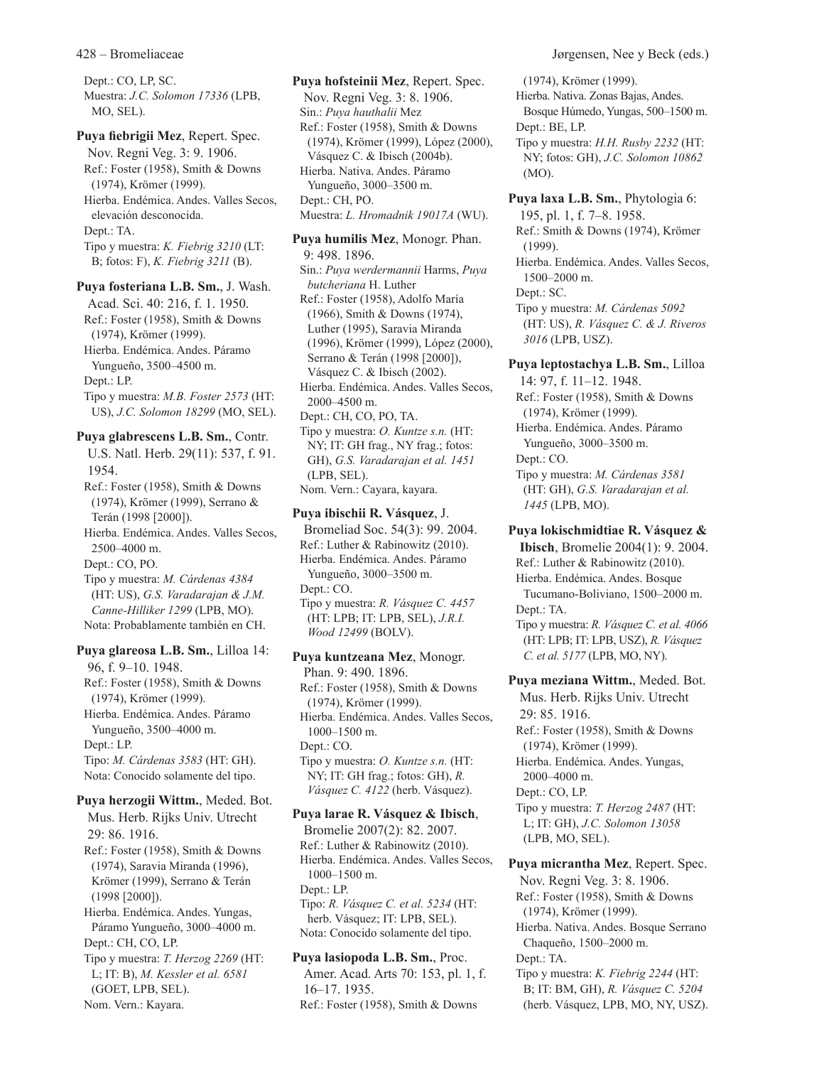Dept.: CO, LP, SC.
Muestra: *J.C. Solomon 17336* (LPB, MO, SEL).

**Puya fiebrigii Mez**, Repert. Spec. Nov. Regni Veg. 3: 9. 1906.
Ref.: Foster (1958), Smith & Downs (1974), Krömer (1999).
Hierba. Endémica. Andes. Valles Secos, elevación desconocida.
Dept.: TA.
Tipo y muestra: *K. Fiebrig 3210* (LT: B; fotos: F), *K. Fiebrig 3211* (B).

**Puya fosteriana L.B. Sm.**, J. Wash. Acad. Sci. 40: 216, f. 1. 1950.
Ref.: Foster (1958), Smith & Downs (1974), Krömer (1999).
Hierba. Endémica. Andes. Páramo Yungueño, 3500–4500 m.
Dept.: LP.
Tipo y muestra: *M.B. Foster 2573* (HT: US), *J.C. Solomon 18299* (MO, SEL).

**Puya glabrescens L.B. Sm.**, Contr. U.S. Natl. Herb. 29(11): 537, f. 91. 1954.
Ref.: Foster (1958), Smith & Downs (1974), Krömer (1999), Serrano & Terán (1998 [2000]).
Hierba. Endémica. Andes. Valles Secos, 2500–4000 m.
Dept.: CO, PO.
Tipo y muestra: *M. Cárdenas 4384* (HT: US), *G.S. Varadarajan & J.M. Canne-Hilliker 1299* (LPB, MO).
Nota: Probablamente también en CH.

**Puya glareosa L.B. Sm.**, Lilloa 14: 96, f. 9–10. 1948.
Ref.: Foster (1958), Smith & Downs (1974), Krömer (1999).
Hierba. Endémica. Andes. Páramo Yungueño, 3500–4000 m.
Dept.: LP.
Tipo: *M. Cárdenas 3583* (HT: GH).
Nota: Conocido solamente del tipo.

**Puya herzogii Wittm.**, Meded. Bot. Mus. Herb. Rijks Univ. Utrecht 29: 86. 1916.
Ref.: Foster (1958), Smith & Downs (1974), Saravia Miranda (1996), Krömer (1999), Serrano & Terán (1998 [2000]).
Hierba. Endémica. Andes. Yungas, Páramo Yungueño, 3000–4000 m.
Dept.: CH, CO, LP.
Tipo y muestra: *T. Herzog 2269* (HT: L; IT: B), *M. Kessler et al. 6581* (GOET, LPB, SEL).
Nom. Vern.: Kayara.

**Puya hofsteinii Mez**, Repert. Spec. Nov. Regni Veg. 3: 8. 1906.
Sin.: *Puya hauthalii* Mez
Ref.: Foster (1958), Smith & Downs (1974), Krömer (1999), López (2000), Vásquez C. & Ibisch (2004b).
Hierba. Nativa. Andes. Páramo Yungueño, 3000–3500 m.
Dept.: CH, PO.
Muestra: *L. Hromadnik 19017A* (WU).

**Puya humilis Mez**, Monogr. Phan. 9: 498. 1896.
Sin.: *Puya werdermannii* Harms, *Puya butcheriana* H. Luther
Ref.: Foster (1958), Adolfo María (1966), Smith & Downs (1974), Luther (1995), Saravia Miranda (1996), Krömer (1999), López (2000), Serrano & Terán (1998 [2000]), Vásquez C. & Ibisch (2002).
Hierba. Endémica. Andes. Valles Secos, 2000–4500 m.
Dept.: CH, CO, PO, TA.
Tipo y muestra: *O. Kuntze s.n.* (HT: NY; IT: GH frag., NY frag.; fotos: GH), *G.S. Varadarajan et al. 1451* (LPB, SEL).
Nom. Vern.: Cayara, kayara.

**Puya ibischii R. Vásquez**, J. Bromeliad Soc. 54(3): 99. 2004.
Ref.: Luther & Rabinowitz (2010).
Hierba. Endémica. Andes. Páramo Yungueño, 3000–3500 m.
Dept.: CO.
Tipo y muestra: *R. Vásquez C. 4457* (HT: LPB; IT: LPB, SEL), *J.R.I. Wood 12499* (BOLV).

**Puya kuntzeana Mez**, Monogr. Phan. 9: 490. 1896.
Ref.: Foster (1958), Smith & Downs (1974), Krömer (1999).
Hierba. Endémica. Andes. Valles Secos, 1000–1500 m.
Dept.: CO.
Tipo y muestra: *O. Kuntze s.n.* (HT: NY; IT: GH frag.; fotos: GH), *R. Vásquez C. 4122* (herb. Vásquez).

**Puya larae R. Vásquez & Ibisch**, Bromelie 2007(2): 82. 2007.
Ref.: Luther & Rabinowitz (2010).
Hierba. Endémica. Andes. Valles Secos, 1000–1500 m.
Dept.: LP.
Tipo: *R. Vásquez C. et al. 5234* (HT: herb. Vásquez; IT: LPB, SEL).
Nota: Conocido solamente del tipo.

**Puya lasiopoda L.B. Sm.**, Proc. Amer. Acad. Arts 70: 153, pl. 1, f. 16–17. 1935.
Ref.: Foster (1958), Smith & Downs (1974), Krömer (1999).
Hierba. Nativa. Zonas Bajas, Andes. Bosque Húmedo, Yungas, 500–1500 m.
Dept.: BE, LP.
Tipo y muestra: *H.H. Rusby 2232* (HT: NY; fotos: GH), *J.C. Solomon 10862* (MO).

**Puya laxa L.B. Sm.**, Phytologia 6: 195, pl. 1, f. 7–8. 1958.
Ref.: Smith & Downs (1974), Krömer (1999).
Hierba. Endémica. Andes. Valles Secos, 1500–2000 m.
Dept.: SC.
Tipo y muestra: *M. Cárdenas 5092* (HT: US), *R. Vásquez C. & J. Riveros 3016* (LPB, USZ).

**Puya leptostachya L.B. Sm.**, Lilloa 14: 97, f. 11–12. 1948.
Ref.: Foster (1958), Smith & Downs (1974), Krömer (1999).
Hierba. Endémica. Andes. Páramo Yungueño, 3000–3500 m.
Dept.: CO.
Tipo y muestra: *M. Cárdenas 3581* (HT: GH), *G.S. Varadarajan et al. 1445* (LPB, MO).

**Puya lokischmidtiae R. Vásquez & Ibisch**, Bromelie 2004(1): 9. 2004.
Ref.: Luther & Rabinowitz (2010).
Hierba. Endémica. Andes. Bosque Tucumano-Boliviano, 1500–2000 m.
Dept.: TA.
Tipo y muestra: *R. Vásquez C. et al. 4066* (HT: LPB; IT: LPB, USZ), *R. Vásquez C. et al. 5177* (LPB, MO, NY).

**Puya meziana Wittm.**, Meded. Bot. Mus. Herb. Rijks Univ. Utrecht 29: 85. 1916.
Ref.: Foster (1958), Smith & Downs (1974), Krömer (1999).
Hierba. Endémica. Andes. Yungas, 2000–4000 m.
Dept.: CO, LP.
Tipo y muestra: *T. Herzog 2487* (HT: L; IT: GH), *J.C. Solomon 13058* (LPB, MO, SEL).

**Puya micrantha Mez**, Repert. Spec. Nov. Regni Veg. 3: 8. 1906.
Ref.: Foster (1958), Smith & Downs (1974), Krömer (1999).
Hierba. Nativa. Andes. Bosque Serrano Chaqueño, 1500–2000 m.
Dept.: TA.
Tipo y muestra: *K. Fiebrig 2244* (HT: B; IT: BM, GH), *R. Vásquez C. 5204* (herb. Vásquez, LPB, MO, NY, USZ).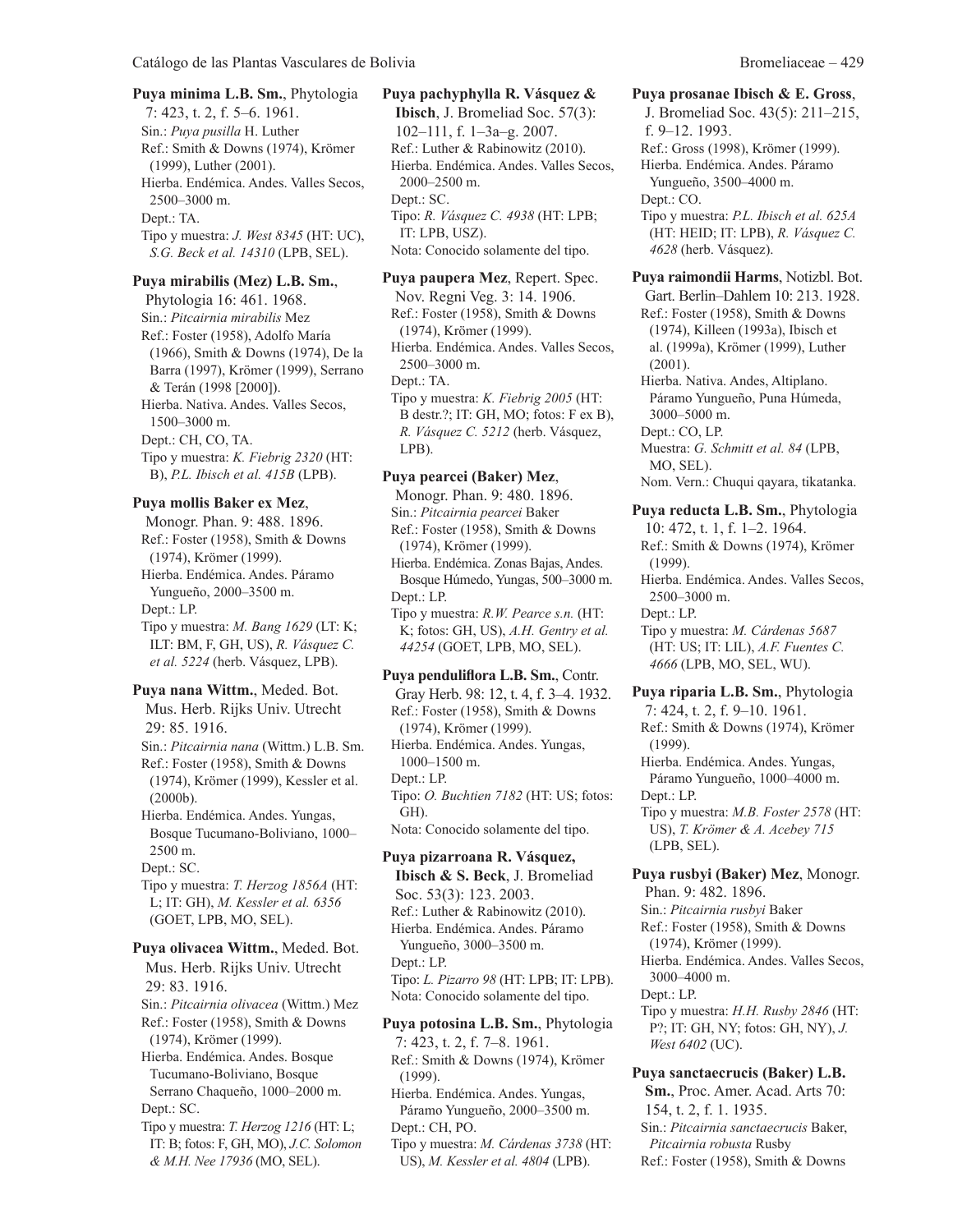**Puya minima L.B. Sm.**, Phytologia 7: 423, t. 2, f. 5–6. 1961.
Sin.: *Puya pusilla* H. Luther
Ref.: Smith & Downs (1974), Krömer (1999), Luther (2001).
Hierba. Endémica. Andes. Valles Secos, 2500–3000 m.
Dept.: TA.
Tipo y muestra: *J. West 8345* (HT: UC), *S.G. Beck et al. 14310* (LPB, SEL).

**Puya mirabilis (Mez) L.B. Sm.**, Phytologia 16: 461. 1968.
Sin.: *Pitcairnia mirabilis* Mez
Ref.: Foster (1958), Adolfo María (1966), Smith & Downs (1974), De la Barra (1997), Krömer (1999), Serrano & Terán (1998 [2000]).
Hierba. Nativa. Andes. Valles Secos, 1500–3000 m.
Dept.: CH, CO, TA.
Tipo y muestra: *K. Fiebrig 2320* (HT: B), *P.L. Ibisch et al. 415B* (LPB).

**Puya mollis Baker ex Mez**, Monogr. Phan. 9: 488. 1896.
Ref.: Foster (1958), Smith & Downs (1974), Krömer (1999).
Hierba. Endémica. Andes. Páramo Yungueño, 2000–3500 m.
Dept.: LP.
Tipo y muestra: *M. Bang 1629* (LT: K; ILT: BM, F, GH, US), *R. Vásquez C. et al. 5224* (herb. Vásquez, LPB).

**Puya nana Wittm.**, Meded. Bot. Mus. Herb. Rijks Univ. Utrecht 29: 85. 1916.
Sin.: *Pitcairnia nana* (Wittm.) L.B. Sm.
Ref.: Foster (1958), Smith & Downs (1974), Krömer (1999), Kessler et al. (2000b).
Hierba. Endémica. Andes. Yungas, Bosque Tucumano-Boliviano, 1000–2500 m.
Dept.: SC.
Tipo y muestra: *T. Herzog 1856A* (HT: L; IT: GH), *M. Kessler et al. 6356* (GOET, LPB, MO, SEL).

**Puya olivacea Wittm.**, Meded. Bot. Mus. Herb. Rijks Univ. Utrecht 29: 83. 1916.
Sin.: *Pitcairnia olivacea* (Wittm.) Mez
Ref.: Foster (1958), Smith & Downs (1974), Krömer (1999).
Hierba. Endémica. Andes. Bosque Tucumano-Boliviano, Bosque Serrano Chaqueño, 1000–2000 m.
Dept.: SC.
Tipo y muestra: *T. Herzog 1216* (HT: L; IT: B; fotos: F, GH, MO), *J.C. Solomon & M.H. Nee 17936* (MO, SEL).

**Puya pachyphylla R. Vásquez & Ibisch**, J. Bromeliad Soc. 57(3): 102–111, f. 1–3a–g. 2007.
Ref.: Luther & Rabinowitz (2010).
Hierba. Endémica. Andes. Valles Secos, 2000–2500 m.
Dept.: SC.
Tipo: *R. Vásquez C. 4938* (HT: LPB; IT: LPB, USZ).
Nota: Conocido solamente del tipo.

**Puya paupera Mez**, Repert. Spec. Nov. Regni Veg. 3: 14. 1906.
Ref.: Foster (1958), Smith & Downs (1974), Krömer (1999).
Hierba. Endémica. Andes. Valles Secos, 2500–3000 m.
Dept.: TA.
Tipo y muestra: *K. Fiebrig 2005* (HT: B destr.?; IT: GH, MO; fotos: F ex B), *R. Vásquez C. 5212* (herb. Vásquez, LPB).

**Puya pearcei (Baker) Mez**, Monogr. Phan. 9: 480. 1896.
Sin.: *Pitcairnia pearcei* Baker
Ref.: Foster (1958), Smith & Downs (1974), Krömer (1999).
Hierba. Endémica. Zonas Bajas, Andes. Bosque Húmedo, Yungas, 500–3000 m.
Dept.: LP.
Tipo y muestra: *R.W. Pearce s.n.* (HT: K; fotos: GH, US), *A.H. Gentry et al. 44254* (GOET, LPB, MO, SEL).

**Puya penduliflora L.B. Sm.**, Contr. Gray Herb. 98: 12, t. 4, f. 3–4. 1932.
Ref.: Foster (1958), Smith & Downs (1974), Krömer (1999).
Hierba. Endémica. Andes. Yungas, 1000–1500 m.
Dept.: LP.
Tipo: *O. Buchtien 7182* (HT: US; fotos: GH).
Nota: Conocido solamente del tipo.

**Puya pizarroana R. Vásquez, Ibisch & S. Beck**, J. Bromeliad Soc. 53(3): 123. 2003.
Ref.: Luther & Rabinowitz (2010).
Hierba. Endémica. Andes. Páramo Yungueño, 3000–3500 m.
Dept.: LP.
Tipo: *L. Pizarro 98* (HT: LPB; IT: LPB).
Nota: Conocido solamente del tipo.

**Puya potosina L.B. Sm.**, Phytologia 7: 423, t. 2, f. 7–8. 1961.
Ref.: Smith & Downs (1974), Krömer (1999).
Hierba. Endémica. Andes. Yungas, Páramo Yungueño, 2000–3500 m.
Dept.: CH, PO.
Tipo y muestra: *M. Cárdenas 3738* (HT: US), *M. Kessler et al. 4804* (LPB).

**Puya prosanae Ibisch & E. Gross**, J. Bromeliad Soc. 43(5): 211–215, f. 9–12. 1993.
Ref.: Gross (1998), Krömer (1999).
Hierba. Endémica. Andes. Páramo Yungueño, 3500–4000 m.
Dept.: CO.
Tipo y muestra: *P.L. Ibisch et al. 625A* (HT: HEID; IT: LPB), *R. Vásquez C. 4628* (herb. Vásquez).

**Puya raimondii Harms**, Notizbl. Bot. Gart. Berlin–Dahlem 10: 213. 1928.
Ref.: Foster (1958), Smith & Downs (1974), Killeen (1993a), Ibisch et al. (1999a), Krömer (1999), Luther (2001).
Hierba. Nativa. Andes, Altiplano. Páramo Yungueño, Puna Húmeda, 3000–5000 m.
Dept.: CO, LP.
Muestra: *G. Schmitt et al. 84* (LPB, MO, SEL).
Nom. Vern.: Chuqui qayara, tikatanka.

**Puya reducta L.B. Sm.**, Phytologia 10: 472, t. 1, f. 1–2. 1964.
Ref.: Smith & Downs (1974), Krömer (1999).
Hierba. Endémica. Andes. Valles Secos, 2500–3000 m.
Dept.: LP.
Tipo y muestra: *M. Cárdenas 5687* (HT: US; IT: LIL), *A.F. Fuentes C. 4666* (LPB, MO, SEL, WU).

**Puya riparia L.B. Sm.**, Phytologia 7: 424, t. 2, f. 9–10. 1961.
Ref.: Smith & Downs (1974), Krömer (1999).
Hierba. Endémica. Andes. Yungas, Páramo Yungueño, 1000–4000 m.
Dept.: LP.
Tipo y muestra: *M.B. Foster 2578* (HT: US), *T. Krömer & A. Acebey 715* (LPB, SEL).

**Puya rusbyi (Baker) Mez**, Monogr. Phan. 9: 482. 1896.
Sin.: *Pitcairnia rusbyi* Baker
Ref.: Foster (1958), Smith & Downs (1974), Krömer (1999).
Hierba. Endémica. Andes. Valles Secos, 3000–4000 m.
Dept.: LP.
Tipo y muestra: *H.H. Rusby 2846* (HT: P?; IT: GH, NY; fotos: GH, NY), *J. West 6402* (UC).

**Puya sanctaecrucis (Baker) L.B. Sm.**, Proc. Amer. Acad. Arts 70: 154, t. 2, f. 1. 1935.
Sin.: *Pitcairnia sanctaecrucis* Baker, *Pitcairnia robusta* Rusby
Ref.: Foster (1958), Smith & Downs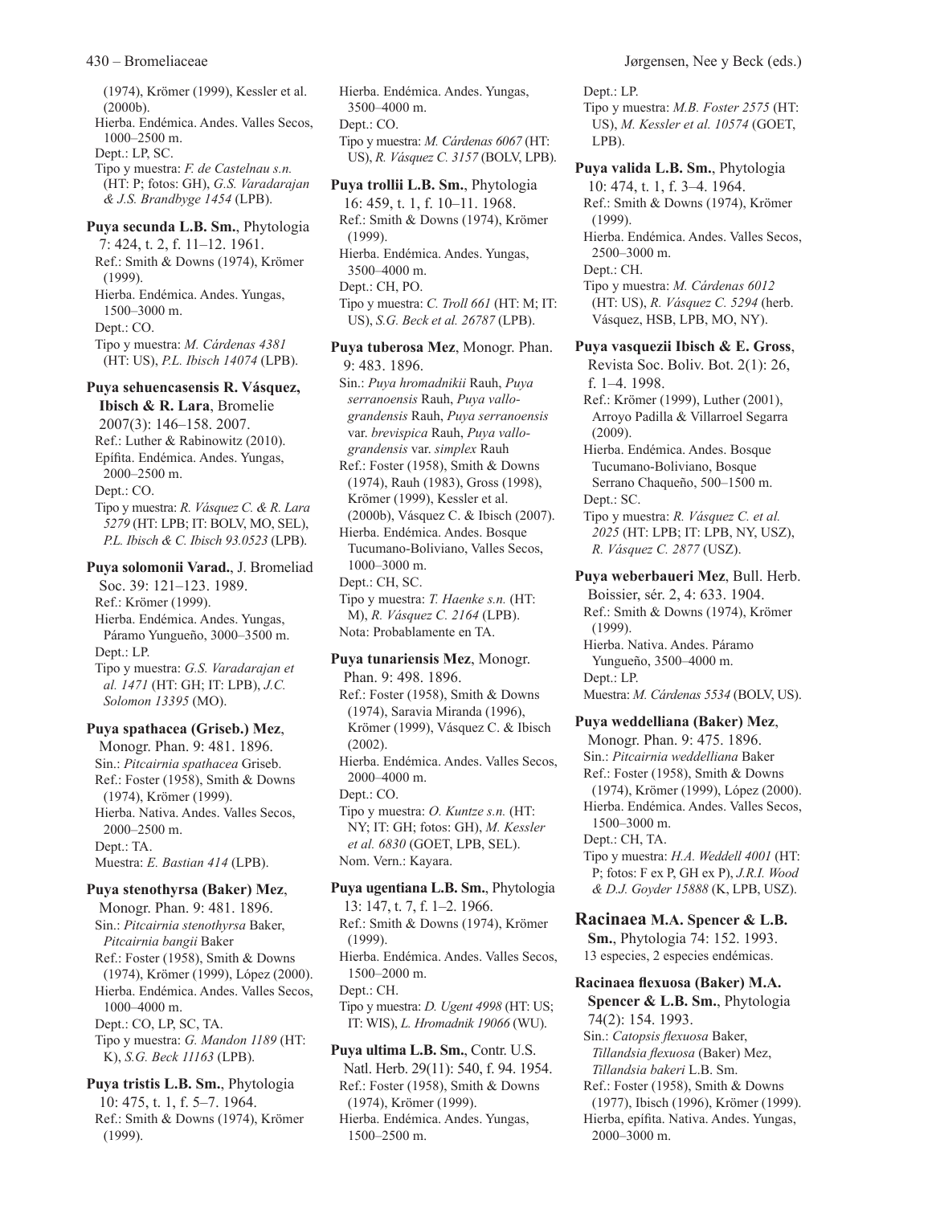(1974), Krömer (1999), Kessler et al. (2000b).
Hierba. Endémica. Andes. Valles Secos, 1000–2500 m.
Dept.: LP, SC.
Tipo y muestra: *F. de Castelnau s.n.* (HT: P; fotos: GH), *G.S. Varadarajan & J.S. Brandbyge 1454* (LPB).

**Puya secunda L.B. Sm.**, Phytologia 7: 424, t. 2, f. 11–12. 1961.
Ref.: Smith & Downs (1974), Krömer (1999).
Hierba. Endémica. Andes. Yungas, 1500–3000 m.
Dept.: CO.
Tipo y muestra: *M. Cárdenas 4381* (HT: US), *P.L. Ibisch 14074* (LPB).

**Puya sehuencasensis R. Vásquez, Ibisch & R. Lara**, Bromelie 2007(3): 146–158. 2007.
Ref.: Luther & Rabinowitz (2010).
Epífita. Endémica. Andes. Yungas, 2000–2500 m.
Dept.: CO.
Tipo y muestra: *R. Vásquez C. & R. Lara 5279* (HT: LPB; IT: BOLV, MO, SEL), *P.L. Ibisch & C. Ibisch 93.0523* (LPB).

**Puya solomonii Varad.**, J. Bromeliad Soc. 39: 121–123. 1989.
Ref.: Krömer (1999).
Hierba. Endémica. Andes. Yungas, Páramo Yungueño, 3000–3500 m.
Dept.: LP.
Tipo y muestra: *G.S. Varadarajan et al. 1471* (HT: GH; IT: LPB), *J.C. Solomon 13395* (MO).

**Puya spathacea (Griseb.) Mez**, Monogr. Phan. 9: 481. 1896.
Sin.: *Pitcairnia spathacea* Griseb.
Ref.: Foster (1958), Smith & Downs (1974), Krömer (1999).
Hierba. Nativa. Andes. Valles Secos, 2000–2500 m.
Dept.: TA.
Muestra: *E. Bastian 414* (LPB).

**Puya stenothyrsa (Baker) Mez**, Monogr. Phan. 9: 481. 1896.
Sin.: *Pitcairnia stenothyrsa* Baker, *Pitcairnia bangii* Baker
Ref.: Foster (1958), Smith & Downs (1974), Krömer (1999), López (2000).
Hierba. Endémica. Andes. Valles Secos, 1000–4000 m.
Dept.: CO, LP, SC, TA.
Tipo y muestra: *G. Mandon 1189* (HT: K), *S.G. Beck 11163* (LPB).

**Puya tristis L.B. Sm.**, Phytologia 10: 475, t. 1, f. 5–7. 1964.
Ref.: Smith & Downs (1974), Krömer (1999).
Hierba. Endémica. Andes. Yungas, 3500–4000 m.
Dept.: CO.
Tipo y muestra: *M. Cárdenas 6067* (HT: US), *R. Vásquez C. 3157* (BOLV, LPB).

**Puya trollii L.B. Sm.**, Phytologia 16: 459, t. 1, f. 10–11. 1968.
Ref.: Smith & Downs (1974), Krömer (1999).
Hierba. Endémica. Andes. Yungas, 3500–4000 m.
Dept.: CH, PO.
Tipo y muestra: *C. Troll 661* (HT: M; IT: US), *S.G. Beck et al. 26787* (LPB).

**Puya tuberosa Mez**, Monogr. Phan. 9: 483. 1896.
Sin.: *Puya hromadnikii* Rauh, *Puya serranoensis* Rauh, *Puya vallo-grandensis* Rauh, *Puya serranoensis* var. *brevispica* Rauh, *Puya vallo-grandensis* var. *simplex* Rauh
Ref.: Foster (1958), Smith & Downs (1974), Rauh (1983), Gross (1998), Krömer (1999), Kessler et al. (2000b), Vásquez C. & Ibisch (2007).
Hierba. Endémica. Andes. Bosque Tucumano-Boliviano, Valles Secos, 1000–3000 m.
Dept.: CH, SC.
Tipo y muestra: *T. Haenke s.n.* (HT: M), *R. Vásquez C. 2164* (LPB).
Nota: Probablemente en TA.

**Puya tunariensis Mez**, Monogr. Phan. 9: 498. 1896.
Ref.: Foster (1958), Smith & Downs (1974), Saravia Miranda (1996), Krömer (1999), Vásquez C. & Ibisch (2002).
Hierba. Endémica. Andes. Valles Secos, 2000–4000 m.
Dept.: CO.
Tipo y muestra: *O. Kuntze s.n.* (HT: NY; IT: GH; fotos: GH), *M. Kessler et al. 6830* (GOET, LPB, SEL).
Nom. Vern.: Kayara.

**Puya ugentiana L.B. Sm.**, Phytologia 13: 147, t. 7, f. 1–2. 1966.
Ref.: Smith & Downs (1974), Krömer (1999).
Hierba. Endémica. Andes. Valles Secos, 1500–2000 m.
Dept.: CH.
Tipo y muestra: *D. Ugent 4998* (HT: US; IT: WIS), *L. Hromadnik 19066* (WU).

**Puya ultima L.B. Sm.**, Contr. U.S. Natl. Herb. 29(11): 540, f. 94. 1954.
Ref.: Foster (1958), Smith & Downs (1974), Krömer (1999).
Hierba. Endémica. Andes. Yungas, 1500–2500 m.
Dept.: LP.
Tipo y muestra: *M.B. Foster 2575* (HT: US), *M. Kessler et al. 10574* (GOET, LPB).

**Puya valida L.B. Sm.**, Phytologia 10: 474, t. 1, f. 3–4. 1964.
Ref.: Smith & Downs (1974), Krömer (1999).
Hierba. Endémica. Andes. Valles Secos, 2500–3000 m.
Dept.: CH.
Tipo y muestra: *M. Cárdenas 6012* (HT: US), *R. Vásquez C. 5294* (herb. Vásquez, HSB, LPB, MO, NY).

**Puya vasquezii Ibisch & E. Gross**, Revista Soc. Boliv. Bot. 2(1): 26, f. 1–4. 1998.
Ref.: Krömer (1999), Luther (2001), Arroyo Padilla & Villarroel Segarra (2009).
Hierba. Endémica. Andes. Bosque Tucumano-Boliviano, Bosque Serrano Chaqueño, 500–1500 m.
Dept.: SC.
Tipo y muestra: *R. Vásquez C. et al. 2025* (HT: LPB; IT: LPB, NY, USZ), *R. Vásquez C. 2877* (USZ).

**Puya weberbaueri Mez**, Bull. Herb. Boissier, sér. 2, 4: 633. 1904.
Ref.: Smith & Downs (1974), Krömer (1999).
Hierba. Nativa. Andes. Páramo Yungueño, 3500–4000 m.
Dept.: LP.
Muestra: *M. Cárdenas 5534* (BOLV, US).

**Puya weddelliana (Baker) Mez**, Monogr. Phan. 9: 475. 1896.
Sin.: *Pitcairnia weddelliana* Baker
Ref.: Foster (1958), Smith & Downs (1974), Krömer (1999), López (2000).
Hierba. Endémica. Andes. Valles Secos, 1500–3000 m.
Dept.: CH, TA.
Tipo y muestra: *H.A. Weddell 4001* (HT: P; fotos: F ex P, GH ex P), *J.R.I. Wood & D.J. Goyder 15888* (K, LPB, USZ).

## Racinaea M.A. Spencer & L.B. Sm., Phytologia 74: 152. 1993.

13 especies, 2 especies endémicas.

**Racinaea flexuosa (Baker) M.A. Spencer & L.B. Sm.**, Phytologia 74(2): 154. 1993.
Sin.: *Catopsis flexuosa* Baker, *Tillandsia flexuosa* (Baker) Mez, *Tillandsia bakeri* L.B. Sm.
Ref.: Foster (1958), Smith & Downs (1977), Ibisch (1996), Krömer (1999).
Hierba, epífita. Nativa. Andes. Yungas, 2000–3000 m.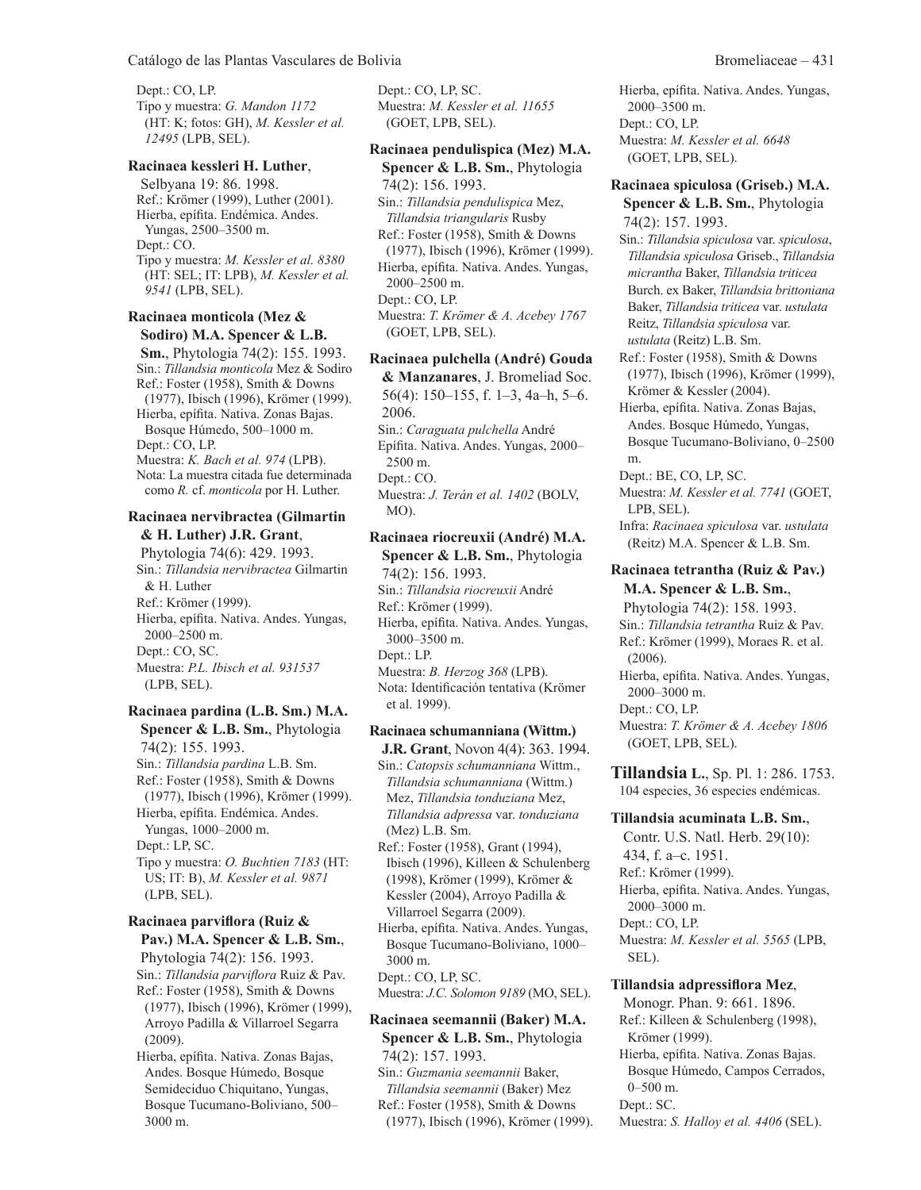Dept.: CO, LP.
Tipo y muestra: *G. Mandon 1172* (HT: K; fotos: GH), *M. Kessler et al. 12495* (LPB, SEL).

**Racinaea kessleri H. Luther**, Selbyana 19: 86. 1998.
Ref.: Krömer (1999), Luther (2001).
Hierba, epífita. Endémica. Andes. Yungas, 2500–3500 m.
Dept.: CO.
Tipo y muestra: *M. Kessler et al. 8380* (HT: SEL; IT: LPB), *M. Kessler et al. 9541* (LPB, SEL).

**Racinaea monticola (Mez & Sodiro) M.A. Spencer & L.B. Sm.**, Phytologia 74(2): 155. 1993.
Sin.: *Tillandsia monticola* Mez & Sodiro
Ref.: Foster (1958), Smith & Downs (1977), Ibisch (1996), Krömer (1999).
Hierba, epífita. Nativa. Zonas Bajas. Bosque Húmedo, 500–1000 m.
Dept.: CO, LP.
Muestra: *K. Bach et al. 974* (LPB).
Nota: La muestra citada fue determinada como *R.* cf. *monticola* por H. Luther.

**Racinaea nervibractea (Gilmartin & H. Luther) J.R. Grant**, Phytologia 74(6): 429. 1993.
Sin.: *Tillandsia nervibractea* Gilmartin & H. Luther
Ref.: Krömer (1999).
Hierba, epífita. Nativa. Andes. Yungas, 2000–2500 m.
Dept.: CO, SC.
Muestra: *P.L. Ibisch et al. 931537* (LPB, SEL).

**Racinaea pardina (L.B. Sm.) M.A. Spencer & L.B. Sm.**, Phytologia 74(2): 155. 1993.
Sin.: *Tillandsia pardina* L.B. Sm.
Ref.: Foster (1958), Smith & Downs (1977), Ibisch (1996), Krömer (1999).
Hierba, epífita. Endémica. Andes. Yungas, 1000–2000 m.
Dept.: LP, SC.
Tipo y muestra: *O. Buchtien 7183* (HT: US; IT: B), *M. Kessler et al. 9871* (LPB, SEL).

**Racinaea parviflora (Ruiz & Pav.) M.A. Spencer & L.B. Sm.**, Phytologia 74(2): 156. 1993.
Sin.: *Tillandsia parviflora* Ruiz & Pav.
Ref.: Foster (1958), Smith & Downs (1977), Ibisch (1996), Krömer (1999), Arroyo Padilla & Villarroel Segarra (2009).
Hierba, epífita. Nativa. Zonas Bajas, Andes. Bosque Húmedo, Bosque Semideciduo Chiquitano, Yungas, Bosque Tucumano-Boliviano, 500–3000 m.
Dept.: CO, LP, SC.
Muestra: *M. Kessler et al. 11655* (GOET, LPB, SEL).

**Racinaea pendulispica (Mez) M.A. Spencer & L.B. Sm.**, Phytologia 74(2): 156. 1993.
Sin.: *Tillandsia pendulispica* Mez, *Tillandsia triangularis* Rusby
Ref.: Foster (1958), Smith & Downs (1977), Ibisch (1996), Krömer (1999).
Hierba, epífita. Nativa. Andes. Yungas, 2000–2500 m.
Dept.: CO, LP.
Muestra: *T. Krömer & A. Acebey 1767* (GOET, LPB, SEL).

**Racinaea pulchella (André) Gouda & Manzanares**, J. Bromeliad Soc. 56(4): 150–155, f. 1–3, 4a–h, 5–6. 2006.
Sin.: *Caraguata pulchella* André
Epífita. Nativa. Andes. Yungas, 2000–2500 m.
Dept.: CO.
Muestra: *J. Terán et al. 1402* (BOLV, MO).

**Racinaea riocreuxii (André) M.A. Spencer & L.B. Sm.**, Phytologia 74(2): 156. 1993.
Sin.: *Tillandsia riocreuxii* André
Ref.: Krömer (1999).
Hierba, epífita. Nativa. Andes. Yungas, 3000–3500 m.
Dept.: LP.
Muestra: *B. Herzog 368* (LPB).
Nota: Identificación tentativa (Krömer et al. 1999).

**Racinaea schumanniana (Wittm.) J.R. Grant**, Novon 4(4): 363. 1994.
Sin.: *Catopsis schumanniana* Wittm., *Tillandsia schumanniana* (Wittm.) Mez, *Tillandsia tonduziana* Mez, *Tillandsia adpressa* var. *tonduziana* (Mez) L.B. Sm.
Ref.: Foster (1958), Grant (1994), Ibisch (1996), Killeen & Schulenberg (1998), Krömer (1999), Krömer & Kessler (2004), Arroyo Padilla & Villarroel Segarra (2009).
Hierba, epífita. Nativa. Andes. Yungas, Bosque Tucumano-Boliviano, 1000–3000 m.
Dept.: CO, LP, SC.
Muestra: *J.C. Solomon 9189* (MO, SEL).

**Racinaea seemannii (Baker) M.A. Spencer & L.B. Sm.**, Phytologia 74(2): 157. 1993.
Sin.: *Guzmania seemannii* Baker, *Tillandsia seemannii* (Baker) Mez
Ref.: Foster (1958), Smith & Downs (1977), Ibisch (1996), Krömer (1999).
Hierba, epífita. Nativa. Andes. Yungas, 2000–3500 m.
Dept.: CO, LP.
Muestra: *M. Kessler et al. 6648* (GOET, LPB, SEL).

**Racinaea spiculosa (Griseb.) M.A. Spencer & L.B. Sm.**, Phytologia 74(2): 157. 1993.
Sin.: *Tillandsia spiculosa* var. *spiculosa*, *Tillandsia spiculosa* Griseb., *Tillandsia micrantha* Baker, *Tillandsia triticea* Burch. ex Baker, *Tillandsia brittoniana* Baker, *Tillandsia triticea* var. *ustulata* Reitz, *Tillandsia spiculosa* var. *ustulata* (Reitz) L.B. Sm.
Ref.: Foster (1958), Smith & Downs (1977), Ibisch (1996), Krömer (1999), Krömer & Kessler (2004).
Hierba, epífita. Nativa. Zonas Bajas, Andes. Bosque Húmedo, Yungas, Bosque Tucumano-Boliviano, 0–2500 m.
Dept.: BE, CO, LP, SC.
Muestra: *M. Kessler et al. 7741* (GOET, LPB, SEL).
Infra: *Racinaea spiculosa* var. *ustulata* (Reitz) M.A. Spencer & L.B. Sm.

**Racinaea tetrantha (Ruiz & Pav.) M.A. Spencer & L.B. Sm.**, Phytologia 74(2): 158. 1993.
Sin.: *Tillandsia tetrantha* Ruiz & Pav.
Ref.: Krömer (1999), Moraes R. et al. (2006).
Hierba, epífita. Nativa. Andes. Yungas, 2000–3000 m.
Dept.: CO, LP.
Muestra: *T. Krömer & A. Acebey 1806* (GOET, LPB, SEL).

## Tillandsia L., Sp. Pl. 1: 286. 1753.

104 especies, 36 especies endémicas.

**Tillandsia acuminata L.B. Sm.**, Contr. U.S. Natl. Herb. 29(10): 434, f. a–c. 1951.
Ref.: Krömer (1999).
Hierba, epífita. Nativa. Andes. Yungas, 2000–3000 m.
Dept.: CO, LP.
Muestra: *M. Kessler et al. 5565* (LPB, SEL).

**Tillandsia adpressiflora Mez**, Monogr. Phan. 9: 661. 1896.
Ref.: Killeen & Schulenberg (1998), Krömer (1999).
Hierba, epífita. Nativa. Zonas Bajas. Bosque Húmedo, Campos Cerrados, 0–500 m.
Dept.: SC.
Muestra: *S. Halloy et al. 4406* (SEL).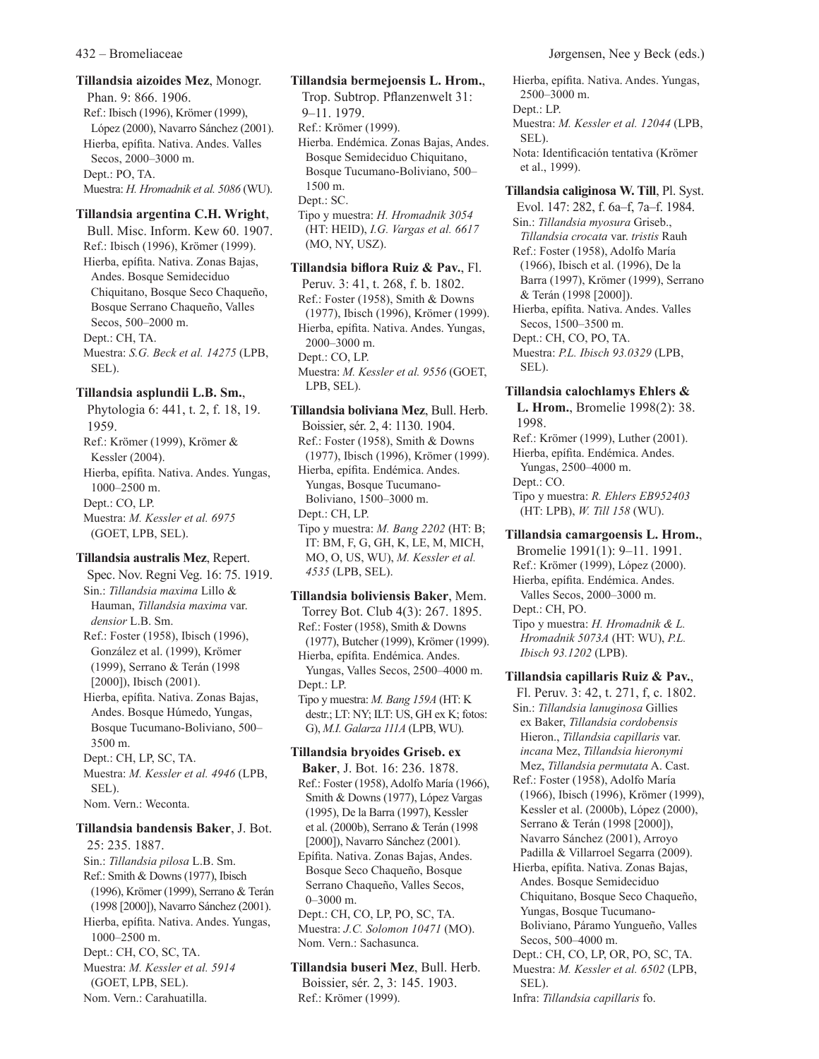**Tillandsia aizoides Mez**, Monogr. Phan. 9: 866. 1906.
Ref.: Ibisch (1996), Krömer (1999), López (2000), Navarro Sánchez (2001).
Hierba, epífita. Nativa. Andes. Valles Secos, 2000–3000 m.
Dept.: PO, TA.
Muestra: *H. Hromadnik et al. 5086* (WU).

**Tillandsia argentina C.H. Wright**, Bull. Misc. Inform. Kew 60. 1907.
Ref.: Ibisch (1996), Krömer (1999).
Hierba, epífita. Nativa. Zonas Bajas, Andes. Bosque Semideciduo Chiquitano, Bosque Seco Chaqueño, Bosque Serrano Chaqueño, Valles Secos, 500–2000 m.
Dept.: CH, TA.
Muestra: *S.G. Beck et al. 14275* (LPB, SEL).

**Tillandsia asplundii L.B. Sm.**, Phytologia 6: 441, t. 2, f. 18, 19. 1959.
Ref.: Krömer (1999), Krömer & Kessler (2004).
Hierba, epífita. Nativa. Andes. Yungas, 1000–2500 m.
Dept.: CO, LP.
Muestra: *M. Kessler et al. 6975* (GOET, LPB, SEL).

**Tillandsia australis Mez**, Repert. Spec. Nov. Regni Veg. 16: 75. 1919.
Sin.: *Tillandsia maxima* Lillo & Hauman, *Tillandsia maxima* var. *densior* L.B. Sm.
Ref.: Foster (1958), Ibisch (1996), González et al. (1999), Krömer (1999), Serrano & Terán (1998 [2000]), Ibisch (2001).
Hierba, epífita. Nativa. Zonas Bajas, Andes. Bosque Húmedo, Yungas, Bosque Tucumano-Boliviano, 500–3500 m.
Dept.: CH, LP, SC, TA.
Muestra: *M. Kessler et al. 4946* (LPB, SEL).
Nom. Vern.: Weconta.

**Tillandsia bandensis Baker**, J. Bot. 25: 235. 1887.
Sin.: *Tillandsia pilosa* L.B. Sm.
Ref.: Smith & Downs (1977), Ibisch (1996), Krömer (1999), Serrano & Terán (1998 [2000]), Navarro Sánchez (2001).
Hierba, epífita. Nativa. Andes. Yungas, 1000–2500 m.
Dept.: CH, CO, SC, TA.
Muestra: *M. Kessler et al. 5914* (GOET, LPB, SEL).
Nom. Vern.: Carahuatilla.

**Tillandsia bermejoensis L. Hrom.**, Trop. Subtrop. Pflanzenwelt 31: 9–11. 1979.
Ref.: Krömer (1999).
Hierba. Endémica. Zonas Bajas, Andes. Bosque Semideciduo Chiquitano, Bosque Tucumano-Boliviano, 500–1500 m.
Dept.: SC.
Tipo y muestra: *H. Hromadnik 3054* (HT: HEID), *I.G. Vargas et al. 6617* (MO, NY, USZ).

**Tillandsia biflora Ruiz & Pav.**, Fl. Peruv. 3: 41, t. 268, f. b. 1802.
Ref.: Foster (1958), Smith & Downs (1977), Ibisch (1996), Krömer (1999).
Hierba, epífita. Nativa. Andes. Yungas, 2000–3000 m.
Dept.: CO, LP.
Muestra: *M. Kessler et al. 9556* (GOET, LPB, SEL).

**Tillandsia boliviana Mez**, Bull. Herb. Boissier, sér. 2, 4: 1130. 1904.
Ref.: Foster (1958), Smith & Downs (1977), Ibisch (1996), Krömer (1999).
Hierba, epífita. Endémica. Andes. Yungas, Bosque Tucumano-Boliviano, 1500–3000 m.
Dept.: CH, LP.
Tipo y muestra: *M. Bang 2202* (HT: B; IT: BM, F, G, GH, K, LE, M, MICH, MO, O, US, WU), *M. Kessler et al. 4535* (LPB, SEL).

**Tillandsia boliviensis Baker**, Mem. Torrey Bot. Club 4(3): 267. 1895.
Ref.: Foster (1958), Smith & Downs (1977), Butcher (1999), Krömer (1999).
Hierba, epífita. Endémica. Andes. Yungas, Valles Secos, 2500–4000 m.
Dept.: LP.
Tipo y muestra: *M. Bang 159A* (HT: K destr.; LT: NY; ILT: US, GH ex K; fotos: G), *M.I. Galarza 111A* (LPB, WU).

**Tillandsia bryoides Griseb. ex Baker**, J. Bot. 16: 236. 1878.
Ref.: Foster (1958), Adolfo María (1966), Smith & Downs (1977), López Vargas (1995), De la Barra (1997), Kessler et al. (2000b), Serrano & Terán (1998 [2000]), Navarro Sánchez (2001).
Epífita. Nativa. Zonas Bajas, Andes. Bosque Seco Chaqueño, Bosque Serrano Chaqueño, Valles Secos, 0–3000 m.
Dept.: CH, CO, LP, PO, SC, TA.
Muestra: *J.C. Solomon 10471* (MO).
Nom. Vern.: Sachasunca.

**Tillandsia buseri Mez**, Bull. Herb. Boissier, sér. 2, 3: 145. 1903.
Ref.: Krömer (1999).
Hierba, epífita. Nativa. Andes. Yungas, 2500–3000 m.
Dept.: LP.
Muestra: *M. Kessler et al. 12044* (LPB, SEL).
Nota: Identificación tentativa (Krömer et al., 1999).

**Tillandsia caliginosa W. Till**, Pl. Syst. Evol. 147: 282, f. 6a–f, 7a–f. 1984.
Sin.: *Tillandsia myosura* Griseb., *Tillandsia crocata* var. *tristis* Rauh
Ref.: Foster (1958), Adolfo María (1966), Ibisch et al. (1996), De la Barra (1997), Krömer (1999), Serrano & Terán (1998 [2000]).
Hierba, epífita. Nativa. Andes. Valles Secos, 1500–3500 m.
Dept.: CH, CO, PO, TA.
Muestra: *P.L. Ibisch 93.0329* (LPB, SEL).

**Tillandsia calochlamys Ehlers & L. Hrom.**, Bromelie 1998(2): 38. 1998.
Ref.: Krömer (1999), Luther (2001).
Hierba, epífita. Endémica. Andes. Yungas, 2500–4000 m.
Dept.: CO.
Tipo y muestra: *R. Ehlers EB952403* (HT: LPB), *W. Till 158* (WU).

**Tillandsia camargoensis L. Hrom.**, Bromelie 1991(1): 9–11. 1991.
Ref.: Krömer (1999), López (2000).
Hierba, epífita. Endémica. Andes. Valles Secos, 2000–3000 m.
Dept.: CH, PO.
Tipo y muestra: *H. Hromadnik & L. Hromadnik 5073A* (HT: WU), *P.L. Ibisch 93.1202* (LPB).

**Tillandsia capillaris Ruiz & Pav.**, Fl. Peruv. 3: 42, t. 271, f, c. 1802.
Sin.: *Tillandsia lanuginosa* Gillies ex Baker, *Tillandsia cordobensis* Hieron., *Tillandsia capillaris* var. *incana* Mez, *Tillandsia hieronymi* Mez, *Tillandsia permutata* A. Cast.
Ref.: Foster (1958), Adolfo María (1966), Ibisch (1996), Krömer (1999), Kessler et al. (2000b), López (2000), Serrano & Terán (1998 [2000]), Navarro Sánchez (2001), Arroyo Padilla & Villarroel Segarra (2009).
Hierba, epífita. Nativa. Zonas Bajas, Andes. Bosque Semideciduo Chiquitano, Bosque Seco Chaqueño, Yungas, Bosque Tucumano-Boliviano, Páramo Yungueño, Valles Secos, 500–4000 m.
Dept.: CH, CO, LP, OR, PO, SC, TA.
Muestra: *M. Kessler et al. 6502* (LPB, SEL).
Infra: *Tillandsia capillaris* fo.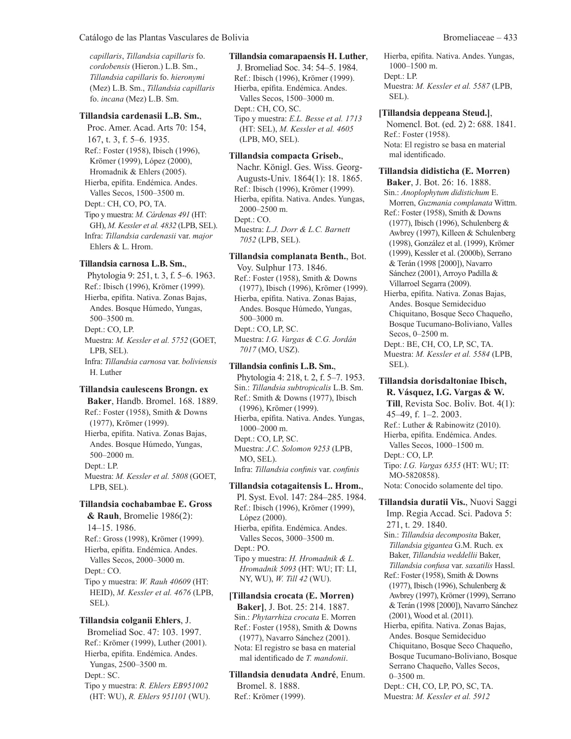*capillaris*, *Tillandsia capillaris* fo. *cordobensis* (Hieron.) L.B. Sm., *Tillandsia capillaris* fo. *hieronymi* (Mez) L.B. Sm., *Tillandsia capillaris* fo. *incana* (Mez) L.B. Sm.

**Tillandsia cardenasii L.B. Sm.**, Proc. Amer. Acad. Arts 70: 154, 167, t. 3, f. 5–6. 1935.
Ref.: Foster (1958), Ibisch (1996), Krömer (1999), López (2000), Hromadnik & Ehlers (2005).
Hierba, epífita. Endémica. Andes. Valles Secos, 1500–3500 m.
Dept.: CH, CO, PO, TA.
Tipo y muestra: *M. Cárdenas 491* (HT: GH), *M. Kessler et al. 4832* (LPB, SEL).
Infra: *Tillandsia cardenasii* var. *major* Ehlers & L. Hrom.

**Tillandsia carnosa L.B. Sm.**, Phytologia 9: 251, t. 3, f. 5–6. 1963.
Ref.: Ibisch (1996), Krömer (1999).
Hierba, epífita. Nativa. Zonas Bajas, Andes. Bosque Húmedo, Yungas, 500–3500 m.
Dept.: CO, LP.
Muestra: *M. Kessler et al. 5752* (GOET, LPB, SEL).
Infra: *Tillandsia carnosa* var. *boliviensis* H. Luther

**Tillandsia caulescens Brongn. ex Baker**, Handb. Bromel. 168. 1889.
Ref.: Foster (1958), Smith & Downs (1977), Krömer (1999).
Hierba, epífita. Nativa. Zonas Bajas, Andes. Bosque Húmedo, Yungas, 500–2000 m.
Dept.: LP.
Muestra: *M. Kessler et al. 5808* (GOET, LPB, SEL).

**Tillandsia cochabambae E. Gross & Rauh**, Bromelie 1986(2): 14–15. 1986.
Ref.: Gross (1998), Krömer (1999).
Hierba, epífita. Endémica. Andes. Valles Secos, 2000–3000 m.
Dept.: CO.
Tipo y muestra: *W. Rauh 40609* (HT: HEID), *M. Kessler et al. 4676* (LPB, SEL).

**Tillandsia colganii Ehlers**, J. Bromeliad Soc. 47: 103. 1997.
Ref.: Krömer (1999), Luther (2001).
Hierba, epífita. Endémica. Andes. Yungas, 2500–3500 m.
Dept.: SC.
Tipo y muestra: *R. Ehlers EB951002* (HT: WU), *R. Ehlers 951101* (WU).

**Tillandsia comarapaensis H. Luther**, J. Bromeliad Soc. 34: 54–5. 1984.
Ref.: Ibisch (1996), Krömer (1999).
Hierba, epífita. Endémica. Andes. Valles Secos, 1500–3000 m.
Dept.: CH, CO, SC.
Tipo y muestra: *E.L. Besse et al. 1713* (HT: SEL), *M. Kessler et al. 4605* (LPB, MO, SEL).

**Tillandsia compacta Griseb.**, Nachr. Königl. Ges. Wiss. Georg-Augusts-Univ. 1864(1): 18. 1865.
Ref.: Ibisch (1996), Krömer (1999).
Hierba, epífita. Nativa. Andes. Yungas, 2000–2500 m.
Dept.: CO.
Muestra: *L.J. Dorr & L.C. Barnett 7052* (LPB, SEL).

**Tillandsia complanata Benth.**, Bot. Voy. Sulphur 173. 1846.
Ref.: Foster (1958), Smith & Downs (1977), Ibisch (1996), Krömer (1999).
Hierba, epífita. Nativa. Zonas Bajas, Andes. Bosque Húmedo, Yungas, 500–3000 m.
Dept.: CO, LP, SC.
Muestra: *I.G. Vargas & C.G. Jordán 7017* (MO, USZ).

**Tillandsia confinis L.B. Sm.**, Phytologia 4: 218, t. 2, f. 5–7. 1953.
Sin.: *Tillandsia subtropicalis* L.B. Sm.
Ref.: Smith & Downs (1977), Ibisch (1996), Krömer (1999).
Hierba, epífita. Nativa. Andes. Yungas, 1000–2000 m.
Dept.: CO, LP, SC.
Muestra: *J.C. Solomon 9253* (LPB, MO, SEL).
Infra: *Tillandsia confinis* var. *confinis*

**Tillandsia cotagaitensis L. Hrom.**, Pl. Syst. Evol. 147: 284–285. 1984.
Ref.: Ibisch (1996), Krömer (1999), López (2000).
Hierba, epífita. Endémica. Andes. Valles Secos, 3000–3500 m.
Dept.: PO.
Tipo y muestra: *H. Hromadnik & L. Hromadnik 5093* (HT: WU; IT: LI, NY, WU), *W. Till 42* (WU).

**[Tillandsia crocata (E. Morren) Baker]**, J. Bot. 25: 214. 1887.
Sin.: *Phytarrhiza crocata* E. Morren
Ref.: Foster (1958), Smith & Downs (1977), Navarro Sánchez (2001).
Nota: El registro se basa en material mal identificado de *T. mandonii*.

**Tillandsia denudata André**, Enum. Bromel. 8. 1888.
Ref.: Krömer (1999).
Hierba, epífita. Nativa. Andes. Yungas, 1000–1500 m.
Dept.: LP.
Muestra: *M. Kessler et al. 5587* (LPB, SEL).

**[Tillandsia deppeana Steud.]**, Nomencl. Bot. (ed. 2) 2: 688. 1841.
Ref.: Foster (1958).
Nota: El registro se basa en material mal identificado.

**Tillandsia didisticha (E. Morren) Baker**, J. Bot. 26: 16. 1888.
Sin.: *Anoplophytum didistichum* E. Morren, *Guzmania complanata* Wittm.
Ref.: Foster (1958), Smith & Downs (1977), Ibisch (1996), Schulenberg & Awbrey (1997), Killeen & Schulenberg (1998), González et al. (1999), Krömer (1999), Kessler et al. (2000b), Serrano & Terán (1998 [2000]), Navarro Sánchez (2001), Arroyo Padilla & Villarroel Segarra (2009).
Hierba, epífita. Nativa. Zonas Bajas, Andes. Bosque Semideciduo Chiquitano, Bosque Seco Chaqueño, Bosque Tucumano-Boliviano, Valles Secos, 0–2500 m.
Dept.: BE, CH, CO, LP, SC, TA.
Muestra: *M. Kessler et al. 5584* (LPB, SEL).

**Tillandsia dorisdaltoniae Ibisch, R. Vásquez, I.G. Vargas & W. Till**, Revista Soc. Boliv. Bot. 4(1): 45–49, f. 1–2. 2003.
Ref.: Luther & Rabinowitz (2010).
Hierba, epífita. Endémica. Andes. Valles Secos, 1000–1500 m.
Dept.: CO, LP.
Tipo: *I.G. Vargas 6355* (HT: WU; IT: MO-5820858).
Nota: Conocido solamente del tipo.

**Tillandsia duratii Vis.**, Nuovi Saggi Imp. Regia Accad. Sci. Padova 5: 271, t. 29. 1840.
Sin.: *Tillandsia decomposita* Baker, *Tillandsia gigantea* G.M. Ruch. ex Baker, *Tillandsia weddellii* Baker, *Tillandsia confusa* var. *saxatilis* Hassl.
Ref.: Foster (1958), Smith & Downs (1977), Ibisch (1996), Schulenberg & Awbrey (1997), Krömer (1999), Serrano & Terán (1998 [2000]), Navarro Sánchez (2001), Wood et al. (2011).
Hierba, epífita. Nativa. Zonas Bajas, Andes. Bosque Semideciduo Chiquitano, Bosque Seco Chaqueño, Bosque Tucumano-Boliviano, Bosque Serrano Chaqueño, Valles Secos, 0–3500 m.
Dept.: CH, CO, LP, PO, SC, TA.
Muestra: *M. Kessler et al. 5912*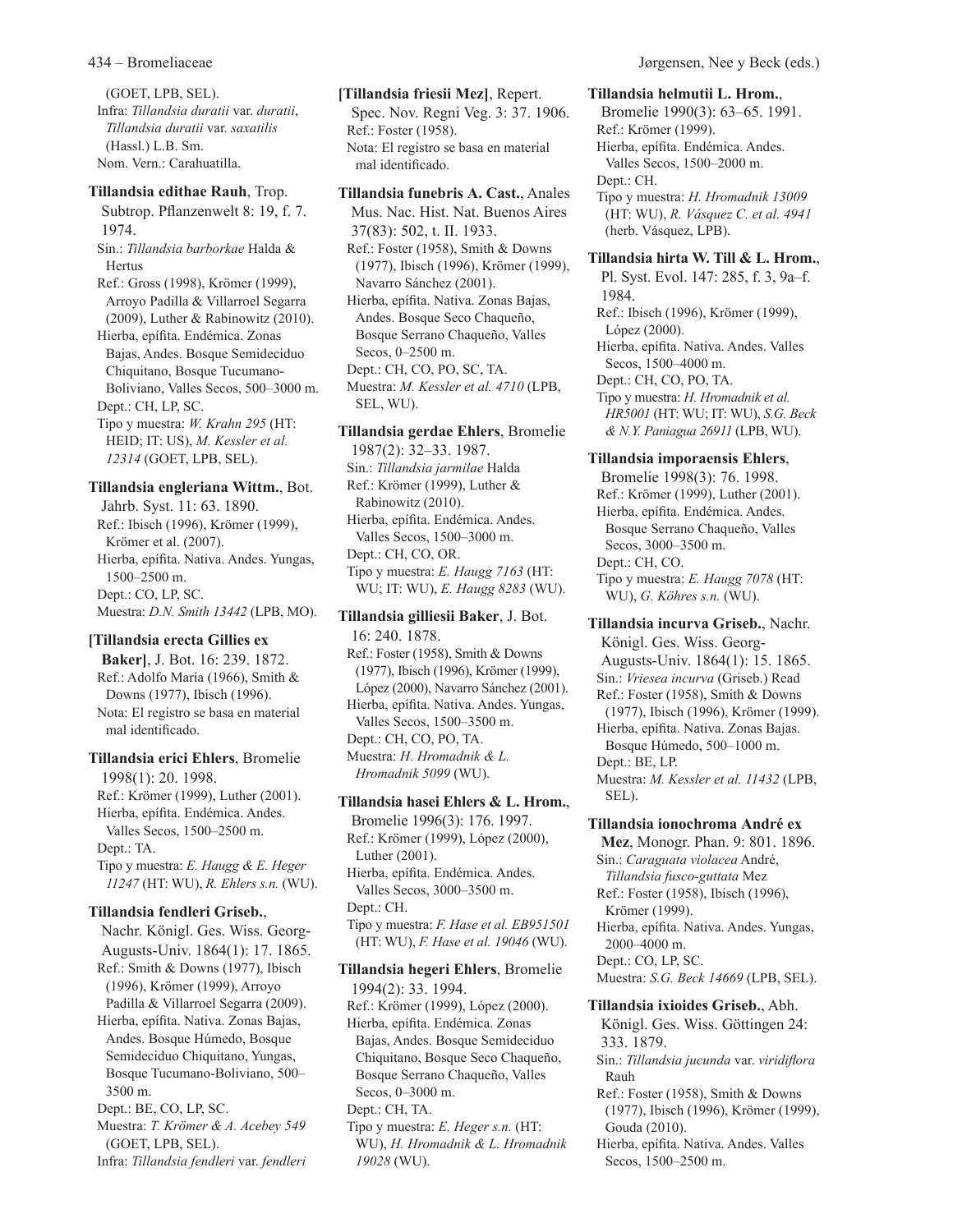(GOET, LPB, SEL).
Infra: *Tillandsia duratii* var. *duratii*, *Tillandsia duratii* var. *saxatilis* (Hassl.) L.B. Sm.
Nom. Vern.: Carahuatilla.

**Tillandsia edithae Rauh**, Trop. Subtrop. Pflanzenwelt 8: 19, f. 7. 1974.
Sin.: *Tillandsia barborkae* Halda & Hertus
Ref.: Gross (1998), Krömer (1999), Arroyo Padilla & Villarroel Segarra (2009), Luther & Rabinowitz (2010).
Hierba, epífita. Endémica. Zonas Bajas, Andes. Bosque Semideciduo Chiquitano, Bosque Tucumano-Boliviano, Valles Secos, 500–3000 m.
Dept.: CH, LP, SC.
Tipo y muestra: *W. Krahn 295* (HT: HEID; IT: US), *M. Kessler et al. 12314* (GOET, LPB, SEL).

**Tillandsia engleriana Wittm.**, Bot. Jahrb. Syst. 11: 63. 1890.
Ref.: Ibisch (1996), Krömer (1999), Krömer et al. (2007).
Hierba, epífita. Nativa. Andes. Yungas, 1500–2500 m.
Dept.: CO, LP, SC.
Muestra: *D.N. Smith 13442* (LPB, MO).

**[Tillandsia erecta Gillies ex Baker]**, J. Bot. 16: 239. 1872.
Ref.: Adolfo María (1966), Smith & Downs (1977), Ibisch (1996).
Nota: El registro se basa en material mal identificado.

**Tillandsia erici Ehlers**, Bromelie 1998(1): 20. 1998.
Ref.: Krömer (1999), Luther (2001).
Hierba, epífita. Endémica. Andes. Valles Secos, 1500–2500 m.
Dept.: TA.
Tipo y muestra: *E. Haugg & E. Heger 11247* (HT: WU), *R. Ehlers s.n.* (WU).

**Tillandsia fendleri Griseb.**, Nachr. Königl. Ges. Wiss. Georg-Augusts-Univ. 1864(1): 17. 1865.
Ref.: Smith & Downs (1977), Ibisch (1996), Krömer (1999), Arroyo Padilla & Villarroel Segarra (2009).
Hierba, epífita. Nativa. Zonas Bajas, Andes. Bosque Húmedo, Bosque Semideciduo Chiquitano, Yungas, Bosque Tucumano-Boliviano, 500–3500 m.
Dept.: BE, CO, LP, SC.
Muestra: *T. Krömer & A. Acebey 549* (GOET, LPB, SEL).
Infra: *Tillandsia fendleri* var. *fendleri*

**[Tillandsia friesii Mez]**, Repert. Spec. Nov. Regni Veg. 3: 37. 1906.
Ref.: Foster (1958).
Nota: El registro se basa en material mal identificado.

**Tillandsia funebris A. Cast.**, Anales Mus. Nac. Hist. Nat. Buenos Aires 37(83): 502, t. II. 1933.
Ref.: Foster (1958), Smith & Downs (1977), Ibisch (1996), Krömer (1999), Navarro Sánchez (2001).
Hierba, epífita. Nativa. Zonas Bajas, Andes. Bosque Seco Chaqueño, Bosque Serrano Chaqueño, Valles Secos, 0–2500 m.
Dept.: CH, CO, PO, SC, TA.
Muestra: *M. Kessler et al. 4710* (LPB, SEL, WU).

**Tillandsia gerdae Ehlers**, Bromelie 1987(2): 32–33. 1987.
Sin.: *Tillandsia jarmilae* Halda
Ref.: Krömer (1999), Luther & Rabinowitz (2010).
Hierba, epífita. Endémica. Andes. Valles Secos, 1500–3000 m.
Dept.: CH, CO, OR.
Tipo y muestra: *E. Haugg 7163* (HT: WU; IT: WU), *E. Haugg 8283* (WU).

**Tillandsia gilliesii Baker**, J. Bot. 16: 240. 1878.
Ref.: Foster (1958), Smith & Downs (1977), Ibisch (1996), Krömer (1999), López (2000), Navarro Sánchez (2001).
Hierba, epífita. Nativa. Andes. Yungas, Valles Secos, 1500–3500 m.
Dept.: CH, CO, PO, TA.
Muestra: *H. Hromadnik & L. Hromadnik 5099* (WU).

**Tillandsia hasei Ehlers & L. Hrom.**, Bromelie 1996(3): 176. 1997.
Ref.: Krömer (1999), López (2000), Luther (2001).
Hierba, epífita. Endémica. Andes. Valles Secos, 3000–3500 m.
Dept.: CH.
Tipo y muestra: *F. Hase et al. EB951501* (HT: WU), *F. Hase et al. 19046* (WU).

**Tillandsia hegeri Ehlers**, Bromelie 1994(2): 33. 1994.
Ref.: Krömer (1999), López (2000).
Hierba, epífita. Endémica. Zonas Bajas, Andes. Bosque Semideciduo Chiquitano, Bosque Seco Chaqueño, Bosque Serrano Chaqueño, Valles Secos, 0–3000 m.
Dept.: CH, TA.
Tipo y muestra: *E. Heger s.n.* (HT: WU), *H. Hromadnik & L. Hromadnik 19028* (WU).

**Tillandsia helmutii L. Hrom.**, Bromelie 1990(3): 63–65. 1991.
Ref.: Krömer (1999).
Hierba, epífita. Endémica. Andes. Valles Secos, 1500–2000 m.
Dept.: CH.
Tipo y muestra: *H. Hromadnik 13009* (HT: WU), *R. Vásquez C. et al. 4941* (herb. Vásquez, LPB).

**Tillandsia hirta W. Till & L. Hrom.**, Pl. Syst. Evol. 147: 285, f. 3, 9a–f. 1984.
Ref.: Ibisch (1996), Krömer (1999), López (2000).
Hierba, epífita. Nativa. Andes. Valles Secos, 1500–4000 m.
Dept.: CH, CO, PO, TA.
Tipo y muestra: *H. Hromadnik et al. HR5001* (HT: WU; IT: WU), *S.G. Beck & N.Y. Paniagua 26911* (LPB, WU).

**Tillandsia imporaensis Ehlers**, Bromelie 1998(3): 76. 1998.
Ref.: Krömer (1999), Luther (2001).
Hierba, epífita. Endémica. Andes. Bosque Serrano Chaqueño, Valles Secos, 3000–3500 m.
Dept.: CH, CO.
Tipo y muestra: *E. Haugg 7078* (HT: WU), *G. Köhres s.n.* (WU).

**Tillandsia incurva Griseb.**, Nachr. Königl. Ges. Wiss. Georg-Augusts-Univ. 1864(1): 15. 1865.
Sin.: *Vriesea incurva* (Griseb.) Read
Ref.: Foster (1958), Smith & Downs (1977), Ibisch (1996), Krömer (1999).
Hierba, epífita. Nativa. Zonas Bajas. Bosque Húmedo, 500–1000 m.
Dept.: BE, LP.
Muestra: *M. Kessler et al. 11432* (LPB, SEL).

**Tillandsia ionochroma André ex Mez**, Monogr. Phan. 9: 801. 1896.
Sin.: *Caraguata violacea* André, *Tillandsia fusco-guttata* Mez
Ref.: Foster (1958), Ibisch (1996), Krömer (1999).
Hierba, epífita. Nativa. Andes. Yungas, 2000–4000 m.
Dept.: CO, LP, SC.
Muestra: *S.G. Beck 14669* (LPB, SEL).

**Tillandsia ixioides Griseb.**, Abh. Königl. Ges. Wiss. Göttingen 24: 333. 1879.
Sin.: *Tillandsia jucunda* var. *viridiflora* Rauh
Ref.: Foster (1958), Smith & Downs (1977), Ibisch (1996), Krömer (1999), Gouda (2010).
Hierba, epífita. Nativa. Andes. Valles Secos, 1500–2500 m.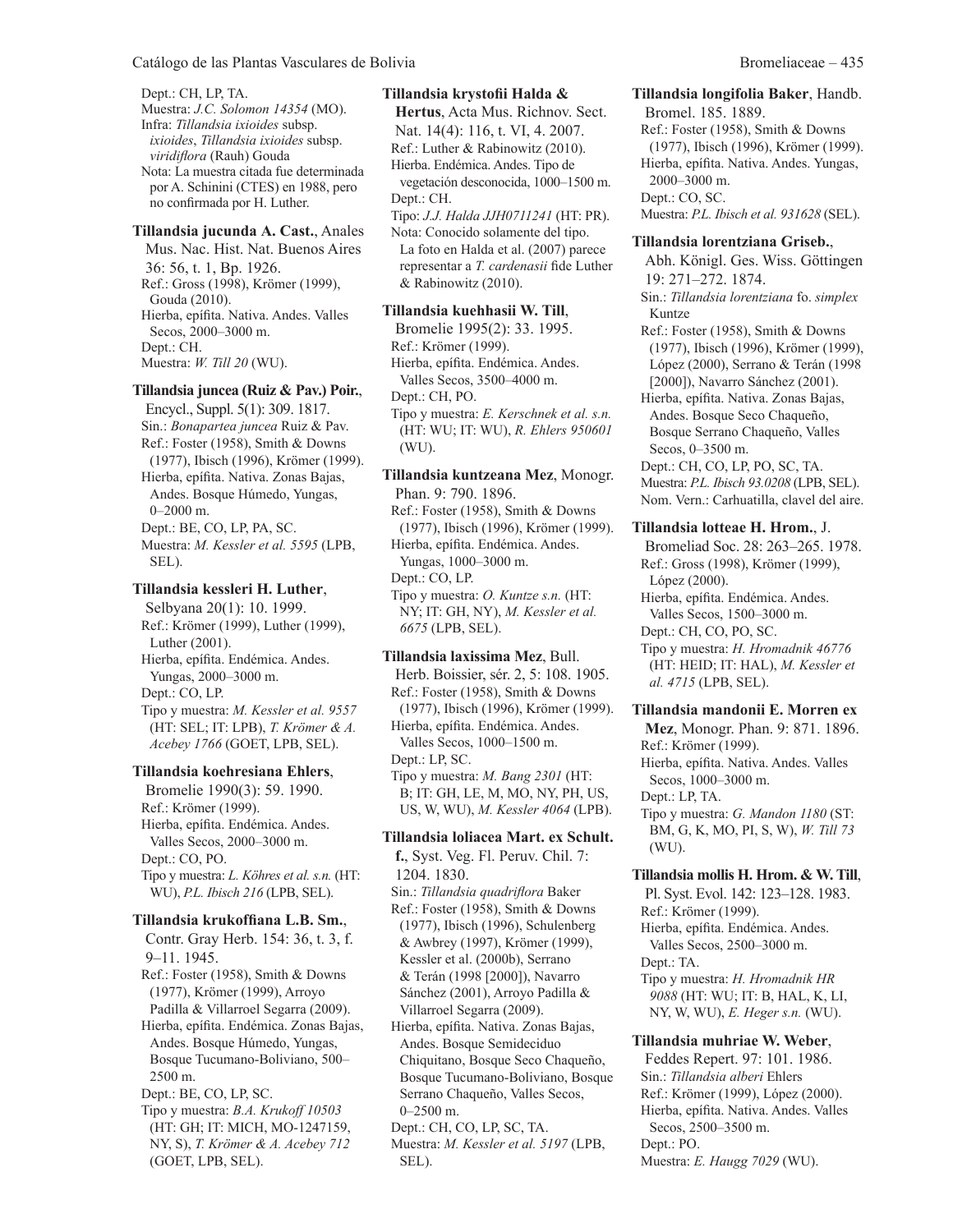Dept.: CH, LP, TA.
Muestra: *J.C. Solomon 14354* (MO).
Infra: *Tillandsia ixioides* subsp. *ixioides*, *Tillandsia ixioides* subsp. *viridiflora* (Rauh) Gouda
Nota: La muestra citada fue determinada por A. Schinini (CTES) en 1988, pero no confirmada por H. Luther.

**Tillandsia jucunda A. Cast.**, Anales Mus. Nac. Hist. Nat. Buenos Aires 36: 56, t. 1, Bp. 1926.
Ref.: Gross (1998), Krömer (1999), Gouda (2010).
Hierba, epífita. Nativa. Andes. Valles Secos, 2000–3000 m.
Dept.: CH.
Muestra: *W. Till 20* (WU).

**Tillandsia juncea (Ruiz & Pav.) Poir.**, Encycl., Suppl. 5(1): 309. 1817.
Sin.: *Bonapartea juncea* Ruiz & Pav.
Ref.: Foster (1958), Smith & Downs (1977), Ibisch (1996), Krömer (1999).
Hierba, epífita. Nativa. Zonas Bajas, Andes. Bosque Húmedo, Yungas, 0–2000 m.
Dept.: BE, CO, LP, PA, SC.
Muestra: *M. Kessler et al. 5595* (LPB, SEL).

**Tillandsia kessleri H. Luther**, Selbyana 20(1): 10. 1999.
Ref.: Krömer (1999), Luther (1999), Luther (2001).
Hierba, epífita. Endémica. Andes. Yungas, 2000–3000 m.
Dept.: CO, LP.
Tipo y muestra: *M. Kessler et al. 9557* (HT: SEL; IT: LPB), *T. Krömer & A. Acebey 1766* (GOET, LPB, SEL).

**Tillandsia koehresiana Ehlers**, Bromelie 1990(3): 59. 1990.
Ref.: Krömer (1999).
Hierba, epífita. Endémica. Andes. Valles Secos, 2000–3000 m.
Dept.: CO, PO.
Tipo y muestra: *L. Köhres et al. s.n.* (HT: WU), *P.L. Ibisch 216* (LPB, SEL).

**Tillandsia krukoffiana L.B. Sm.**, Contr. Gray Herb. 154: 36, t. 3, f. 9–11. 1945.
Ref.: Foster (1958), Smith & Downs (1977), Krömer (1999), Arroyo Padilla & Villarroel Segarra (2009).
Hierba, epífita. Endémica. Zonas Bajas, Andes. Bosque Húmedo, Yungas, Bosque Tucumano-Boliviano, 500–2500 m.
Dept.: BE, CO, LP, SC.
Tipo y muestra: *B.A. Krukoff 10503* (HT: GH; IT: MICH, MO-1247159, NY, S), *T. Krömer & A. Acebey 712* (GOET, LPB, SEL).

**Tillandsia krystofii Halda & Hertus**, Acta Mus. Richnov. Sect. Nat. 14(4): 116, t. VI, 4. 2007.
Ref.: Luther & Rabinowitz (2010).
Hierba. Endémica. Andes. Tipo de vegetación desconocida, 1000–1500 m.
Dept.: CH.
Tipo: *J.J. Halda JJH0711241* (HT: PR).
Nota: Conocido solamente del tipo. La foto en Halda et al. (2007) parece representar a *T. cardenasii* fide Luther & Rabinowitz (2010).

**Tillandsia kuehhasii W. Till**, Bromelie 1995(2): 33. 1995.
Ref.: Krömer (1999).
Hierba, epífita. Endémica. Andes. Valles Secos, 3500–4000 m.
Dept.: CH, PO.
Tipo y muestra: *E. Kerschnek et al. s.n.* (HT: WU; IT: WU), *R. Ehlers 950601* (WU).

**Tillandsia kuntzeana Mez**, Monogr. Phan. 9: 790. 1896.
Ref.: Foster (1958), Smith & Downs (1977), Ibisch (1996), Krömer (1999).
Hierba, epífita. Endémica. Andes. Yungas, 1000–3000 m.
Dept.: CO, LP.
Tipo y muestra: *O. Kuntze s.n.* (HT: NY; IT: GH, NY), *M. Kessler et al. 6675* (LPB, SEL).

**Tillandsia laxissima Mez**, Bull. Herb. Boissier, sér. 2, 5: 108. 1905.
Ref.: Foster (1958), Smith & Downs (1977), Ibisch (1996), Krömer (1999).
Hierba, epífita. Endémica. Andes. Valles Secos, 1000–1500 m.
Dept.: LP, SC.
Tipo y muestra: *M. Bang 2301* (HT: B; IT: GH, LE, M, MO, NY, PH, US, US, W, WU), *M. Kessler 4064* (LPB).

**Tillandsia loliacea Mart. ex Schult. f.**, Syst. Veg. Fl. Peruv. Chil. 7: 1204. 1830.
Sin.: *Tillandsia quadriflora* Baker
Ref.: Foster (1958), Smith & Downs (1977), Ibisch (1996), Schulenberg & Awbrey (1997), Krömer (1999), Kessler et al. (2000b), Serrano & Terán (1998 [2000]), Navarro Sánchez (2001), Arroyo Padilla & Villarroel Segarra (2009).
Hierba, epífita. Nativa. Zonas Bajas, Andes. Bosque Semideciduo Chiquitano, Bosque Seco Chaqueño, Bosque Tucumano-Boliviano, Bosque Serrano Chaqueño, Valles Secos, 0–2500 m.
Dept.: CH, CO, LP, SC, TA.
Muestra: *M. Kessler et al. 5197* (LPB, SEL).

**Tillandsia longifolia Baker**, Handb. Bromel. 185. 1889.
Ref.: Foster (1958), Smith & Downs (1977), Ibisch (1996), Krömer (1999).
Hierba, epífita. Nativa. Andes. Yungas, 2000–3000 m.
Dept.: CO, SC.
Muestra: *P.L. Ibisch et al. 931628* (SEL).

**Tillandsia lorentziana Griseb.**, Abh. Königl. Ges. Wiss. Göttingen 19: 271–272. 1874.
Sin.: *Tillandsia lorentziana* fo. *simplex* Kuntze
Ref.: Foster (1958), Smith & Downs (1977), Ibisch (1996), Krömer (1999), López (2000), Serrano & Terán (1998 [2000]), Navarro Sánchez (2001).
Hierba, epífita. Nativa. Zonas Bajas, Andes. Bosque Seco Chaqueño, Bosque Serrano Chaqueño, Valles Secos, 0–3500 m.
Dept.: CH, CO, LP, PO, SC, TA.
Muestra: *P.L. Ibisch 93.0208* (LPB, SEL).
Nom. Vern.: Carhuatilla, clavel del aire.

**Tillandsia lotteae H. Hrom.**, J. Bromeliad Soc. 28: 263–265. 1978.
Ref.: Gross (1998), Krömer (1999), López (2000).
Hierba, epífita. Endémica. Andes. Valles Secos, 1500–3000 m.
Dept.: CH, CO, PO, SC.
Tipo y muestra: *H. Hromadnik 46776* (HT: HEID; IT: HAL), *M. Kessler et al. 4715* (LPB, SEL).

**Tillandsia mandonii E. Morren ex Mez**, Monogr. Phan. 9: 871. 1896.
Ref.: Krömer (1999).
Hierba, epífita. Nativa. Andes. Valles Secos, 1000–3000 m.
Dept.: LP, TA.
Tipo y muestra: *G. Mandon 1180* (ST: BM, G, K, MO, PI, S, W), *W. Till 73* (WU).

**Tillandsia mollis H. Hrom. & W. Till**, Pl. Syst. Evol. 142: 123–128. 1983.
Ref.: Krömer (1999).
Hierba, epífita. Endémica. Andes. Valles Secos, 2500–3000 m.
Dept.: TA.
Tipo y muestra: *H. Hromadnik HR 9088* (HT: WU; IT: B, HAL, K, LI, NY, W, WU), *E. Heger s.n.* (WU).

**Tillandsia muhriae W. Weber**, Feddes Repert. 97: 101. 1986.
Sin.: *Tillandsia alberi* Ehlers
Ref.: Krömer (1999), López (2000).
Hierba, epífita. Nativa. Andes. Valles Secos, 2500–3500 m.
Dept.: PO.
Muestra: *E. Haugg 7029* (WU).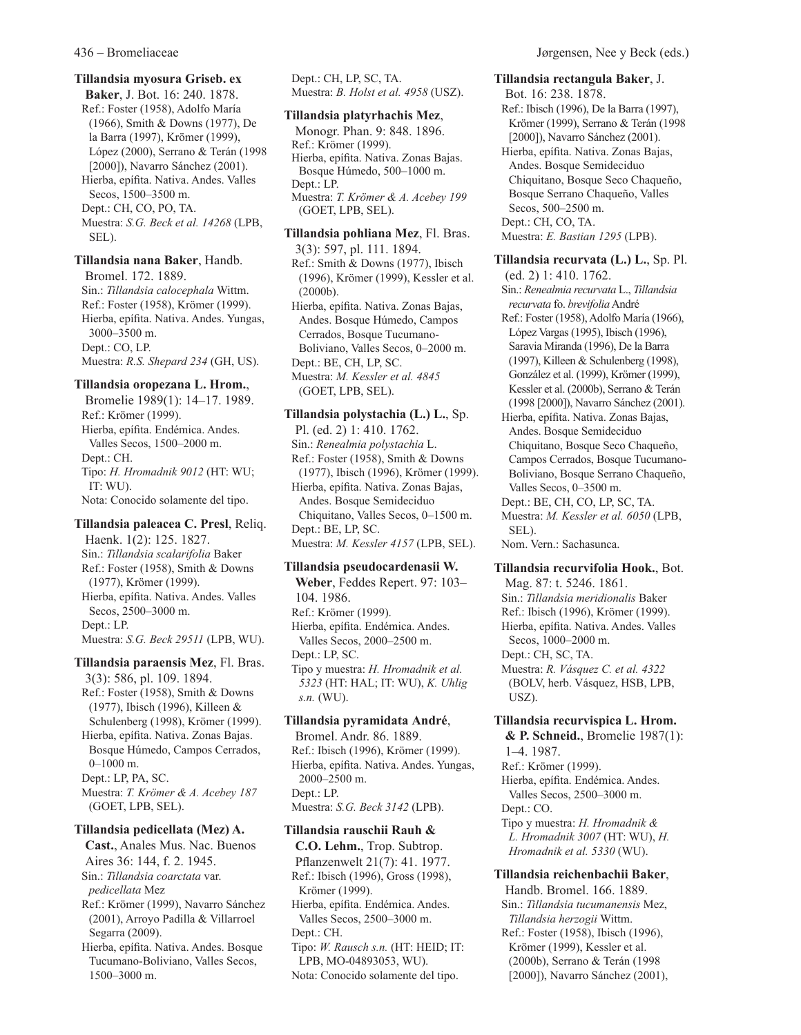**Tillandsia myosura Griseb. ex Baker**, J. Bot. 16: 240. 1878.
Ref.: Foster (1958), Adolfo María (1966), Smith & Downs (1977), De la Barra (1997), Krömer (1999), López (2000), Serrano & Terán (1998 [2000]), Navarro Sánchez (2001).
Hierba, epífita. Nativa. Andes. Valles Secos, 1500–3500 m.
Dept.: CH, CO, PO, TA.
Muestra: *S.G. Beck et al. 14268* (LPB, SEL).

**Tillandsia nana Baker**, Handb. Bromel. 172. 1889.
Sin.: *Tillandsia calocephala* Wittm.
Ref.: Foster (1958), Krömer (1999).
Hierba, epífita. Nativa. Andes. Yungas, 3000–3500 m.
Dept.: CO, LP.
Muestra: *R.S. Shepard 234* (GH, US).

**Tillandsia oropezana L. Hrom.**, Bromelie 1989(1): 14–17. 1989.
Ref.: Krömer (1999).
Hierba, epífita. Endémica. Andes. Valles Secos, 1500–2000 m.
Dept.: CH.
Tipo: *H. Hromadnik 9012* (HT: WU; IT: WU).
Nota: Conocido solamente del tipo.

**Tillandsia paleacea C. Presl**, Reliq. Haenk. 1(2): 125. 1827.
Sin.: *Tillandsia scalarifolia* Baker
Ref.: Foster (1958), Smith & Downs (1977), Krömer (1999).
Hierba, epífita. Nativa. Andes. Valles Secos, 2500–3000 m.
Dept.: LP.
Muestra: *S.G. Beck 29511* (LPB, WU).

**Tillandsia paraensis Mez**, Fl. Bras. 3(3): 586, pl. 109. 1894.
Ref.: Foster (1958), Smith & Downs (1977), Ibisch (1996), Killeen & Schulenberg (1998), Krömer (1999).
Hierba, epífita. Nativa. Zonas Bajas. Bosque Húmedo, Campos Cerrados, 0–1000 m.
Dept.: LP, PA, SC.
Muestra: *T. Krömer & A. Acebey 187* (GOET, LPB, SEL).

**Tillandsia pedicellata (Mez) A. Cast.**, Anales Mus. Nac. Buenos Aires 36: 144, f. 2. 1945.
Sin.: *Tillandsia coarctata* var. *pedicellata* Mez
Ref.: Krömer (1999), Navarro Sánchez (2001), Arroyo Padilla & Villarroel Segarra (2009).
Hierba, epífita. Nativa. Andes. Bosque Tucumano-Boliviano, Valles Secos, 1500–3000 m.
Dept.: CH, LP, SC, TA.
Muestra: *B. Holst et al. 4958* (USZ).

**Tillandsia platyrhachis Mez**, Monogr. Phan. 9: 848. 1896.
Ref.: Krömer (1999).
Hierba, epífita. Nativa. Zonas Bajas. Bosque Húmedo, 500–1000 m.
Dept.: LP.
Muestra: *T. Krömer & A. Acebey 199* (GOET, LPB, SEL).

**Tillandsia pohliana Mez**, Fl. Bras. 3(3): 597, pl. 111. 1894.
Ref.: Smith & Downs (1977), Ibisch (1996), Krömer (1999), Kessler et al. (2000b).
Hierba, epífita. Nativa. Zonas Bajas, Andes. Bosque Húmedo, Campos Cerrados, Bosque Tucumano-Boliviano, Valles Secos, 0–2000 m.
Dept.: BE, CH, LP, SC.
Muestra: *M. Kessler et al. 4845* (GOET, LPB, SEL).

**Tillandsia polystachia (L.) L.**, Sp. Pl. (ed. 2) 1: 410. 1762.
Sin.: *Renealmia polystachia* L.
Ref.: Foster (1958), Smith & Downs (1977), Ibisch (1996), Krömer (1999).
Hierba, epífita. Nativa. Zonas Bajas, Andes. Bosque Semideciduo Chiquitano, Valles Secos, 0–1500 m.
Dept.: BE, LP, SC.
Muestra: *M. Kessler 4157* (LPB, SEL).

**Tillandsia pseudocardenasii W. Weber**, Feddes Repert. 97: 103–104. 1986.
Ref.: Krömer (1999).
Hierba, epífita. Endémica. Andes. Valles Secos, 2000–2500 m.
Dept.: LP, SC.
Tipo y muestra: *H. Hromadnik et al. 5323* (HT: HAL; IT: WU), *K. Uhlig s.n.* (WU).

**Tillandsia pyramidata André**, Bromel. Andr. 86. 1889.
Ref.: Ibisch (1996), Krömer (1999).
Hierba, epífita. Nativa. Andes. Yungas, 2000–2500 m.
Dept.: LP.
Muestra: *S.G. Beck 3142* (LPB).

**Tillandsia rauschii Rauh & C.O. Lehm.**, Trop. Subtrop. Pflanzenwelt 21(7): 41. 1977.
Ref.: Ibisch (1996), Gross (1998), Krömer (1999).
Hierba, epífita. Endémica. Andes. Valles Secos, 2500–3000 m.
Dept.: CH.
Tipo: *W. Rausch s.n.* (HT: HEID; IT: LPB, MO-04893053, WU).
Nota: Conocido solamente del tipo.

**Tillandsia rectangula Baker**, J. Bot. 16: 238. 1878.
Ref.: Ibisch (1996), De la Barra (1997), Krömer (1999), Serrano & Terán (1998 [2000]), Navarro Sánchez (2001).
Hierba, epífita. Nativa. Zonas Bajas, Andes. Bosque Semideciduo Chiquitano, Bosque Seco Chaqueño, Bosque Serrano Chaqueño, Valles Secos, 500–2500 m.
Dept.: CH, CO, TA.
Muestra: *E. Bastian 1295* (LPB).

**Tillandsia recurvata (L.) L.**, Sp. Pl. (ed. 2) 1: 410. 1762.
Sin.: *Renealmia recurvata* L., *Tillandsia recurvata* fo. *brevifolia* André
Ref.: Foster (1958), Adolfo María (1966), López Vargas (1995), Ibisch (1996), Saravia Miranda (1996), De la Barra (1997), Killeen & Schulenberg (1998), González et al. (1999), Krömer (1999), Kessler et al. (2000b), Serrano & Terán (1998 [2000]), Navarro Sánchez (2001).
Hierba, epífita. Nativa. Zonas Bajas, Andes. Bosque Semideciduo Chiquitano, Bosque Seco Chaqueño, Campos Cerrados, Bosque Tucumano-Boliviano, Bosque Serrano Chaqueño, Valles Secos, 0–3500 m.
Dept.: BE, CH, CO, LP, SC, TA.
Muestra: *M. Kessler et al. 6050* (LPB, SEL).
Nom. Vern.: Sachasunca.

**Tillandsia recurvifolia Hook.**, Bot. Mag. 87: t. 5246. 1861.
Sin.: *Tillandsia meridionalis* Baker
Ref.: Ibisch (1996), Krömer (1999).
Hierba, epífita. Nativa. Andes. Valles Secos, 1000–2000 m.
Dept.: CH, SC, TA.
Muestra: *R. Vásquez C. et al. 4322* (BOLV, herb. Vásquez, HSB, LPB, USZ).

**Tillandsia recurvispica L. Hrom. & P. Schneid.**, Bromelie 1987(1): 1–4. 1987.
Ref.: Krömer (1999).
Hierba, epífita. Endémica. Andes. Valles Secos, 2500–3000 m.
Dept.: CO.
Tipo y muestra: *H. Hromadnik & L. Hromadnik 3007* (HT: WU; IT: WU), *H. Hromadnik et al. 5330* (WU).

**Tillandsia reichenbachii Baker**, Handb. Bromel. 166. 1889.
Sin.: *Tillandsia tucumanensis* Mez, *Tillandsia herzogii* Wittm.
Ref.: Foster (1958), Ibisch (1996), Krömer (1999), Kessler et al. (2000b), Serrano & Terán (1998 [2000]), Navarro Sánchez (2001),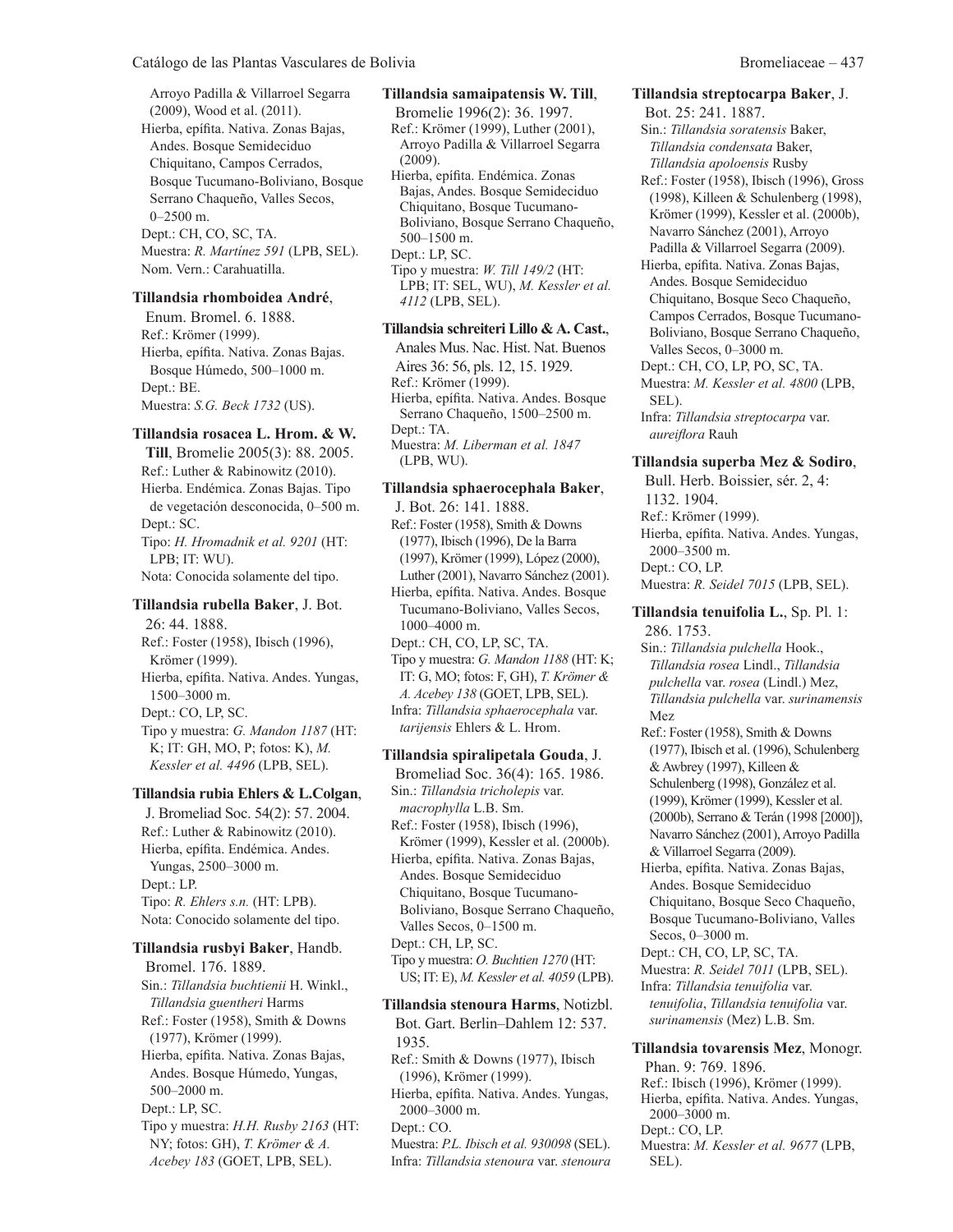Arroyo Padilla & Villarroel Segarra (2009), Wood et al. (2011).
Hierba, epífita. Nativa. Zonas Bajas, Andes. Bosque Semideciduo Chiquitano, Campos Cerrados, Bosque Tucumano-Boliviano, Bosque Serrano Chaqueño, Valles Secos, 0–2500 m.
Dept.: CH, CO, SC, TA.
Muestra: *R. Martínez 591* (LPB, SEL).
Nom. Vern.: Carahuatilla.

**Tillandsia rhomboidea André**, Enum. Bromel. 6. 1888.
Ref.: Krömer (1999).
Hierba, epífita. Nativa. Zonas Bajas. Bosque Húmedo, 500–1000 m.
Dept.: BE.
Muestra: *S.G. Beck 1732* (US).

**Tillandsia rosacea L. Hrom. & W. Till**, Bromelie 2005(3): 88. 2005.
Ref.: Luther & Rabinowitz (2010).
Hierba. Endémica. Zonas Bajas. Tipo de vegetación desconocida, 0–500 m.
Dept.: SC.
Tipo: *H. Hromadnik et al. 9201* (HT: LPB; IT: WU).
Nota: Conocida solamente del tipo.

**Tillandsia rubella Baker**, J. Bot. 26: 44. 1888.
Ref.: Foster (1958), Ibisch (1996), Krömer (1999).
Hierba, epífita. Nativa. Andes. Yungas, 1500–3000 m.
Dept.: CO, LP, SC.
Tipo y muestra: *G. Mandon 1187* (HT: K; IT: GH, MO, P; fotos: K), *M. Kessler et al. 4496* (LPB, SEL).

**Tillandsia rubia Ehlers & L.Colgan**, J. Bromeliad Soc. 54(2): 57. 2004.
Ref.: Luther & Rabinowitz (2010).
Hierba, epífita. Endémica. Andes. Yungas, 2500–3000 m.
Dept.: LP.
Tipo: *R. Ehlers s.n.* (HT: LPB).
Nota: Conocido solamente del tipo.

**Tillandsia rusbyi Baker**, Handb. Bromel. 176. 1889.
Sin.: *Tillandsia buchtienii* H. Winkl., *Tillandsia guentheri* Harms
Ref.: Foster (1958), Smith & Downs (1977), Krömer (1999).
Hierba, epífita. Nativa. Zonas Bajas, Andes. Bosque Húmedo, Yungas, 500–2000 m.
Dept.: LP, SC.
Tipo y muestra: *H.H. Rusby 2163* (HT: NY; fotos: GH), *T. Krömer & A. Acebey 183* (GOET, LPB, SEL).

**Tillandsia samaipatensis W. Till**, Bromelie 1996(2): 36. 1997.
Ref.: Krömer (1999), Luther (2001), Arroyo Padilla & Villarroel Segarra (2009).
Hierba, epífita. Endémica. Zonas Bajas, Andes. Bosque Semideciduo Chiquitano, Bosque Tucumano-Boliviano, Bosque Serrano Chaqueño, 500–1500 m.
Dept.: LP, SC.
Tipo y muestra: *W. Till 149/2* (HT: LPB; IT: SEL, WU), *M. Kessler et al. 4112* (LPB, SEL).

**Tillandsia schreiteri Lillo & A. Cast.**, Anales Mus. Nac. Hist. Nat. Buenos Aires 36: 56, pls. 12, 15. 1929.
Ref.: Krömer (1999).
Hierba, epífita. Nativa. Andes. Bosque Serrano Chaqueño, 1500–2500 m.
Dept.: TA.
Muestra: *M. Liberman et al. 1847* (LPB, WU).

**Tillandsia sphaerocephala Baker**, J. Bot. 26: 141. 1888.
Ref.: Foster (1958), Smith & Downs (1977), Ibisch (1996), De la Barra (1997), Krömer (1999), López (2000), Luther (2001), Navarro Sánchez (2001).
Hierba, epífita. Nativa. Andes. Bosque Tucumano-Boliviano, Valles Secos, 1000–4000 m.
Dept.: CH, CO, LP, SC, TA.
Tipo y muestra: *G. Mandon 1188* (HT: K; IT: G, MO; fotos: F, GH), *T. Krömer & A. Acebey 138* (GOET, LPB, SEL).
Infra: *Tillandsia sphaerocephala* var. *tarijensis* Ehlers & L. Hrom.

**Tillandsia spiralipetala Gouda**, J. Bromeliad Soc. 36(4): 165. 1986.
Sin.: *Tillandsia tricholepis* var. *macrophylla* L.B. Sm.
Ref.: Foster (1958), Ibisch (1996), Krömer (1999), Kessler et al. (2000b).
Hierba, epífita. Nativa. Zonas Bajas, Andes. Bosque Semideciduo Chiquitano, Bosque Tucumano-Boliviano, Bosque Serrano Chaqueño, Valles Secos, 0–1500 m.
Dept.: CH, LP, SC.
Tipo y muestra: *O. Buchtien 1270* (HT: US; IT: E), *M. Kessler et al. 4059* (LPB).

**Tillandsia stenoura Harms**, Notizbl. Bot. Gart. Berlin–Dahlem 12: 537. 1935.
Ref.: Smith & Downs (1977), Ibisch (1996), Krömer (1999).
Hierba, epífita. Nativa. Andes. Yungas, 2000–3000 m.
Dept.: CO.
Muestra: *P.L. Ibisch et al. 930098* (SEL).
Infra: *Tillandsia stenoura* var. *stenoura*

**Tillandsia streptocarpa Baker**, J. Bot. 25: 241. 1887.
Sin.: *Tillandsia soratensis* Baker, *Tillandsia condensata* Baker, *Tillandsia apoloensis* Rusby
Ref.: Foster (1958), Ibisch (1996), Gross (1998), Killeen & Schulenberg (1998), Krömer (1999), Kessler et al. (2000b), Navarro Sánchez (2001), Arroyo Padilla & Villarroel Segarra (2009).
Hierba, epífita. Nativa. Zonas Bajas, Andes. Bosque Semideciduo Chiquitano, Bosque Seco Chaqueño, Campos Cerrados, Bosque Tucumano-Boliviano, Bosque Serrano Chaqueño, Valles Secos, 0–3000 m.
Dept.: CH, CO, LP, PO, SC, TA.
Muestra: *M. Kessler et al. 4800* (LPB, SEL).
Infra: *Tillandsia streptocarpa* var. *aureiflora* Rauh

**Tillandsia superba Mez & Sodiro**, Bull. Herb. Boissier, sér. 2, 4: 1132. 1904.
Ref.: Krömer (1999).
Hierba, epífita. Nativa. Andes. Yungas, 2000–3500 m.
Dept.: CO, LP.
Muestra: *R. Seidel 7015* (LPB, SEL).

**Tillandsia tenuifolia L.**, Sp. Pl. 1: 286. 1753.
Sin.: *Tillandsia pulchella* Hook., *Tillandsia rosea* Lindl., *Tillandsia pulchella* var. *rosea* (Lindl.) Mez, *Tillandsia pulchella* var. *surinamensis* Mez
Ref.: Foster (1958), Smith & Downs (1977), Ibisch et al. (1996), Schulenberg & Awbrey (1997), Killeen & Schulenberg (1998), González et al. (1999), Krömer (1999), Kessler et al. (2000b), Serrano & Terán (1998 [2000]), Navarro Sánchez (2001), Arroyo Padilla & Villarroel Segarra (2009).
Hierba, epífita. Nativa. Zonas Bajas, Andes. Bosque Semideciduo Chiquitano, Bosque Seco Chaqueño, Bosque Tucumano-Boliviano, Valles Secos, 0–3000 m.
Dept.: CH, CO, LP, SC, TA.
Muestra: *R. Seidel 7011* (LPB, SEL).
Infra: *Tillandsia tenuifolia* var. *tenuifolia*, *Tillandsia tenuifolia* var. *surinamensis* (Mez) L.B. Sm.

**Tillandsia tovarensis Mez**, Monogr. Phan. 9: 769. 1896.
Ref.: Ibisch (1996), Krömer (1999).
Hierba, epífita. Nativa. Andes. Yungas, 2000–3000 m.
Dept.: CO, LP.
Muestra: *M. Kessler et al. 9677* (LPB, SEL).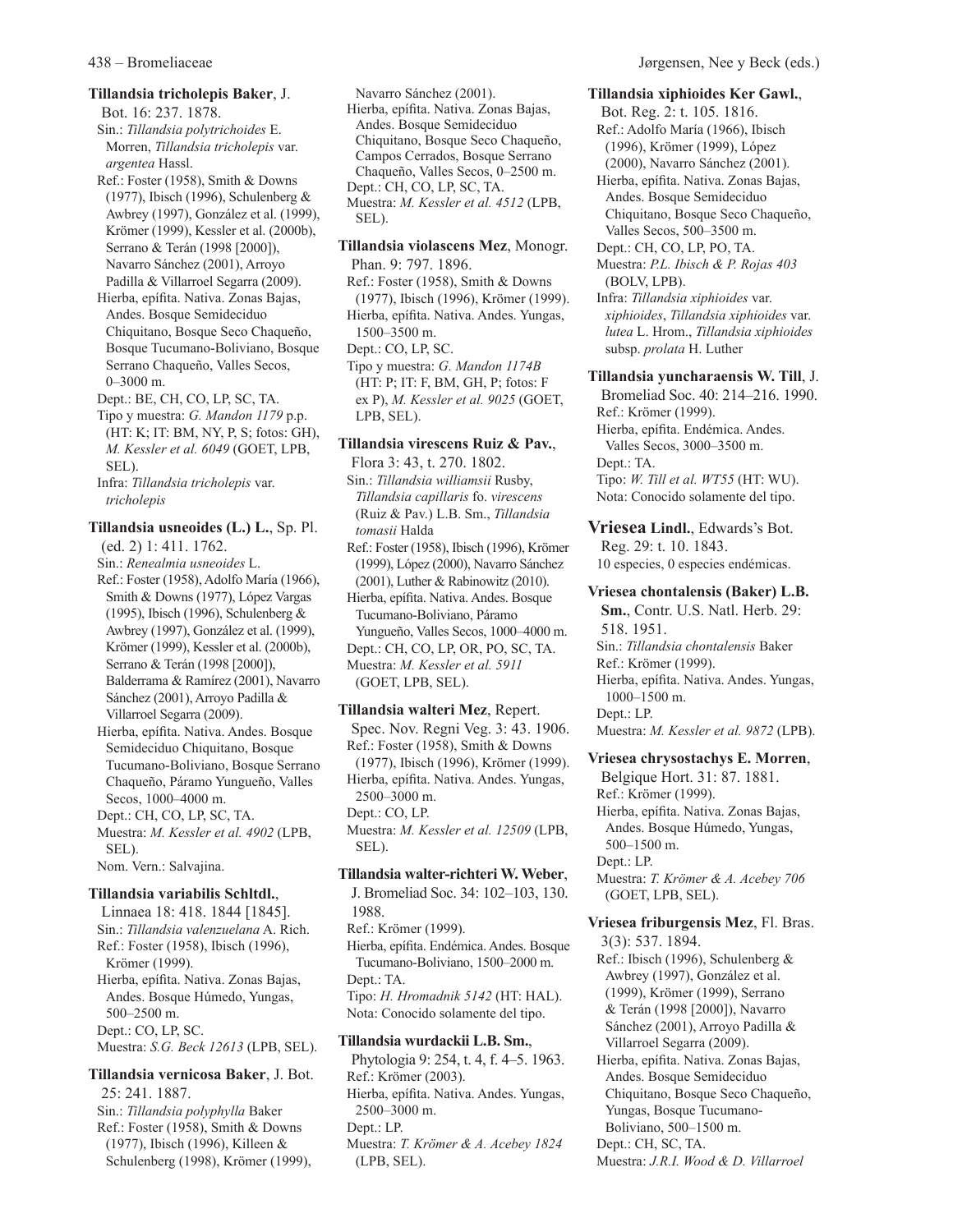**Tillandsia tricholepis Baker**, J. Bot. 16: 237. 1878.
Sin.: *Tillandsia polytrichoides* E. Morren, *Tillandsia tricholepis* var. *argentea* Hassl.
Ref.: Foster (1958), Smith & Downs (1977), Ibisch (1996), Schulenberg & Awbrey (1997), González et al. (1999), Krömer (1999), Kessler et al. (2000b), Serrano & Terán (1998 [2000]), Navarro Sánchez (2001), Arroyo Padilla & Villarroel Segarra (2009).
Hierba, epífita. Nativa. Zonas Bajas, Andes. Bosque Semideciduo Chiquitano, Bosque Seco Chaqueño, Bosque Tucumano-Boliviano, Bosque Serrano Chaqueño, Valles Secos, 0–3000 m.
Dept.: BE, CH, CO, LP, SC, TA.
Tipo y muestra: *G. Mandon 1179* p.p. (HT: K; IT: BM, NY, P, S; fotos: GH), *M. Kessler et al. 6049* (GOET, LPB, SEL).
Infra: *Tillandsia tricholepis* var. *tricholepis*

**Tillandsia usneoides (L.) L.**, Sp. Pl. (ed. 2) 1: 411. 1762.
Sin.: *Renealmia usneoides* L.
Ref.: Foster (1958), Adolfo María (1966), Smith & Downs (1977), López Vargas (1995), Ibisch (1996), Schulenberg & Awbrey (1997), González et al. (1999), Krömer (1999), Kessler et al. (2000b), Serrano & Terán (1998 [2000]), Balderrama & Ramírez (2001), Navarro Sánchez (2001), Arroyo Padilla & Villarroel Segarra (2009).
Hierba, epífita. Nativa. Andes. Bosque Semideciduo Chiquitano, Bosque Tucumano-Boliviano, Bosque Serrano Chaqueño, Páramo Yungueño, Valles Secos, 1000–4000 m.
Dept.: CH, CO, LP, SC, TA.
Muestra: *M. Kessler et al. 4902* (LPB, SEL).
Nom. Vern.: Salvajina.

**Tillandsia variabilis Schltdl.**, Linnaea 18: 418. 1844 [1845].
Sin.: *Tillandsia valenzuelana* A. Rich.
Ref.: Foster (1958), Ibisch (1996), Krömer (1999).
Hierba, epífita. Nativa. Zonas Bajas, Andes. Bosque Húmedo, Yungas, 500–2500 m.
Dept.: CO, LP, SC.
Muestra: *S.G. Beck 12613* (LPB, SEL).

**Tillandsia vernicosa Baker**, J. Bot. 25: 241. 1887.
Sin.: *Tillandsia polyphylla* Baker
Ref.: Foster (1958), Smith & Downs (1977), Ibisch (1996), Killeen & Schulenberg (1998), Krömer (1999), Navarro Sánchez (2001).
Hierba, epífita. Nativa. Zonas Bajas, Andes. Bosque Semideciduo Chiquitano, Bosque Seco Chaqueño, Campos Cerrados, Bosque Serrano Chaqueño, Valles Secos, 0–2500 m.
Dept.: CH, CO, LP, SC, TA.
Muestra: *M. Kessler et al. 4512* (LPB, SEL).

**Tillandsia violascens Mez**, Monogr. Phan. 9: 797. 1896.
Ref.: Foster (1958), Smith & Downs (1977), Ibisch (1996), Krömer (1999).
Hierba, epífita. Nativa. Andes. Yungas, 1500–3500 m.
Dept.: CO, LP, SC.
Tipo y muestra: *G. Mandon 1174B* (HT: P; IT: F, BM, GH, P; fotos: F ex P), *M. Kessler et al. 9025* (GOET, LPB, SEL).

**Tillandsia virescens Ruiz & Pav.**, Flora 3: 43, t. 270. 1802.
Sin.: *Tillandsia williamsii* Rusby, *Tillandsia capillaris* fo. *virescens* (Ruiz & Pav.) L.B. Sm., *Tillandsia tomasii* Halda
Ref.: Foster (1958), Ibisch (1996), Krömer (1999), López (2000), Navarro Sánchez (2001), Luther & Rabinowitz (2010).
Hierba, epífita. Nativa. Andes. Bosque Tucumano-Boliviano, Páramo Yungueño, Valles Secos, 1000–4000 m.
Dept.: CH, CO, LP, OR, PO, SC, TA.
Muestra: *M. Kessler et al. 5911* (GOET, LPB, SEL).

**Tillandsia walteri Mez**, Repert. Spec. Nov. Regni Veg. 3: 43. 1906.
Ref.: Foster (1958), Smith & Downs (1977), Ibisch (1996), Krömer (1999).
Hierba, epífita. Nativa. Andes. Yungas, 2500–3000 m.
Dept.: CO, LP.
Muestra: *M. Kessler et al. 12509* (LPB, SEL).

**Tillandsia walter-richteri W. Weber**, J. Bromeliad Soc. 34: 102–103, 130. 1988.
Ref.: Krömer (1999).
Hierba, epífita. Endémica. Andes. Bosque Tucumano-Boliviano, 1500–2000 m.
Dept.: TA.
Tipo: *H. Hromadnik 5142* (HT: HAL).
Nota: Conocido solamente del tipo.

**Tillandsia wurdackii L.B. Sm.**, Phytologia 9: 254, t. 4, f. 4–5. 1963.
Ref.: Krömer (2003).
Hierba, epífita. Nativa. Andes. Yungas, 2500–3000 m.
Dept.: LP.
Muestra: *T. Krömer & A. Acebey 1824* (LPB, SEL).

**Tillandsia xiphioides Ker Gawl.**, Bot. Reg. 2: t. 105. 1816.
Ref.: Adolfo María (1966), Ibisch (1996), Krömer (1999), López (2000), Navarro Sánchez (2001).
Hierba, epífita. Nativa. Zonas Bajas, Andes. Bosque Semideciduo Chiquitano, Bosque Seco Chaqueño, Valles Secos, 500–3500 m.
Dept.: CH, CO, LP, PO, TA.
Muestra: *P.L. Ibisch & P. Rojas 403* (BOLV, LPB).
Infra: *Tillandsia xiphioides* var. *xiphioides*, *Tillandsia xiphioides* var. *lutea* L. Hrom., *Tillandsia xiphioides* subsp. *prolata* H. Luther

**Tillandsia yuncharaensis W. Till**, J. Bromeliad Soc. 40: 214–216. 1990.
Ref.: Krömer (1999).
Hierba, epífita. Endémica. Andes. Valles Secos, 3000–3500 m.
Dept.: TA.
Tipo: *W. Till et al. WT55* (HT: WU).
Nota: Conocido solamente del tipo.

## **Vriesea Lindl.**, Edwards's Bot. Reg. 29: t. 10. 1843.
10 especies, 0 especies endémicas.

**Vriesea chontalensis (Baker) L.B. Sm.**, Contr. U.S. Natl. Herb. 29: 518. 1951.
Sin.: *Tillandsia chontalensis* Baker
Ref.: Krömer (1999).
Hierba, epífita. Nativa. Andes. Yungas, 1000–1500 m.
Dept.: LP.
Muestra: *M. Kessler et al. 9872* (LPB).

**Vriesea chrysostachys E. Morren**, Belgique Hort. 31: 87. 1881.
Ref.: Krömer (1999).
Hierba, epífita. Nativa. Zonas Bajas, Andes. Bosque Húmedo, Yungas, 500–1500 m.
Dept.: LP.
Muestra: *T. Krömer & A. Acebey 706* (GOET, LPB, SEL).

**Vriesea friburgensis Mez**, Fl. Bras. 3(3): 537. 1894.
Ref.: Ibisch (1996), Schulenberg & Awbrey (1997), González et al. (1999), Krömer (1999), Serrano & Terán (1998 [2000]), Navarro Sánchez (2001), Arroyo Padilla & Villarroel Segarra (2009).
Hierba, epífita. Nativa. Zonas Bajas, Andes. Bosque Semideciduo Chiquitano, Bosque Seco Chaqueño, Yungas, Bosque Tucumano-Boliviano, 500–1500 m.
Dept.: CH, SC, TA.
Muestra: *J.R.I. Wood & D. Villarroel*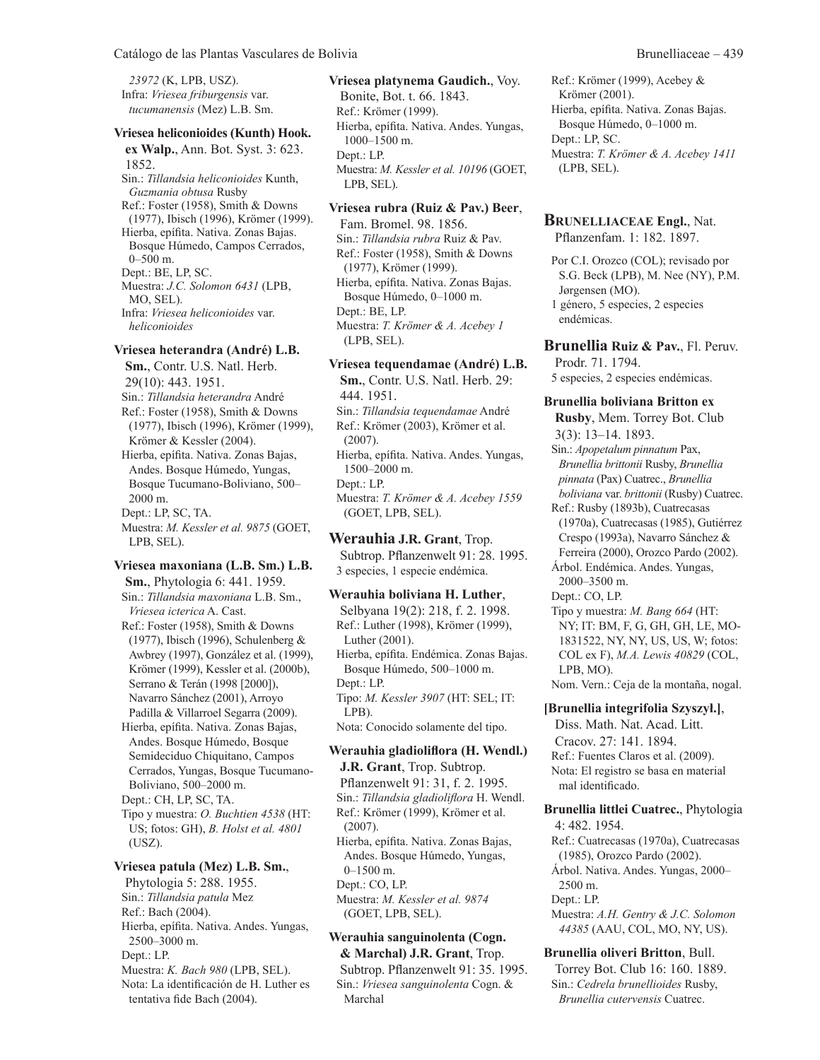*23972* (K, LPB, USZ).
Infra: *Vriesea friburgensis* var. *tucumanensis* (Mez) L.B. Sm.

**Vriesea heliconioides (Kunth) Hook. ex Walp.**, Ann. Bot. Syst. 3: 623. 1852.
Sin.: *Tillandsia heliconioides* Kunth, *Guzmania obtusa* Rusby
Ref.: Foster (1958), Smith & Downs (1977), Ibisch (1996), Krömer (1999).
Hierba, epífita. Nativa. Zonas Bajas. Bosque Húmedo, Campos Cerrados, 0–500 m.
Dept.: BE, LP, SC.
Muestra: *J.C. Solomon 6431* (LPB, MO, SEL).
Infra: *Vriesea heliconioides* var. *heliconioides*

**Vriesea heterandra (André) L.B. Sm.**, Contr. U.S. Natl. Herb. 29(10): 443. 1951.
Sin.: *Tillandsia heterandra* André
Ref.: Foster (1958), Smith & Downs (1977), Ibisch (1996), Krömer (1999), Krömer & Kessler (2004).
Hierba, epífita. Nativa. Zonas Bajas, Andes. Bosque Húmedo, Yungas, Bosque Tucumano-Boliviano, 500–2000 m.
Dept.: LP, SC, TA.
Muestra: *M. Kessler et al. 9875* (GOET, LPB, SEL).

**Vriesea maxoniana (L.B. Sm.) L.B. Sm.**, Phytologia 6: 441. 1959.
Sin.: *Tillandsia maxoniana* L.B. Sm., *Vriesea icterica* A. Cast.
Ref.: Foster (1958), Smith & Downs (1977), Ibisch (1996), Schulenberg & Awbrey (1997), González et al. (1999), Krömer (1999), Kessler et al. (2000b), Serrano & Terán (1998 [2000]), Navarro Sánchez (2001), Arroyo Padilla & Villarroel Segarra (2009).
Hierba, epífita. Nativa. Zonas Bajas, Andes. Bosque Húmedo, Bosque Semideciduo Chiquitano, Campos Cerrados, Yungas, Bosque Tucumano-Boliviano, 500–2000 m.
Dept.: CH, LP, SC, TA.
Tipo y muestra: *O. Buchtien 4538* (HT: US; fotos: GH), *B. Holst et al. 4801* (USZ).

**Vriesea patula (Mez) L.B. Sm.**, Phytologia 5: 288. 1955.
Sin.: *Tillandsia patula* Mez
Ref.: Bach (2004).
Hierba, epífita. Nativa. Andes. Yungas, 2500–3000 m.
Dept.: LP.
Muestra: *K. Bach 980* (LPB, SEL).
Nota: La identificación de H. Luther es tentativa fide Bach (2004).

**Vriesea platynema Gaudich.**, Voy. Bonite, Bot. t. 66. 1843.
Ref.: Krömer (1999).
Hierba, epífita. Nativa. Andes. Yungas, 1000–1500 m.
Dept.: LP.
Muestra: *M. Kessler et al. 10196* (GOET, LPB, SEL).

**Vriesea rubra (Ruiz & Pav.) Beer**, Fam. Bromel. 98. 1856.
Sin.: *Tillandsia rubra* Ruiz & Pav.
Ref.: Foster (1958), Smith & Downs (1977), Krömer (1999).
Hierba, epífita. Nativa. Zonas Bajas. Bosque Húmedo, 0–1000 m.
Dept.: BE, LP.
Muestra: *T. Krömer & A. Acebey 1* (LPB, SEL).

**Vriesea tequendamae (André) L.B. Sm.**, Contr. U.S. Natl. Herb. 29: 444. 1951.
Sin.: *Tillandsia tequendamae* André
Ref.: Krömer (2003), Krömer et al. (2007).
Hierba, epífita. Nativa. Andes. Yungas, 1500–2000 m.
Dept.: LP.
Muestra: *T. Krömer & A. Acebey 1559* (GOET, LPB, SEL).

**Werauhia J.R. Grant**, Trop. Subtrop. Pflanzenwelt 91: 28. 1995.
3 especies, 1 especie endémica.

**Werauhia boliviana H. Luther**, Selbyana 19(2): 218, f. 2. 1998.
Ref.: Luther (1998), Krömer (1999), Luther (2001).
Hierba, epífita. Endémica. Zonas Bajas. Bosque Húmedo, 500–1000 m.
Dept.: LP.
Tipo: *M. Kessler 3907* (HT: SEL; IT: LPB).
Nota: Conocido solamente del tipo.

**Werauhia gladioliflora (H. Wendl.) J.R. Grant**, Trop. Subtrop. Pflanzenwelt 91: 31, f. 2. 1995.
Sin.: *Tillandsia gladioliflora* H. Wendl.
Ref.: Krömer (1999), Krömer et al. (2007).
Hierba, epífita. Nativa. Zonas Bajas, Andes. Bosque Húmedo, Yungas, 0–1500 m.
Dept.: CO, LP.
Muestra: *M. Kessler et al. 9874* (GOET, LPB, SEL).

**Werauhia sanguinolenta (Cogn. & Marchal) J.R. Grant**, Trop. Subtrop. Pflanzenwelt 91: 35. 1995.
Sin.: *Vriesea sanguinolenta* Cogn. & Marchal
Ref.: Krömer (1999), Acebey & Krömer (2001).
Hierba, epífita. Nativa. Zonas Bajas. Bosque Húmedo, 0–1000 m.
Dept.: LP, SC.
Muestra: *T. Krömer & A. Acebey 1411* (LPB, SEL).

## BRUNELLIACEAE Engl., Nat. Pflanzenfam. 1: 182. 1897.

Por C.I. Orozco (COL); revisado por S.G. Beck (LPB), M. Nee (NY), P.M. Jørgensen (MO).
1 género, 5 especies, 2 especies endémicas.

**Brunellia Ruiz & Pav.**, Fl. Peruv. Prodr. 71. 1794.
5 especies, 2 especies endémicas.

**Brunellia boliviana Britton ex Rusby**, Mem. Torrey Bot. Club 3(3): 13–14. 1893.
Sin.: *Apopetalum pinnatum* Pax, *Brunellia brittonii* Rusby, *Brunellia pinnata* (Pax) Cuatrec., *Brunellia boliviana* var. *brittonii* (Rusby) Cuatrec.
Ref.: Rusby (1893b), Cuatrecasas (1970a), Cuatrecasas (1985), Gutiérrez Crespo (1993a), Navarro Sánchez & Ferreira (2000), Orozco Pardo (2002).
Árbol. Endémica. Andes. Yungas, 2000–3500 m.
Dept.: CO, LP.
Tipo y muestra: *M. Bang 664* (HT: NY; IT: BM, F, G, GH, GH, LE, MO-1831522, NY, NY, US, US, W; fotos: COL ex F), *M.A. Lewis 40829* (COL, LPB, MO).
Nom. Vern.: Ceja de la montaña, nogal.

**[Brunellia integrifolia Szyszyl.]**, Diss. Math. Nat. Acad. Litt. Cracov. 27: 141. 1894.
Ref.: Fuentes Claros et al. (2009).
Nota: El registro se basa en material mal identificado.

**Brunellia littlei Cuatrec.**, Phytologia 4: 482. 1954.
Ref.: Cuatrecasas (1970a), Cuatrecasas (1985), Orozco Pardo (2002).
Árbol. Nativa. Andes. Yungas, 2000–2500 m.
Dept.: LP.
Muestra: *A.H. Gentry & J.C. Solomon 44385* (AAU, COL, MO, NY, US).

**Brunellia oliveri Britton**, Bull. Torrey Bot. Club 16: 160. 1889.
Sin.: *Cedrela brunellioides* Rusby, *Brunellia cutervensis* Cuatrec.